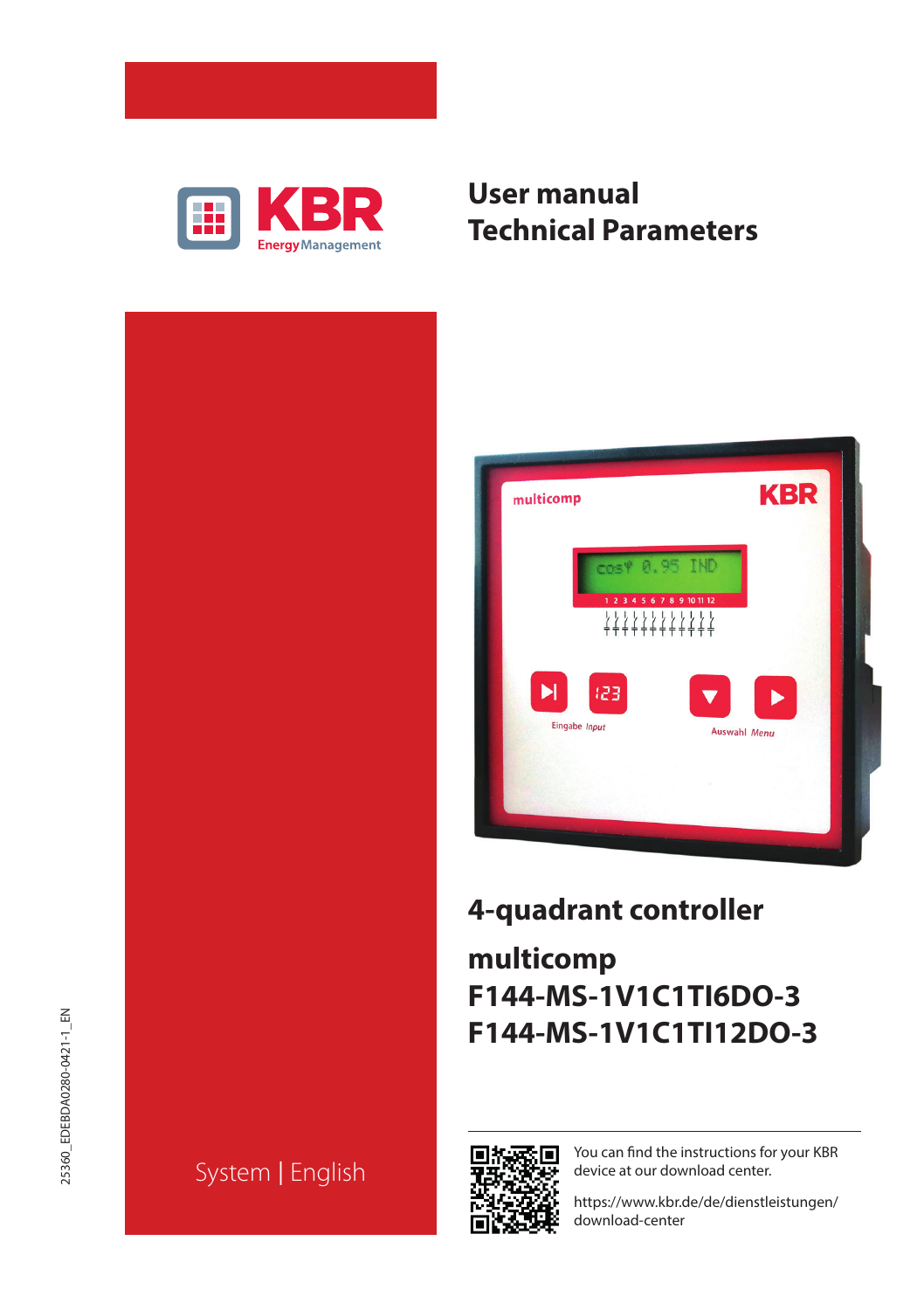KBR Energy Management

# User manual
# Technical Parameters

## 4-quadrant controller

## multicomp
## F144-MS-1V1C1TI6DO-3
## F144-MS-1V1C1TI12DO-3

System | English

You can find the instructions for your KBR device at our download center.

https://www.kbr.de/de/dienstleistungen/download-center

25360_EDEBDA0280-0421-1_EN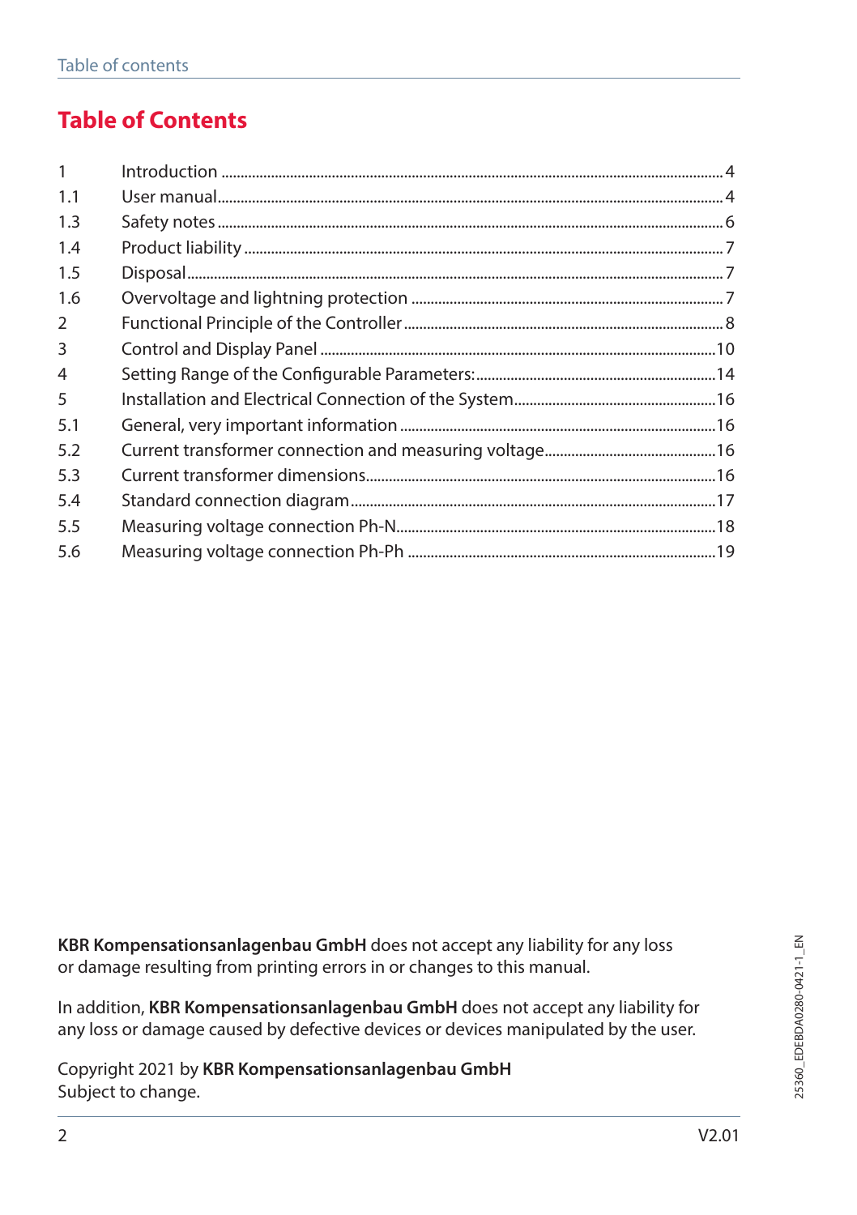# Table of Contents

| | | |
|---|---|---|
| 1 | Introduction | 4 |
| 1.1 | User manual | 4 |
| 1.3 | Safety notes | 6 |
| 1.4 | Product liability | 7 |
| 1.5 | Disposal | 7 |
| 1.6 | Overvoltage and lightning protection | 7 |
| 2 | Functional Principle of the Controller | 8 |
| 3 | Control and Display Panel | 10 |
| 4 | Setting Range of the Configurable Parameters: | 14 |
| 5 | Installation and Electrical Connection of the System | 16 |
| 5.1 | General, very important information | 16 |
| 5.2 | Current transformer connection and measuring voltage | 16 |
| 5.3 | Current transformer dimensions | 16 |
| 5.4 | Standard connection diagram | 17 |
| 5.5 | Measuring voltage connection Ph-N | 18 |
| 5.6 | Measuring voltage connection Ph-Ph | 19 |

**KBR Kompensationsanlagenbau GmbH** does not accept any liability for any loss or damage resulting from printing errors in or changes to this manual.

In addition, **KBR Kompensationsanlagenbau GmbH** does not accept any liability for any loss or damage caused by defective devices or devices manipulated by the user.

Copyright 2021 by **KBR Kompensationsanlagenbau GmbH**
Subject to change.

25360_EDEBDA0280-0421-1_EN

V2.01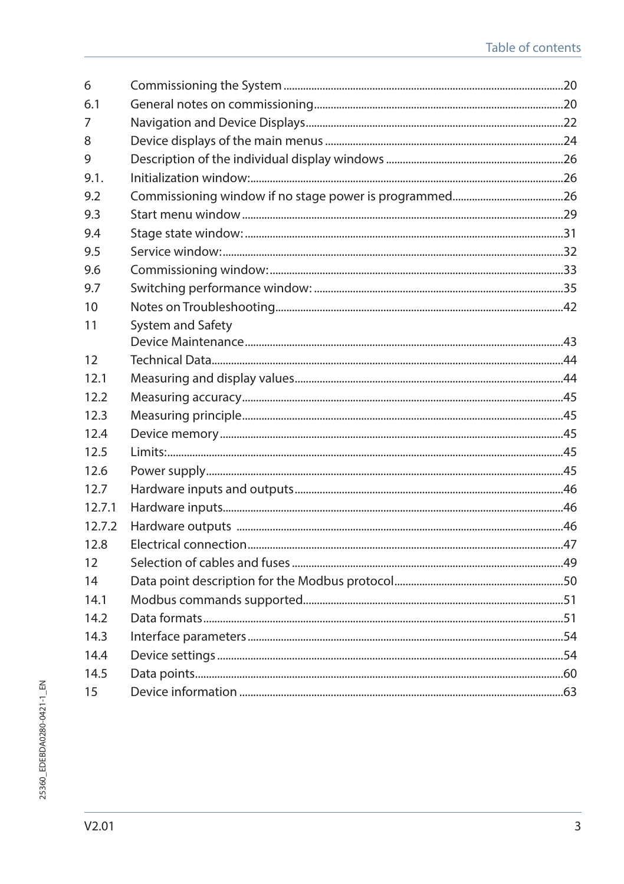| | | |
|---|---|---|
| 6 | Commissioning the System | 20 |
| 6.1 | General notes on commissioning | 20 |
| 7 | Navigation and Device Displays | 22 |
| 8 | Device displays of the main menus | 24 |
| 9 | Description of the individual display windows | 26 |
| 9.1. | Initialization window: | 26 |
| 9.2 | Commissioning window if no stage power is programmed | 26 |
| 9.3 | Start menu window | 29 |
| 9.4 | Stage state window: | 31 |
| 9.5 | Service window: | 32 |
| 9.6 | Commissioning window: | 33 |
| 9.7 | Switching performance window: | 35 |
| 10 | Notes on Troubleshooting | 42 |
| 11 | System and Safety Device Maintenance | 43 |
| 12 | Technical Data | 44 |
| 12.1 | Measuring and display values | 44 |
| 12.2 | Measuring accuracy | 45 |
| 12.3 | Measuring principle | 45 |
| 12.4 | Device memory | 45 |
| 12.5 | Limits: | 45 |
| 12.6 | Power supply | 45 |
| 12.7 | Hardware inputs and outputs | 46 |
| 12.7.1 | Hardware inputs | 46 |
| 12.7.2 | Hardware outputs | 46 |
| 12.8 | Electrical connection | 47 |
| 12 | Selection of cables and fuses | 49 |
| 14 | Data point description for the Modbus protocol | 50 |
| 14.1 | Modbus commands supported | 51 |
| 14.2 | Data formats | 51 |
| 14.3 | Interface parameters | 54 |
| 14.4 | Device settings | 54 |
| 14.5 | Data points | 60 |
| 15 | Device information | 63 |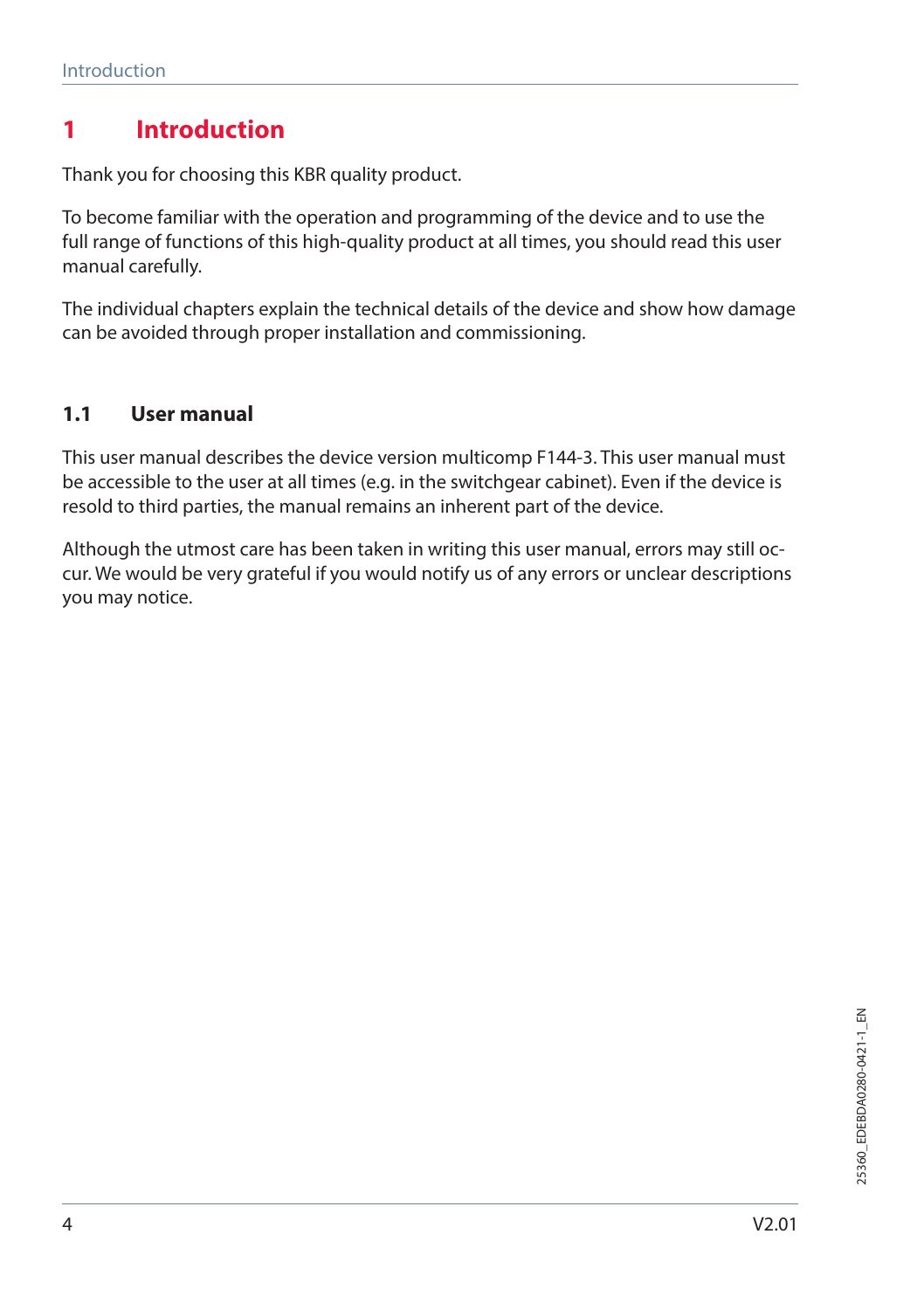# 1 Introduction

Thank you for choosing this KBR quality product.

To become familiar with the operation and programming of the device and to use the full range of functions of this high-quality product at all times, you should read this user manual carefully.

The individual chapters explain the technical details of the device and show how damage can be avoided through proper installation and commissioning.

## 1.1 User manual

This user manual describes the device version multicomp F144-3. This user manual must be accessible to the user at all times (e.g. in the switchgear cabinet). Even if the device is resold to third parties, the manual remains an inherent part of the device.

Although the utmost care has been taken in writing this user manual, errors may still occur. We would be very grateful if you would notify us of any errors or unclear descriptions you may notice.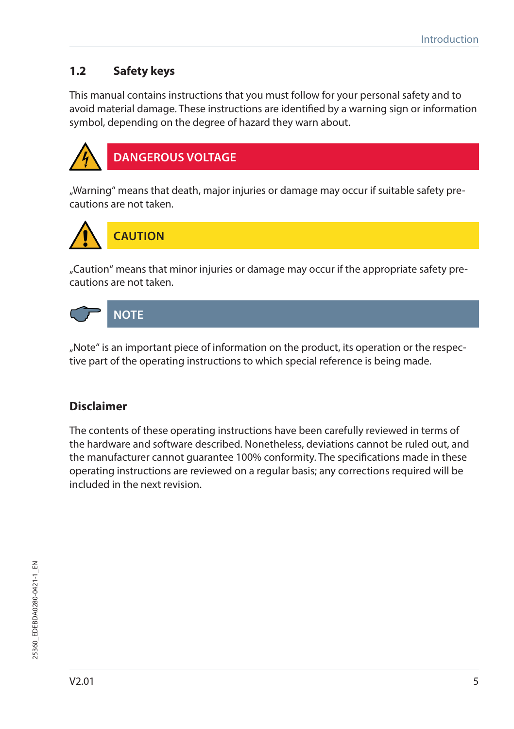## 1.2 Safety keys

This manual contains instructions that you must follow for your personal safety and to avoid material damage. These instructions are identified by a warning sign or information symbol, depending on the degree of hazard they warn about.

**DANGEROUS VOLTAGE**

„Warning“ means that death, major injuries or damage may occur if suitable safety precautions are not taken.

**CAUTION**

„Caution“ means that minor injuries or damage may occur if the appropriate safety precautions are not taken.

**NOTE**

„Note“ is an important piece of information on the product, its operation or the respective part of the operating instructions to which special reference is being made.

### Disclaimer

The contents of these operating instructions have been carefully reviewed in terms of the hardware and software described. Nonetheless, deviations cannot be ruled out, and the manufacturer cannot guarantee 100% conformity. The specifications made in these operating instructions are reviewed on a regular basis; any corrections required will be included in the next revision.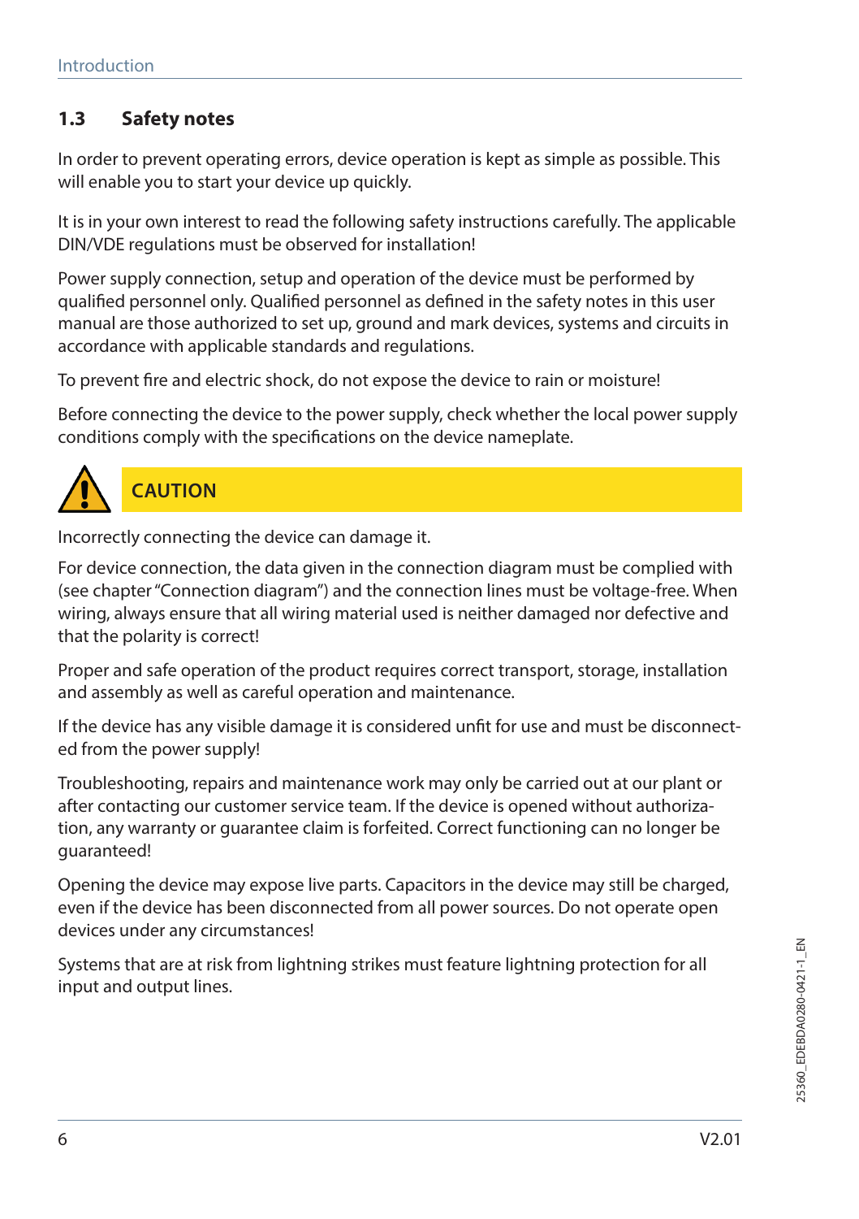## 1.3 Safety notes

In order to prevent operating errors, device operation is kept as simple as possible. This will enable you to start your device up quickly.

It is in your own interest to read the following safety instructions carefully. The applicable DIN/VDE regulations must be observed for installation!

Power supply connection, setup and operation of the device must be performed by qualified personnel only. Qualified personnel as defined in the safety notes in this user manual are those authorized to set up, ground and mark devices, systems and circuits in accordance with applicable standards and regulations.

To prevent fire and electric shock, do not expose the device to rain or moisture!

Before connecting the device to the power supply, check whether the local power supply conditions comply with the specifications on the device nameplate.

**CAUTION**

Incorrectly connecting the device can damage it.

For device connection, the data given in the connection diagram must be complied with (see chapter "Connection diagram") and the connection lines must be voltage-free. When wiring, always ensure that all wiring material used is neither damaged nor defective and that the polarity is correct!

Proper and safe operation of the product requires correct transport, storage, installation and assembly as well as careful operation and maintenance.

If the device has any visible damage it is considered unfit for use and must be disconnected from the power supply!

Troubleshooting, repairs and maintenance work may only be carried out at our plant or after contacting our customer service team. If the device is opened without authorization, any warranty or guarantee claim is forfeited. Correct functioning can no longer be guaranteed!

Opening the device may expose live parts. Capacitors in the device may still be charged, even if the device has been disconnected from all power sources. Do not operate open devices under any circumstances!

Systems that are at risk from lightning strikes must feature lightning protection for all input and output lines.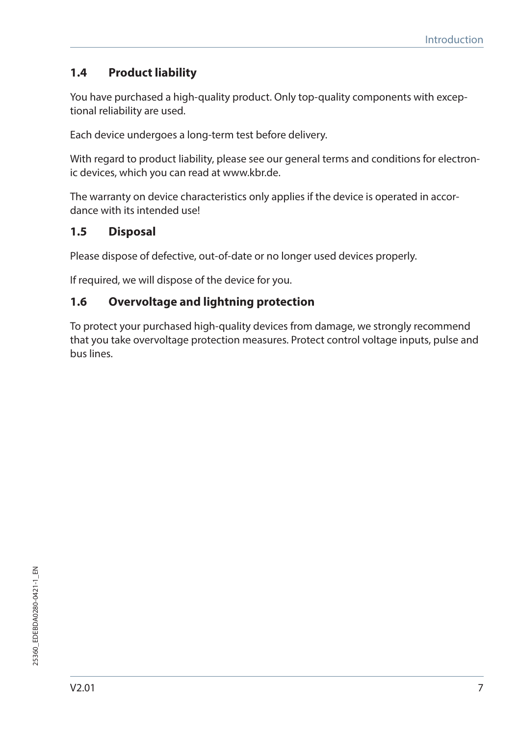## 1.4 Product liability

You have purchased a high-quality product. Only top-quality components with exceptional reliability are used.

Each device undergoes a long-term test before delivery.

With regard to product liability, please see our general terms and conditions for electronic devices, which you can read at www.kbr.de.

The warranty on device characteristics only applies if the device is operated in accordance with its intended use!

## 1.5 Disposal

Please dispose of defective, out-of-date or no longer used devices properly.

If required, we will dispose of the device for you.

## 1.6 Overvoltage and lightning protection

To protect your purchased high-quality devices from damage, we strongly recommend that you take overvoltage protection measures. Protect control voltage inputs, pulse and bus lines.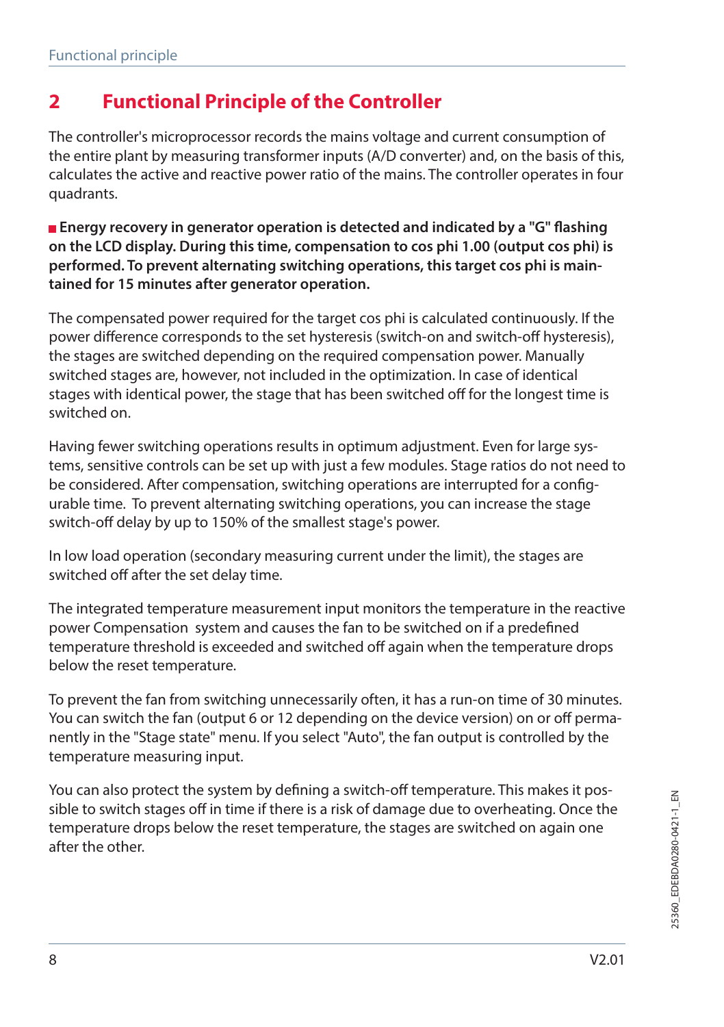## 2 Functional Principle of the Controller

The controller's microprocessor records the mains voltage and current consumption of the entire plant by measuring transformer inputs (A/D converter) and, on the basis of this, calculates the active and reactive power ratio of the mains. The controller operates in four quadrants.

- **Energy recovery in generator operation is detected and indicated by a "G" flashing on the LCD display. During this time, compensation to cos phi 1.00 (output cos phi) is performed. To prevent alternating switching operations, this target cos phi is maintained for 15 minutes after generator operation.**

The compensated power required for the target cos phi is calculated continuously. If the power difference corresponds to the set hysteresis (switch-on and switch-off hysteresis), the stages are switched depending on the required compensation power. Manually switched stages are, however, not included in the optimization. In case of identical stages with identical power, the stage that has been switched off for the longest time is switched on.

Having fewer switching operations results in optimum adjustment. Even for large systems, sensitive controls can be set up with just a few modules. Stage ratios do not need to be considered. After compensation, switching operations are interrupted for a configurable time. To prevent alternating switching operations, you can increase the stage switch-off delay by up to 150% of the smallest stage's power.

In low load operation (secondary measuring current under the limit), the stages are switched off after the set delay time.

The integrated temperature measurement input monitors the temperature in the reactive power Compensation system and causes the fan to be switched on if a predefined temperature threshold is exceeded and switched off again when the temperature drops below the reset temperature.

To prevent the fan from switching unnecessarily often, it has a run-on time of 30 minutes. You can switch the fan (output 6 or 12 depending on the device version) on or off permanently in the "Stage state" menu. If you select "Auto", the fan output is controlled by the temperature measuring input.

You can also protect the system by defining a switch-off temperature. This makes it possible to switch stages off in time if there is a risk of damage due to overheating. Once the temperature drops below the reset temperature, the stages are switched on again one after the other.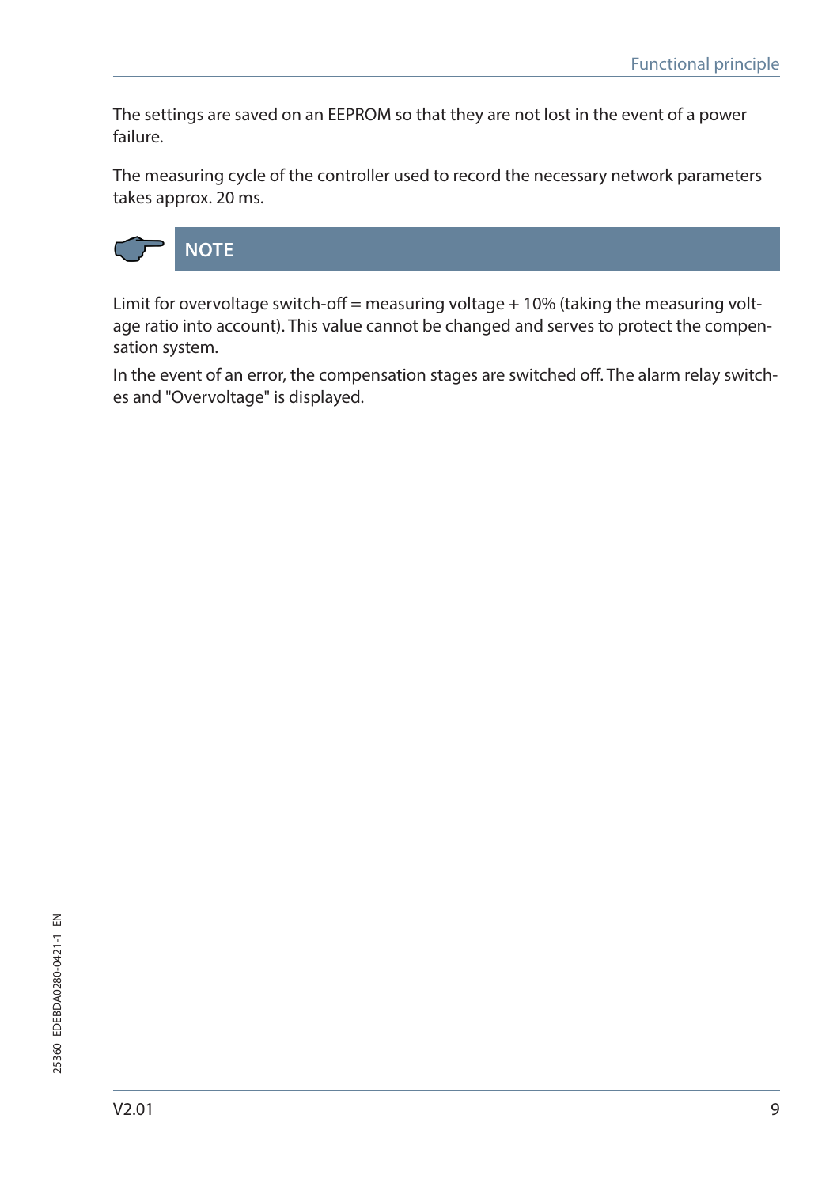The settings are saved on an EEPROM so that they are not lost in the event of a power failure.

The measuring cycle of the controller used to record the necessary network parameters takes approx. 20 ms.

**NOTE**

Limit for overvoltage switch-off = measuring voltage + 10% (taking the measuring voltage ratio into account). This value cannot be changed and serves to protect the compensation system.

In the event of an error, the compensation stages are switched off. The alarm relay switches and "Overvoltage" is displayed.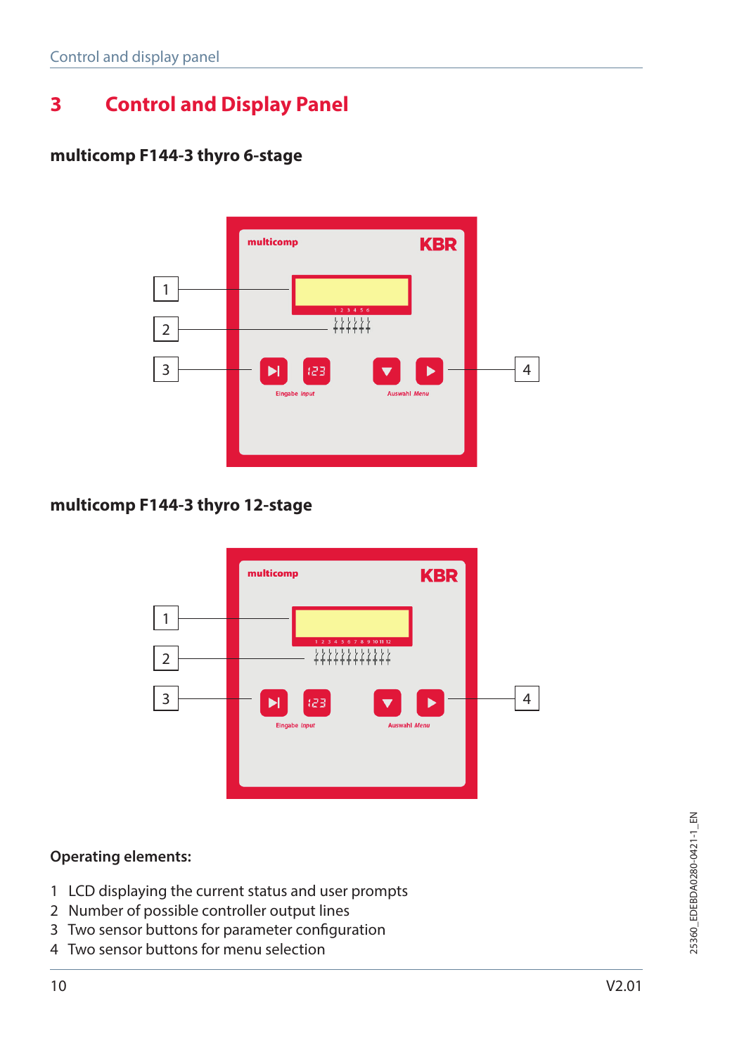# 3 Control and Display Panel

**multicomp F144-3 thyro 6-stage**

**multicomp F144-3 thyro 12-stage**

**Operating elements:**

1 LCD displaying the current status and user prompts
2 Number of possible controller output lines
3 Two sensor buttons for parameter configuration
4 Two sensor buttons for menu selection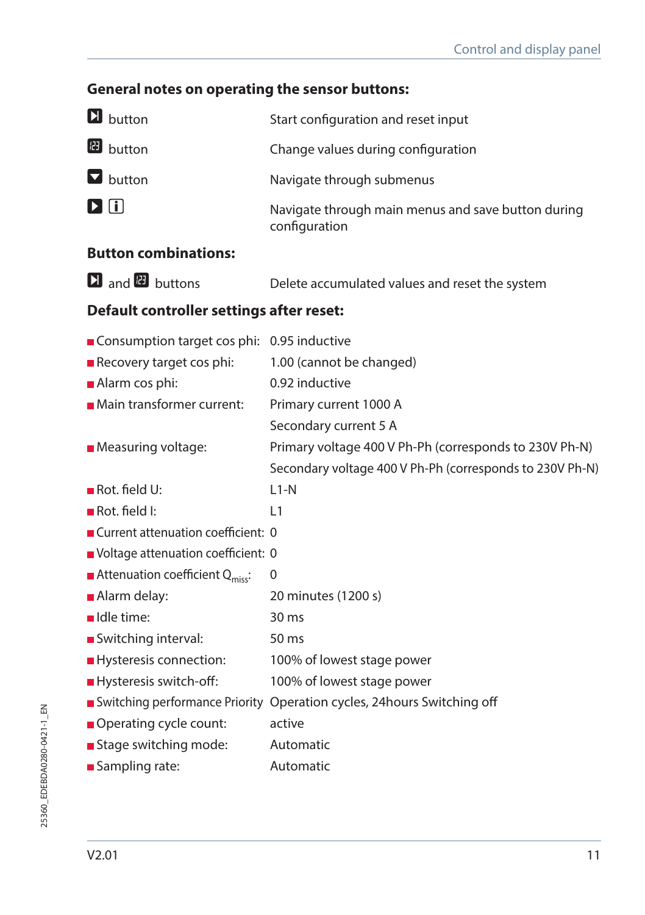## General notes on operating the sensor buttons:

| | |
|---|---|
| ⏭ button | Start configuration and reset input |
| 123 button | Change values during configuration |
| ▼ button | Navigate through submenus |
| ▶ ℹ | Navigate through main menus and save button during configuration |

## Button combinations:

| | |
|---|---|
| ⏭ and 123 buttons | Delete accumulated values and reset the system |

## Default controller settings after reset:

| | |
|---|---|
| Consumption target cos phi: | 0.95 inductive |
| Recovery target cos phi: | 1.00 (cannot be changed) |
| Alarm cos phi: | 0.92 inductive |
| Main transformer current: | Primary current 1000 A |
| | Secondary current 5 A |
| Measuring voltage: | Primary voltage 400 V Ph-Ph (corresponds to 230V Ph-N) |
| | Secondary voltage 400 V Ph-Ph (corresponds to 230V Ph-N) |
| Rot. field U: | L1-N |
| Rot. field I: | L1 |
| Current attenuation coefficient: | 0 |
| Voltage attenuation coefficient: | 0 |
| Attenuation coefficient $Q_{miss}$: | 0 |
| Alarm delay: | 20 minutes (1200 s) |
| Idle time: | 30 ms |
| Switching interval: | 50 ms |
| Hysteresis connection: | 100% of lowest stage power |
| Hysteresis switch-off: | 100% of lowest stage power |
| Switching performance Priority | Operation cycles, 24hours Switching off |
| Operating cycle count: | active |
| Stage switching mode: | Automatic |
| Sampling rate: | Automatic |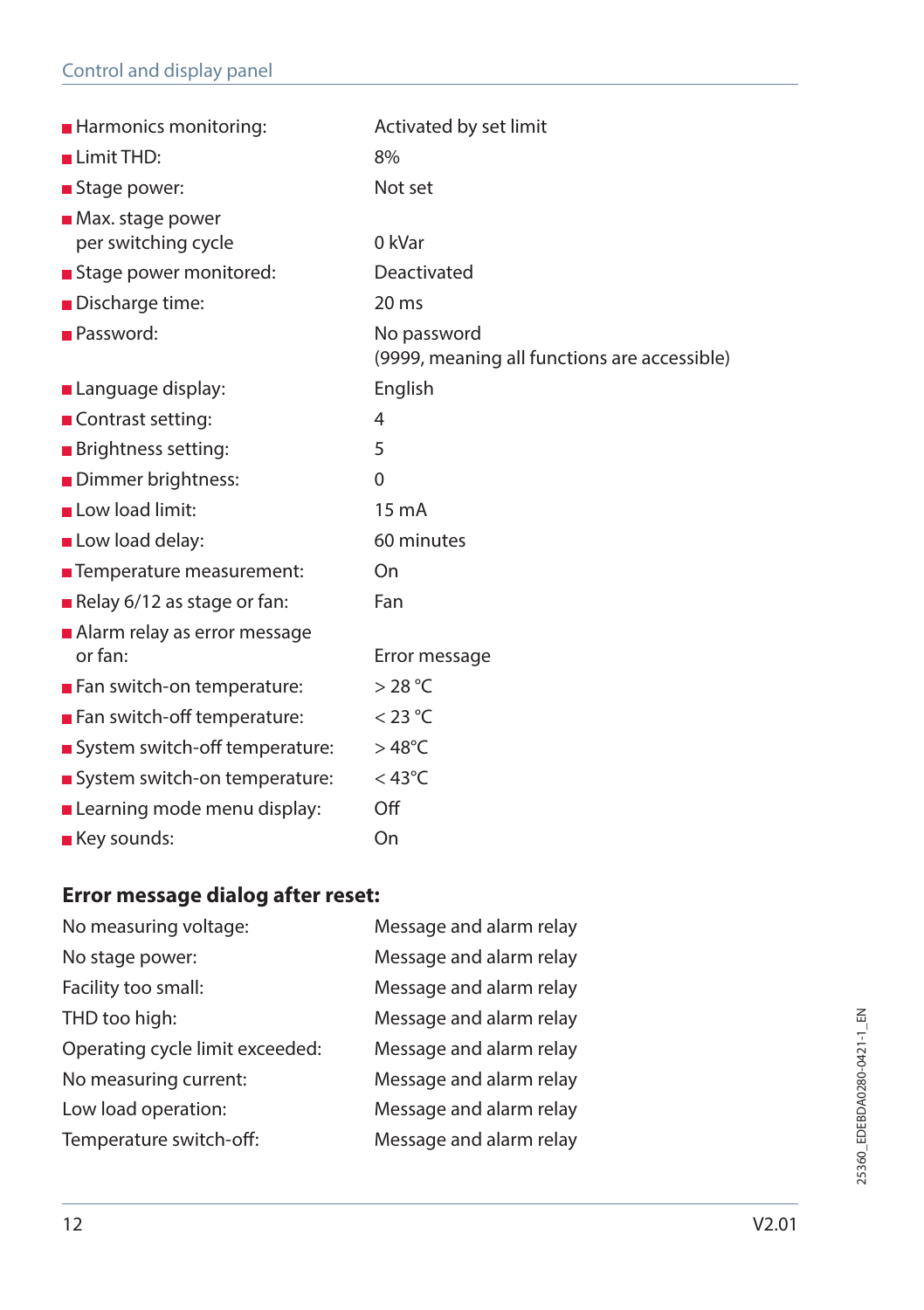- Harmonics monitoring: Activated by set limit
- Limit THD: 8%
- Stage power: Not set
- Max. stage power per switching cycle: 0 kVar
- Stage power monitored: Deactivated
- Discharge time: 20 ms
- Password: No password (9999, meaning all functions are accessible)
- Language display: English
- Contrast setting: 4
- Brightness setting: 5
- Dimmer brightness: 0
- Low load limit: 15 mA
- Low load delay: 60 minutes
- Temperature measurement: On
- Relay 6/12 as stage or fan: Fan
- Alarm relay as error message or fan: Error message
- Fan switch-on temperature: > 28 °C
- Fan switch-off temperature: < 23 °C
- System switch-off temperature: > 48°C
- System switch-on temperature: < 43°C
- Learning mode menu display: Off
- Key sounds: On

**Error message dialog after reset:**

| | |
|---|---|
| No measuring voltage: | Message and alarm relay |
| No stage power: | Message and alarm relay |
| Facility too small: | Message and alarm relay |
| THD too high: | Message and alarm relay |
| Operating cycle limit exceeded: | Message and alarm relay |
| No measuring current: | Message and alarm relay |
| Low load operation: | Message and alarm relay |
| Temperature switch-off: | Message and alarm relay |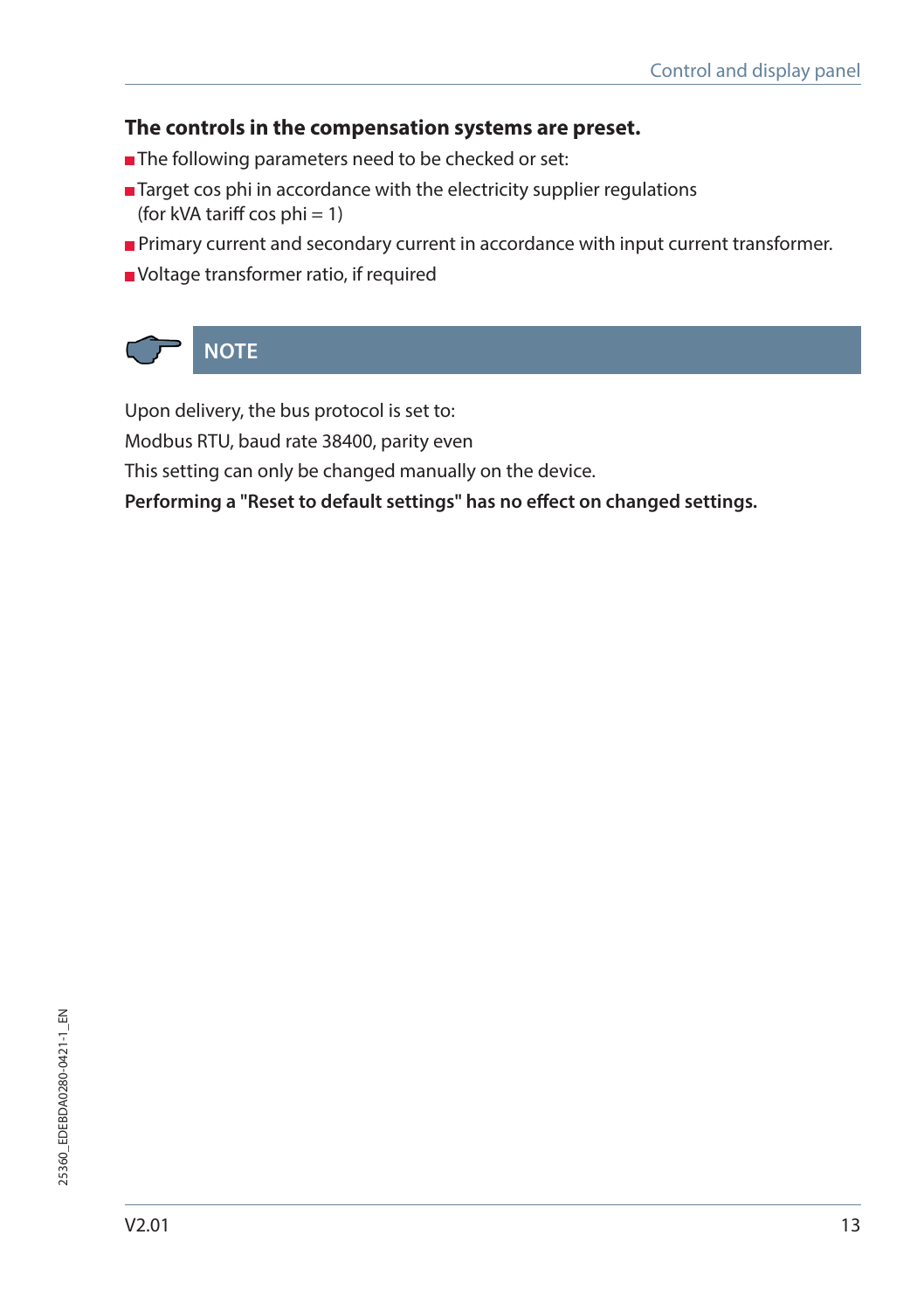**The controls in the compensation systems are preset.**

- The following parameters need to be checked or set:
- Target cos phi in accordance with the electricity supplier regulations (for kVA tariff cos phi = 1)
- Primary current and secondary current in accordance with input current transformer.
- Voltage transformer ratio, if required

**NOTE**

Upon delivery, the bus protocol is set to:

Modbus RTU, baud rate 38400, parity even

This setting can only be changed manually on the device.

**Performing a "Reset to default settings" has no effect on changed settings.**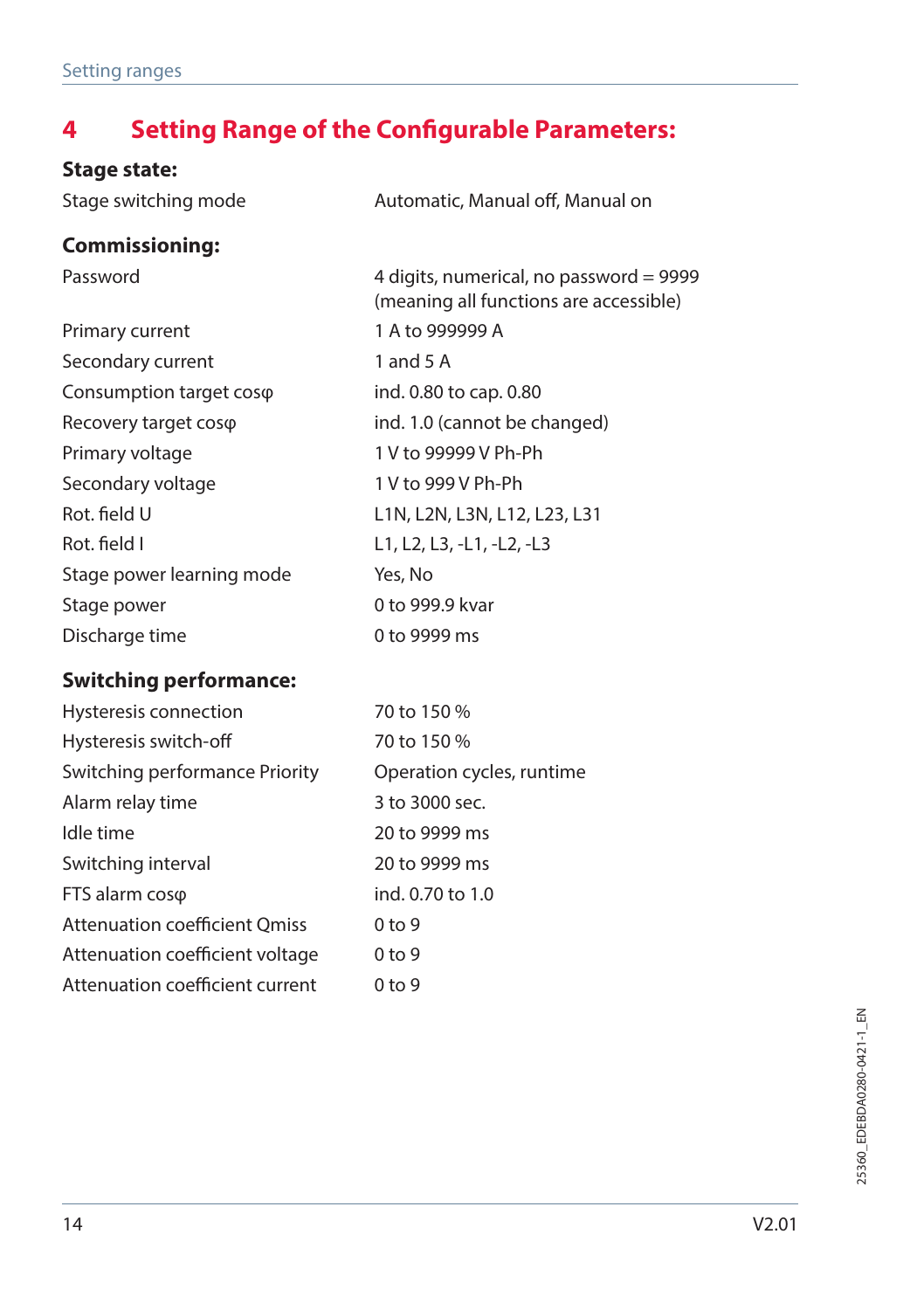# 4 Setting Range of the Configurable Parameters:

### Stage state:

| | |
|---|---|
| Stage switching mode | Automatic, Manual off, Manual on |

### Commissioning:

| | |
|---|---|
| Password | 4 digits, numerical, no password = 9999 (meaning all functions are accessible) |
| Primary current | 1 A to 999999 A |
| Secondary current | 1 and 5 A |
| Consumption target cosφ | ind. 0.80 to cap. 0.80 |
| Recovery target cosφ | ind. 1.0 (cannot be changed) |
| Primary voltage | 1 V to 99999 V Ph-Ph |
| Secondary voltage | 1 V to 999 V Ph-Ph |
| Rot. field U | L1N, L2N, L3N, L12, L23, L31 |
| Rot. field I | L1, L2, L3, -L1, -L2, -L3 |
| Stage power learning mode | Yes, No |
| Stage power | 0 to 999.9 kvar |
| Discharge time | 0 to 9999 ms |

### Switching performance:

| | |
|---|---|
| Hysteresis connection | 70 to 150 % |
| Hysteresis switch-off | 70 to 150 % |
| Switching performance Priority | Operation cycles, runtime |
| Alarm relay time | 3 to 3000 sec. |
| Idle time | 20 to 9999 ms |
| Switching interval | 20 to 9999 ms |
| FTS alarm cosφ | ind. 0.70 to 1.0 |
| Attenuation coefficient Qmiss | 0 to 9 |
| Attenuation coefficient voltage | 0 to 9 |
| Attenuation coefficient current | 0 to 9 |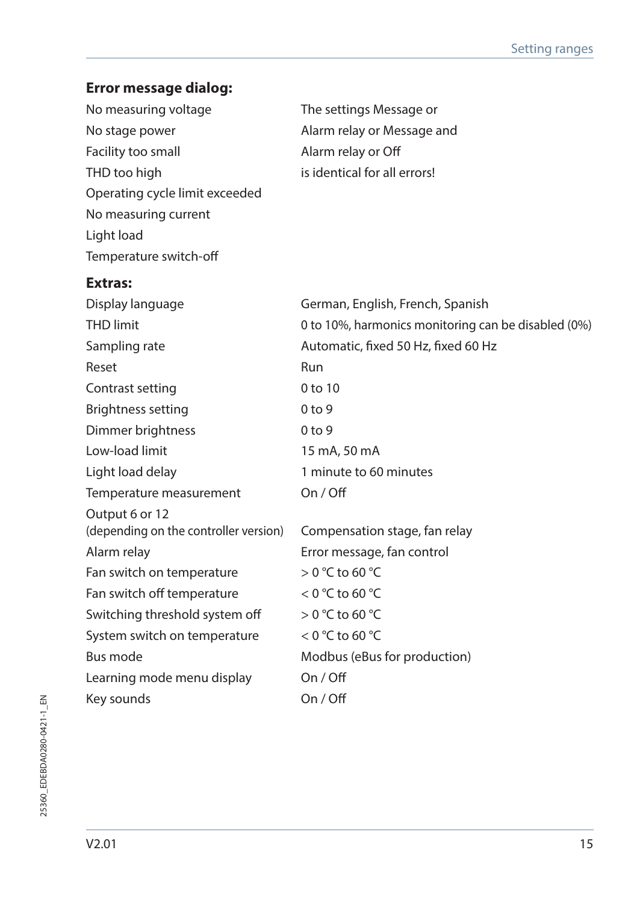## Error message dialog:

| | |
|---|---|
| No measuring voltage | The settings Message or |
| No stage power | Alarm relay or Message and |
| Facility too small | Alarm relay or Off |
| THD too high | is identical for all errors! |
| Operating cycle limit exceeded | |
| No measuring current | |
| Light load | |
| Temperature switch-off | |

## Extras:

| | |
|---|---|
| Display language | German, English, French, Spanish |
| THD limit | 0 to 10%, harmonics monitoring can be disabled (0%) |
| Sampling rate | Automatic, fixed 50 Hz, fixed 60 Hz |
| Reset | Run |
| Contrast setting | 0 to 10 |
| Brightness setting | 0 to 9 |
| Dimmer brightness | 0 to 9 |
| Low-load limit | 15 mA, 50 mA |
| Light load delay | 1 minute to 60 minutes |
| Temperature measurement | On / Off |
| Output 6 or 12 (depending on the controller version) | Compensation stage, fan relay |
| Alarm relay | Error message, fan control |
| Fan switch on temperature | > 0 °C to 60 °C |
| Fan switch off temperature | < 0 °C to 60 °C |
| Switching threshold system off | > 0 °C to 60 °C |
| System switch on temperature | < 0 °C to 60 °C |
| Bus mode | Modbus (eBus for production) |
| Learning mode menu display | On / Off |
| Key sounds | On / Off |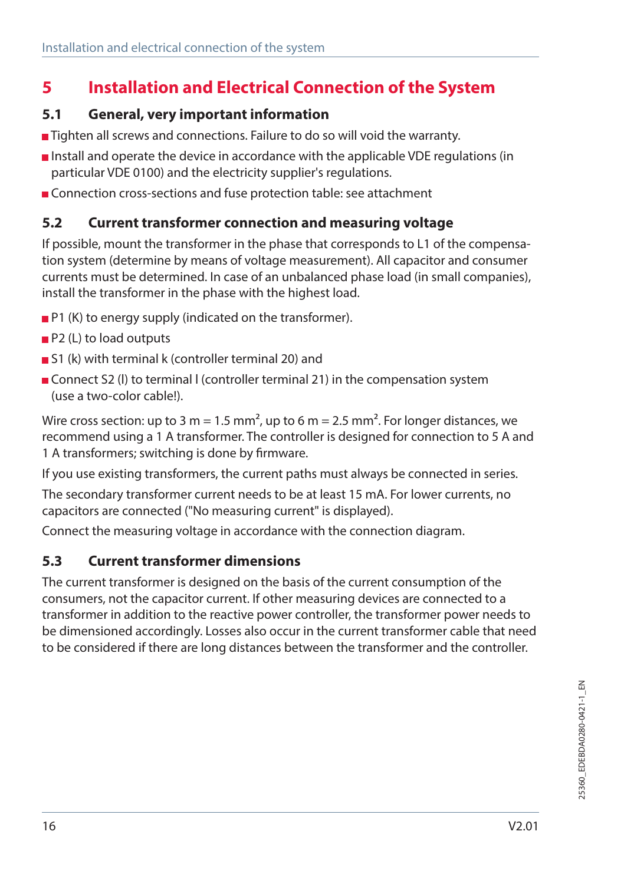# 5 Installation and Electrical Connection of the System

## 5.1 General, very important information

- Tighten all screws and connections. Failure to do so will void the warranty.
- Install and operate the device in accordance with the applicable VDE regulations (in particular VDE 0100) and the electricity supplier's regulations.
- Connection cross-sections and fuse protection table: see attachment

## 5.2 Current transformer connection and measuring voltage

If possible, mount the transformer in the phase that corresponds to L1 of the compensation system (determine by means of voltage measurement). All capacitor and consumer currents must be determined. In case of an unbalanced phase load (in small companies), install the transformer in the phase with the highest load.

- P1 (K) to energy supply (indicated on the transformer).
- P2 (L) to load outputs
- S1 (k) with terminal k (controller terminal 20) and
- Connect S2 (l) to terminal l (controller terminal 21) in the compensation system (use a two-color cable!).

Wire cross section: up to 3 m = 1.5 mm², up to 6 m = 2.5 mm². For longer distances, we recommend using a 1 A transformer. The controller is designed for connection to 5 A and 1 A transformers; switching is done by firmware.

If you use existing transformers, the current paths must always be connected in series.

The secondary transformer current needs to be at least 15 mA. For lower currents, no capacitors are connected ("No measuring current" is displayed).

Connect the measuring voltage in accordance with the connection diagram.

## 5.3 Current transformer dimensions

The current transformer is designed on the basis of the current consumption of the consumers, not the capacitor current. If other measuring devices are connected to a transformer in addition to the reactive power controller, the transformer power needs to be dimensioned accordingly. Losses also occur in the current transformer cable that need to be considered if there are long distances between the transformer and the controller.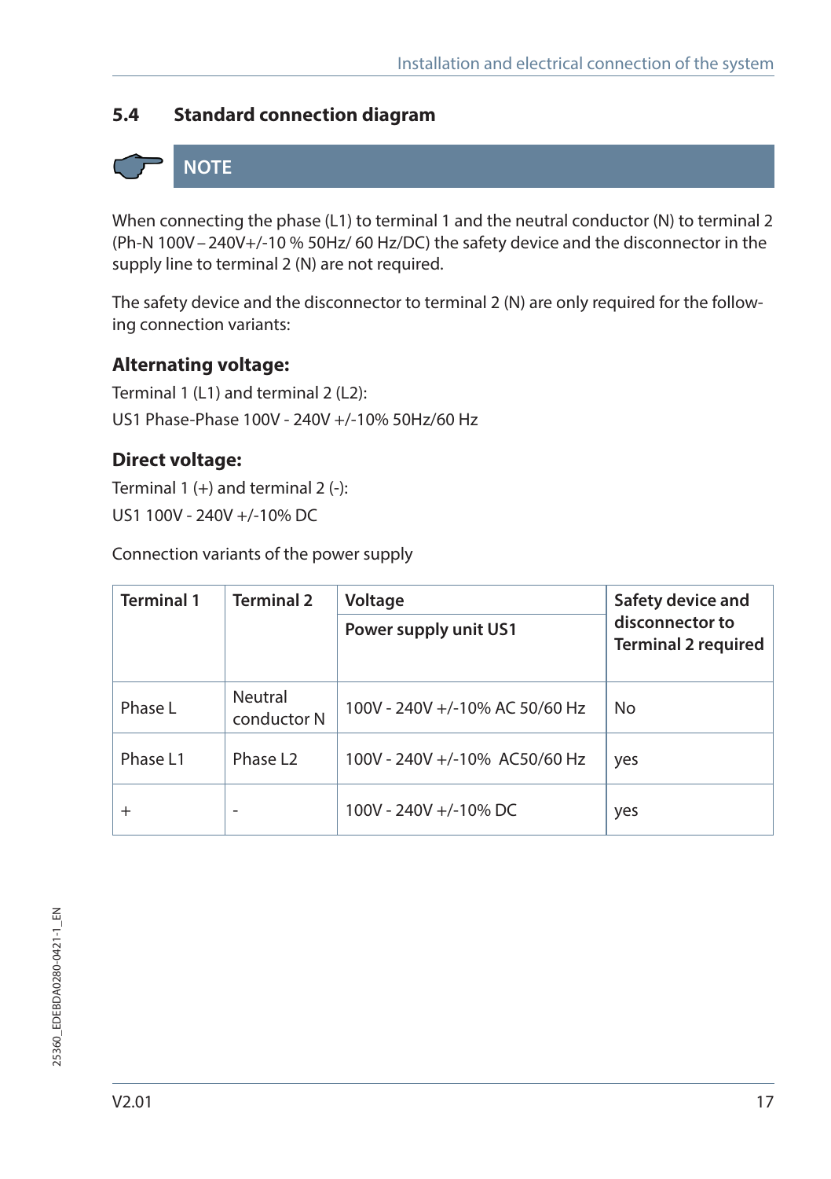## 5.4 Standard connection diagram

**NOTE**

When connecting the phase (L1) to terminal 1 and the neutral conductor (N) to terminal 2 (Ph-N 100V – 240V+/-10 % 50Hz/ 60 Hz/DC) the safety device and the disconnector in the supply line to terminal 2 (N) are not required.

The safety device and the disconnector to terminal 2 (N) are only required for the following connection variants:

### Alternating voltage:

Terminal 1 (L1) and terminal 2 (L2):

US1 Phase-Phase 100V - 240V +/-10% 50Hz/60 Hz

### Direct voltage:

Terminal 1 (+) and terminal 2 (-):

US1 100V - 240V +/-10% DC

Connection variants of the power supply

| Terminal 1 | Terminal 2 | Voltage<br>Power supply unit US1 | Safety device and disconnector to Terminal 2 required |
|---|---|---|---|
| Phase L | Neutral conductor N | 100V - 240V +/-10% AC 50/60 Hz | No |
| Phase L1 | Phase L2 | 100V - 240V +/-10% AC50/60 Hz | yes |
| + | - | 100V - 240V +/-10% DC | yes |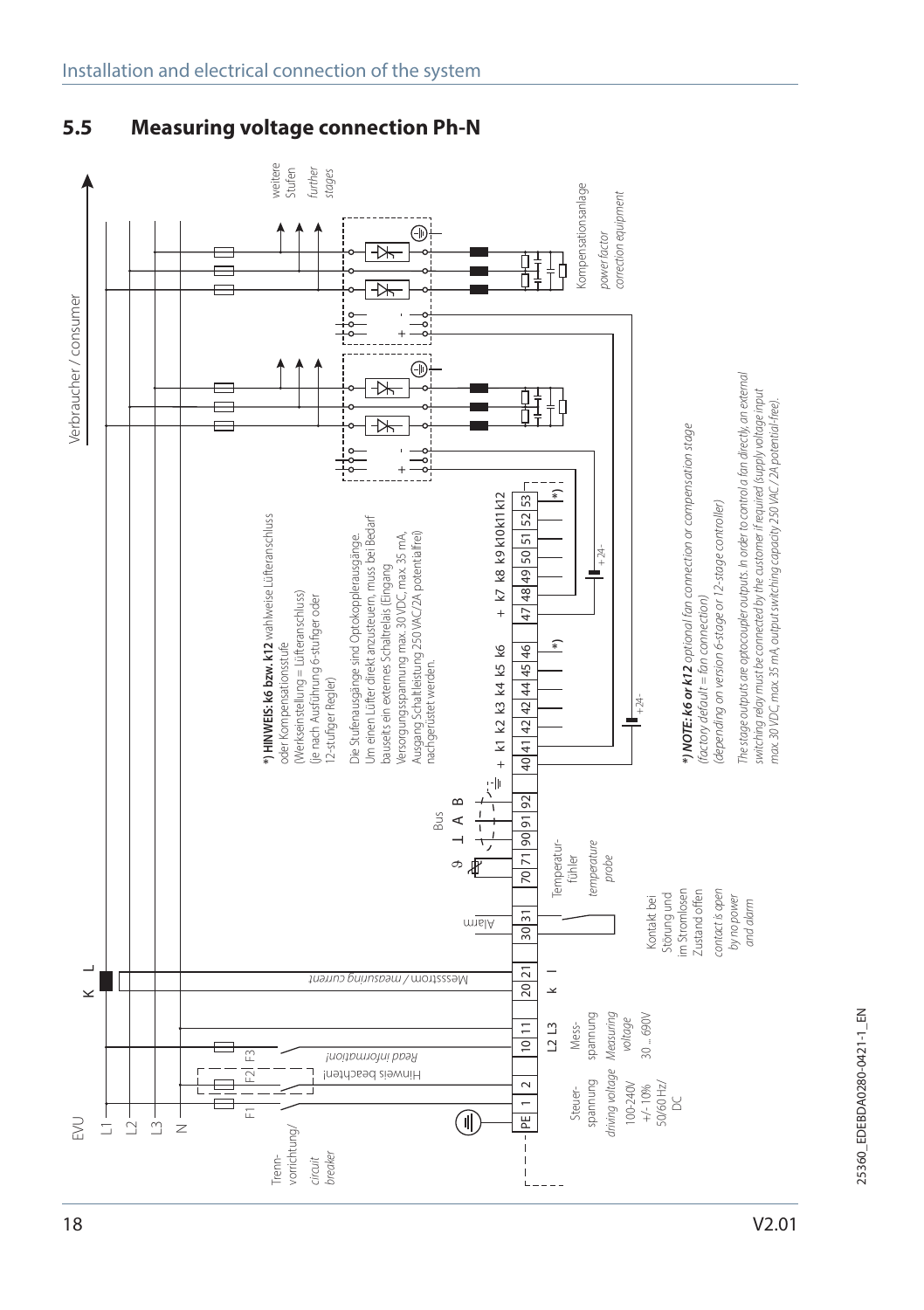## 5.5 Measuring voltage connection Ph-N

Verbraucher / consumer

EVU

L1

L2

L3

N

Trenn-vorrichtung/ *circuit breaker*

F1 F2 F3

Hinweis beachten!

*Read information!*

K L

Messstrom / measuring current

| PE | 1 | 2 | 10 | 11 | 20 | 21 | 30 | 31 | 70 | 71 | 90 | 91 | 92 | 40 | 41 | 42 | 44 | 45 | 46 | 47 | 48 | 49 | 50 | 51 | 52 | 53 |
|---|---|---|---|---|---|---|---|---|---|---|---|---|---|---|---|---|---|---|---|---|---|---|---|---|---|---|

Steuer-spannung *driving voltage* 100-240V +/- 10% 50/60 Hz/ DC

L2 L3 Mess-spannung *Measuring voltage* 30 ... 690V

k l

Alarm

Kontakt bei Störung und im Stromlosen Zustand offen *contact is open by no power and alarm*

ϑ Temperatur-fühler *temperature probe*

Bus ⊥ A B

\+ k1 k2 k3 k4 k5 k6 *)

\+ k7 k8 k9 k10 k11 k12 *)

\+ 24-

\+ 24-

weitere Stufen *further stages*

Kompensationsanlage *power factor correction equipment*

***) HINWEIS: k6 bzw. k12** wahlweise Lüfteranschluss oder Kompensationsstufe (Werkseinstellung = Lüfteranschluss) (je nach Ausführung 6-stufiger oder 12-stufiger Regler)

Die Stufenausgänge sind Optokopplerausgänge. Um einen Lüfter direkt anzusteuern, muss bei Bedarf bauseits ein externes Schaltrelais (Eingang Versorgungsspannung max. 30 VDC, max. 35 mA, Ausgang Schaltleistung 250 VAC/2A potentialfrei) nachgerüstet werden.

***) NOTE: k6 or k12** *optional fan connection or compensation stage (factory default = fan connection) (depending on version 6-stage or 12-stage controller)*

*The stage outputs are optocoupler outputs. In order to control a fan directly, an external switching relay must be connected by the customer if required (supply voltage input max 30 VDC, max. 35 mA, output switching capacity 250 VAC/ 2A potential-free).*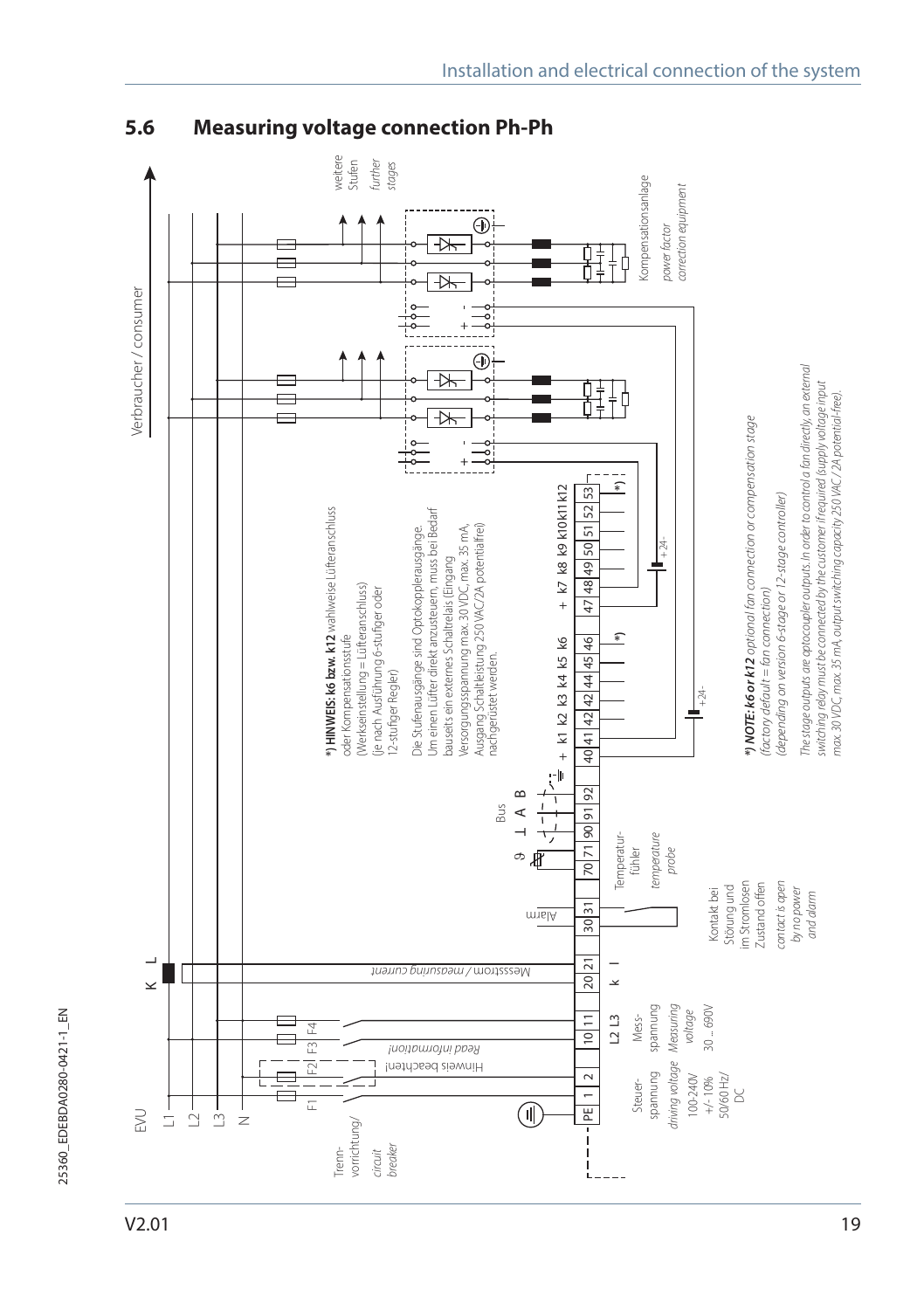## 5.6 Measuring voltage connection Ph-Ph

Verbraucher / consumer

EVU

L1

L2

L3

N

Trenn-vorrichtung/ *circuit breaker*

F1 F2 F3 F4

Hinweis beachten!

*Read information!*

K L

Messstrom / *measuring current*

weitere Stufen *further stages*

Kompensationsanlage *power factor correction equipment*

| PE | 1 | 2 | 10 | 11 | 20 | 21 | 30 | 31 | 70 | 71 | 90 | 91 | 92 | 40 | 41 | 42 | 42 | 44 | 45 | 46 | 47 | 48 | 49 | 50 | 51 | 52 | 53 |
|---|---|---|---|---|---|---|---|---|---|---|---|---|---|---|---|---|---|---|---|---|---|---|---|---|---|---|---|

Steuer-spannung *driving voltage* 100-240V +/-10% 50/60 Hz/ DC

L2 L3 Mess-spannung *Measuring voltage* 30 ... 690V

k l

Alarm

Kontakt bei Störung und im Stromlosen Zustand offen *contact is open by no power and alarm*

ϑ Temperatur-fühler *temperature probe*

Bus ⊥ A B

+ k1 k2 k3 k4 k5 k6

+ k7 k8 k9 k10 k11 k12

+24-

*) **HINWEIS: k6 bzw. k12** wahlweise Lüfteranschluss oder Kompensationsstufe (Werkseinstellung = Lüfteranschluss) (je nach Ausführung 6-stufiger oder 12-stufiger Regler)

Die Stufenausgänge sind Optokopplerausgänge. Um einen Lüfter direkt anzusteuern, muss bei Bedarf bauseits ein externes Schaltrelais (Eingang Versorgungsspannung max. 30 VDC, max. 35 mA, Ausgang Schaltleistung 250 VAC/2A potentialfrei) nachgerüstet werden.

*) ***NOTE: k6 or k12** optional fan connection or compensation stage (factory default = fan connection) (depending on version 6-stage or 12-stage controller)*

*The stage outputs are optocoupler outputs. In order to control a fan directly, an external switching relay must be connected by the customer if required (supply voltage input max. 30 VDC, max. 35 mA, output switching capacity 250 VAC / 2A potential-free).*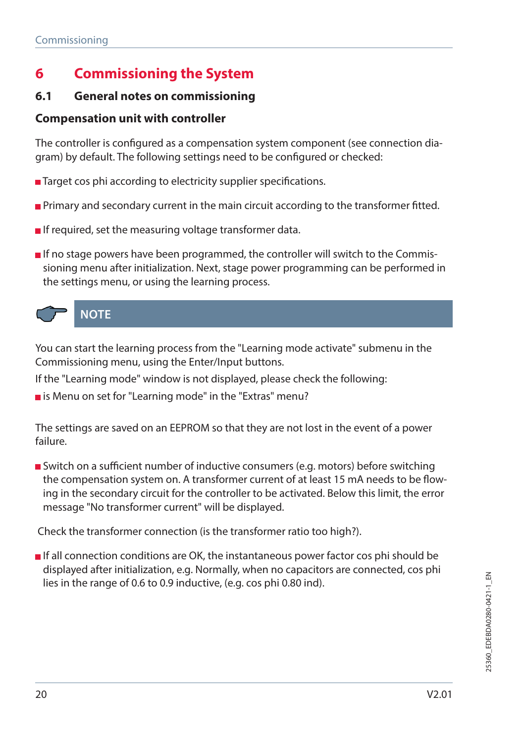# 6 Commissioning the System

## 6.1 General notes on commissioning

### Compensation unit with controller

The controller is configured as a compensation system component (see connection diagram) by default. The following settings need to be configured or checked:

- Target cos phi according to electricity supplier specifications.
- Primary and secondary current in the main circuit according to the transformer fitted.
- If required, set the measuring voltage transformer data.
- If no stage powers have been programmed, the controller will switch to the Commissioning menu after initialization. Next, stage power programming can be performed in the settings menu, or using the learning process.

**NOTE**

You can start the learning process from the "Learning mode activate" submenu in the Commissioning menu, using the Enter/Input buttons.

If the "Learning mode" window is not displayed, please check the following:

- is Menu on set for "Learning mode" in the "Extras" menu?

The settings are saved on an EEPROM so that they are not lost in the event of a power failure.

- Switch on a sufficient number of inductive consumers (e.g. motors) before switching the compensation system on. A transformer current of at least 15 mA needs to be flowing in the secondary circuit for the controller to be activated. Below this limit, the error message "No transformer current" will be displayed.

Check the transformer connection (is the transformer ratio too high?).

- If all connection conditions are OK, the instantaneous power factor cos phi should be displayed after initialization, e.g. Normally, when no capacitors are connected, cos phi lies in the range of 0.6 to 0.9 inductive, (e.g. cos phi 0.80 ind).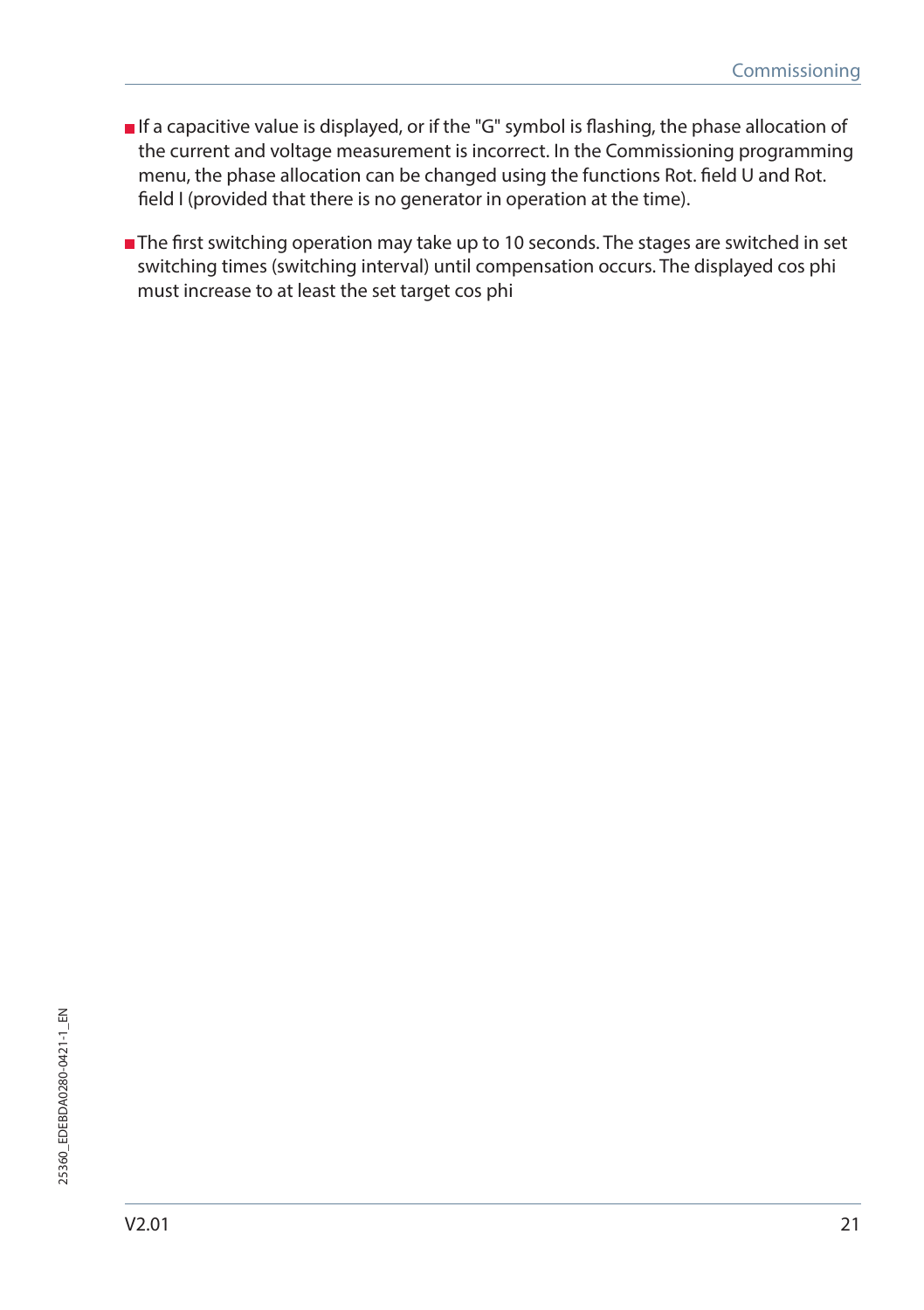- If a capacitive value is displayed, or if the "G" symbol is flashing, the phase allocation of the current and voltage measurement is incorrect. In the Commissioning programming menu, the phase allocation can be changed using the functions Rot. field U and Rot. field I (provided that there is no generator in operation at the time).
- The first switching operation may take up to 10 seconds. The stages are switched in set switching times (switching interval) until compensation occurs. The displayed cos phi must increase to at least the set target cos phi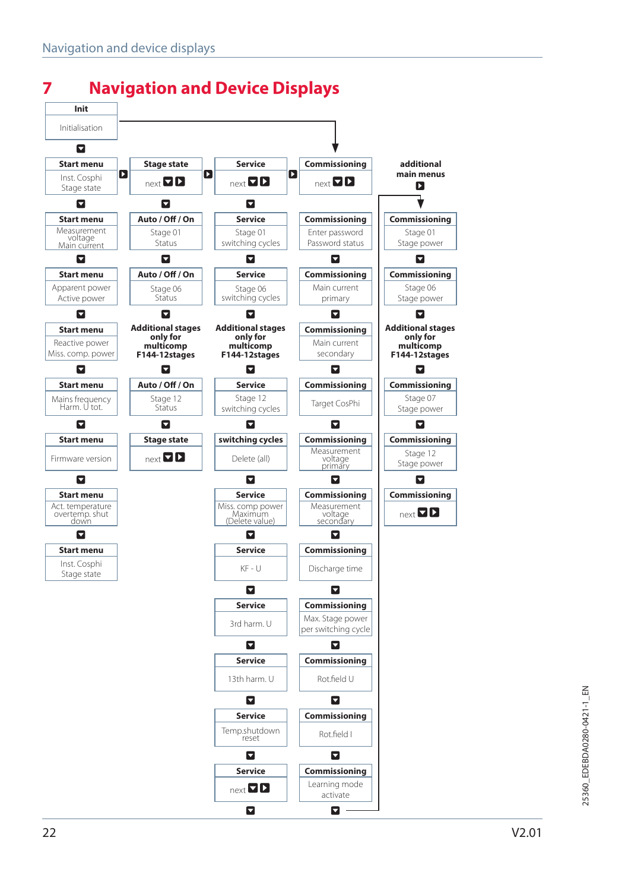# 7 Navigation and Device Displays

**Init**
Initialisation

| Start menu | Stage state | Service | Commissioning | additional main menus |
|---|---|---|---|---|
| **Start menu**<br>Inst. Cosphi<br>Stage state | **Stage state**<br>next | **Service**<br>next | **Commissioning**<br>next | |
| **Start menu**<br>Measurement voltage<br>Main current | **Auto / Off / On**<br>Stage 01<br>Status | **Service**<br>Stage 01<br>switching cycles | **Commissioning**<br>Enter password<br>Password status | **Commissioning**<br>Stage 01<br>Stage power |
| **Start menu**<br>Apparent power<br>Active power | **Auto / Off / On**<br>Stage 06<br>Status | **Service**<br>Stage 06<br>switching cycles | **Commissioning**<br>Main current<br>primary | **Commissioning**<br>Stage 06<br>Stage power |
| **Start menu**<br>Reactive power<br>Miss. comp. power | **Additional stages only for multicomp F144-12stages** | **Additional stages only for multicomp F144-12stages** | **Commissioning**<br>Main current<br>secondary | **Additional stages only for multicomp F144-12stages** |
| **Start menu**<br>Mains frequency<br>Harm. U tot. | **Auto / Off / On**<br>Stage 12<br>Status | **Service**<br>Stage 12<br>switching cycles | **Commissioning**<br>Target CosPhi | **Commissioning**<br>Stage 07<br>Stage power |
| **Start menu**<br>Firmware version | **Stage state**<br>next | **switching cycles**<br>Delete (all) | **Commissioning**<br>Measurement voltage<br>primary | **Commissioning**<br>Stage 12<br>Stage power |
| **Start menu**<br>Act. temperature<br>overtemp. shut down | | **Service**<br>Miss. comp power<br>Maximum<br>(Delete value) | **Commissioning**<br>Measurement voltage<br>secondary | **Commissioning**<br>next |
| **Start menu**<br>Inst. Cosphi<br>Stage state | | **Service**<br>KF - U | **Commissioning**<br>Discharge time | |
| | | **Service**<br>3rd harm. U | **Commissioning**<br>Max. Stage power<br>per switching cycle | |
| | | **Service**<br>13th harm. U | **Commissioning**<br>Rot.field U | |
| | | **Service**<br>Temp.shutdown<br>reset | **Commissioning**<br>Rot.field I | |
| | | **Service**<br>next | **Commissioning**<br>Learning mode<br>activate | |

25360_EDEBDA0280-0421-1_EN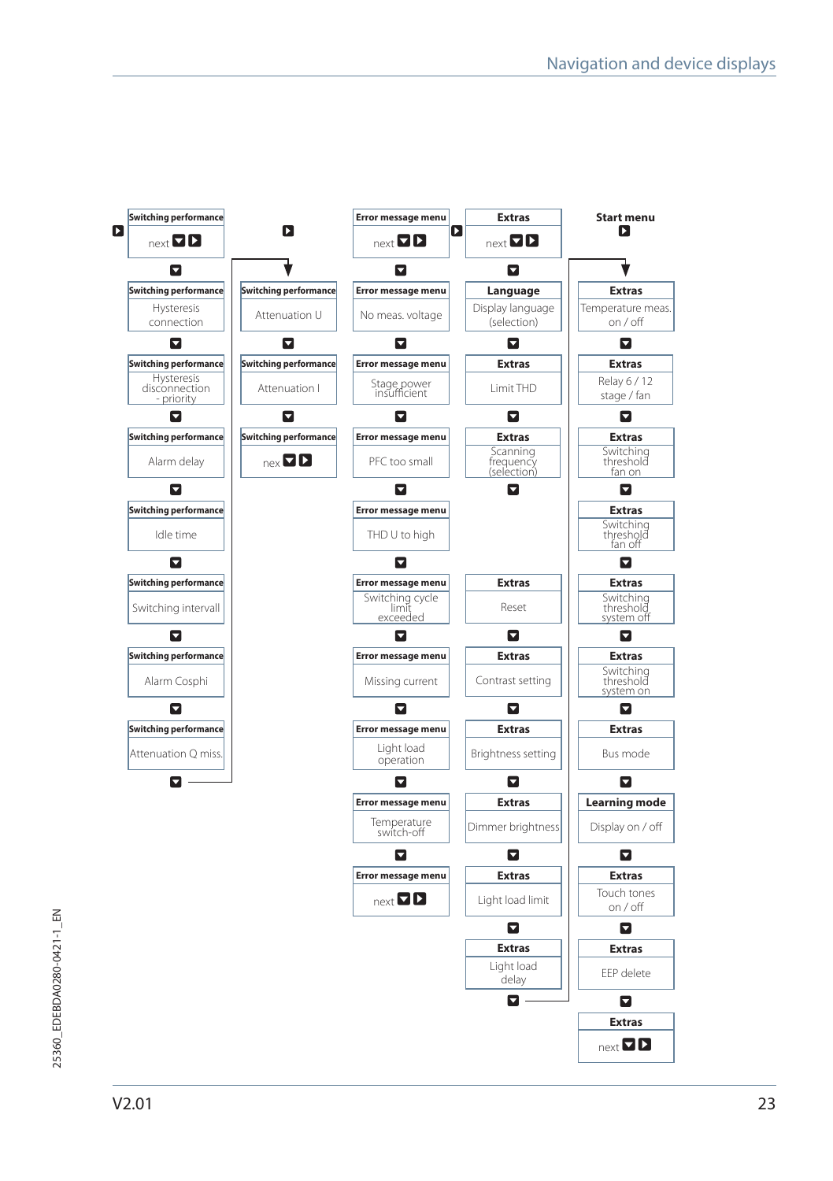**Switching performance** — next ▼ ▶

▼

**Switching performance** — Hysteresis connection

▼

**Switching performance** — Hysteresis disconnection - priority

▼

**Switching performance** — Alarm delay

▼

**Switching performance** — Idle time

▼

**Switching performance** — Switching intervall

▼

**Switching performance** — Alarm Cosphi

▼

**Switching performance** — Attenuation Q miss.

▼

**Switching performance** — Attenuation U

▼

**Switching performance** — Attenuation I

▼

**Switching performance** — nex ▼ ▶

**Error message menu** — next ▼ ▶

▼

**Error message menu** — No meas. voltage

▼

**Error message menu** — Stage power insufficient

▼

**Error message menu** — PFC too small

▼

**Error message menu** — THD U to high

▼

**Error message menu** — Switching cycle limit exceeded

▼

**Error message menu** — Missing current

▼

**Error message menu** — Light load operation

▼

**Error message menu** — Temperature switch-off

▼

**Error message menu** — next ▼ ▶

**Extras** — next ▼ ▶

▼

**Language** — Display language (selection)

▼

**Extras** — Limit THD

▼

**Extras** — Scanning frequency (selection)

▼

**Extras** — Reset

▼

**Extras** — Contrast setting

▼

**Extras** — Brightness setting

▼

**Extras** — Dimmer brightness

▼

**Extras** — Light load limit

▼

**Extras** — Light load delay

▼

**Start menu** ▶

**Extras** — Temperature meas. on / off

▼

**Extras** — Relay 6 / 12 stage / fan

▼

**Extras** — Switching threshold fan on

▼

**Extras** — Switching threshold fan off

▼

**Extras** — Switching threshold system off

▼

**Extras** — Switching threshold system on

▼

**Extras** — Bus mode

▼

**Learning mode** — Display on / off

▼

**Extras** — Touch tones on / off

▼

**Extras** — EEP delete

▼

**Extras** — next ▼ ▶

25360_EDEBDA0280-0421-1_EN

V2.01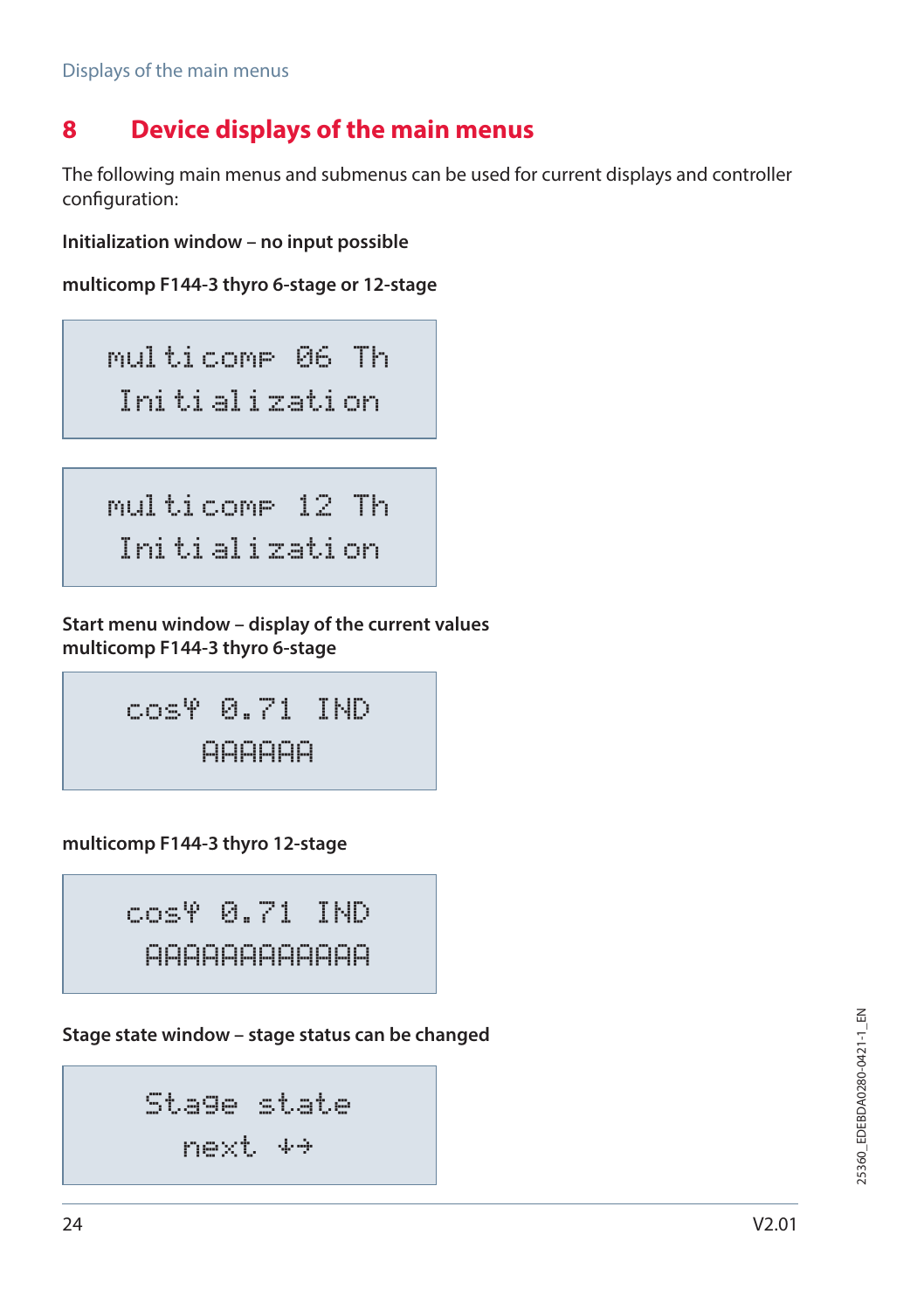# 8 Device displays of the main menus

The following main menus and submenus can be used for current displays and controller configuration:

**Initialization window – no input possible**

**multicomp F144-3 thyro 6-stage or 12-stage**

```
multicomp 06 Th
Initialization
```

```
multicomp 12 Th
Initialization
```

**Start menu window – display of the current values**
**multicomp F144-3 thyro 6-stage**

```
cosΨ 0.71 IND
AAAAAA
```

**multicomp F144-3 thyro 12-stage**

```
cosΨ 0.71 IND
AAAAAAAAAAAA
```

**Stage state window – stage status can be changed**

```
Stage state
next ↓→
```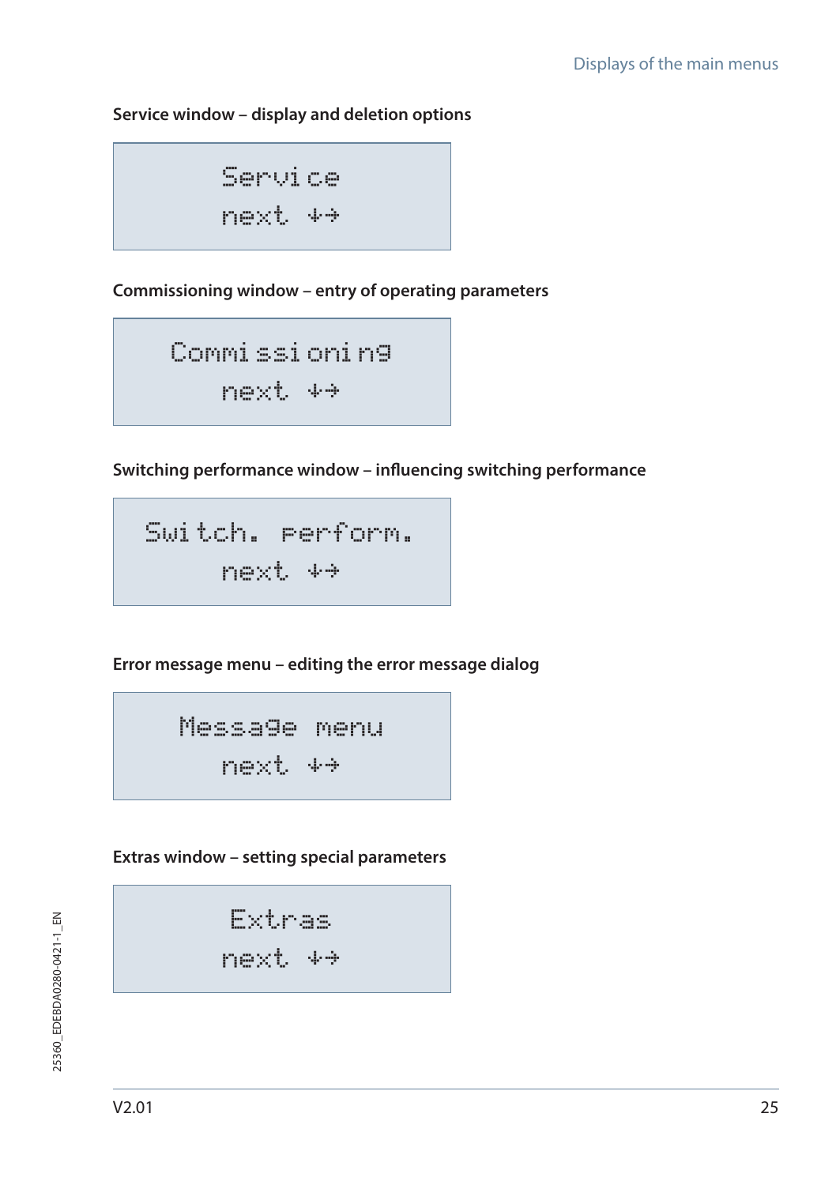**Service window – display and deletion options**

```
Service
next ↓→
```

**Commissioning window – entry of operating parameters**

```
Commissioning
next ↓→
```

**Switching performance window – influencing switching performance**

```
Switch. perform.
next ↓→
```

**Error message menu – editing the error message dialog**

```
Message menu
next ↓→
```

**Extras window – setting special parameters**

```
Extras
next ↓→
```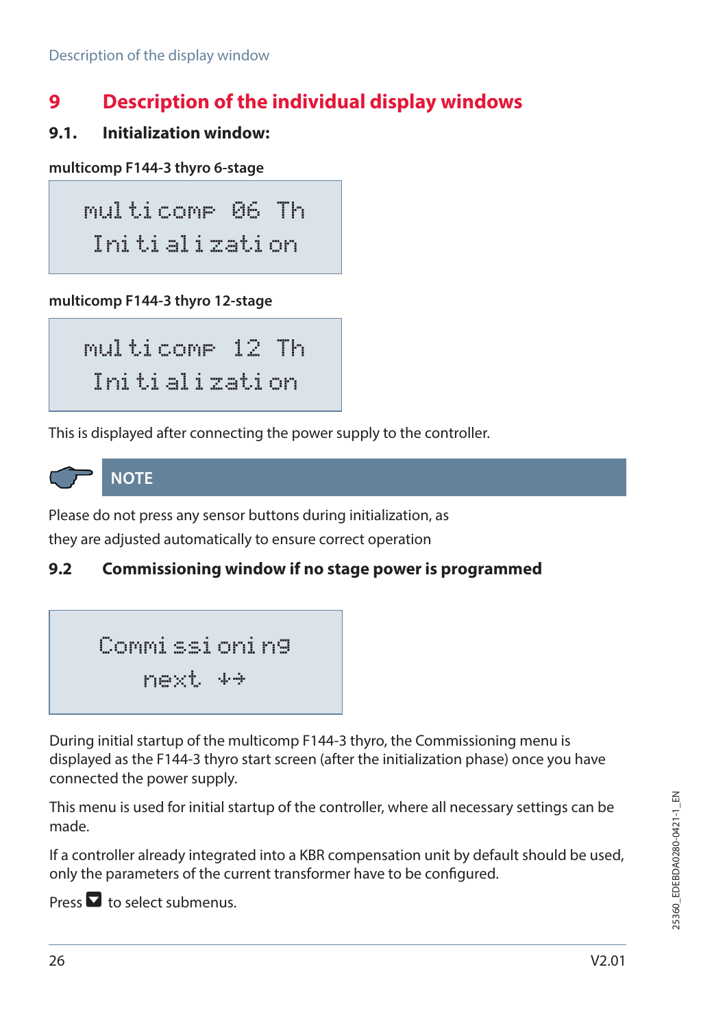# 9 Description of the individual display windows

## 9.1. Initialization window:

**multicomp F144-3 thyro 6-stage**

```
multicomp 06 Th
Initialization
```

**multicomp F144-3 thyro 12-stage**

```
multicomp 12 Th
Initialization
```

This is displayed after connecting the power supply to the controller.

**NOTE**

Please do not press any sensor buttons during initialization, as they are adjusted automatically to ensure correct operation

## 9.2 Commissioning window if no stage power is programmed

```
Commissioning
next ↓→
```

During initial startup of the multicomp F144-3 thyro, the Commissioning menu is displayed as the F144-3 thyro start screen (after the initialization phase) once you have connected the power supply.

This menu is used for initial startup of the controller, where all necessary settings can be made.

If a controller already integrated into a KBR compensation unit by default should be used, only the parameters of the current transformer have to be configured.

Press ▼ to select submenus.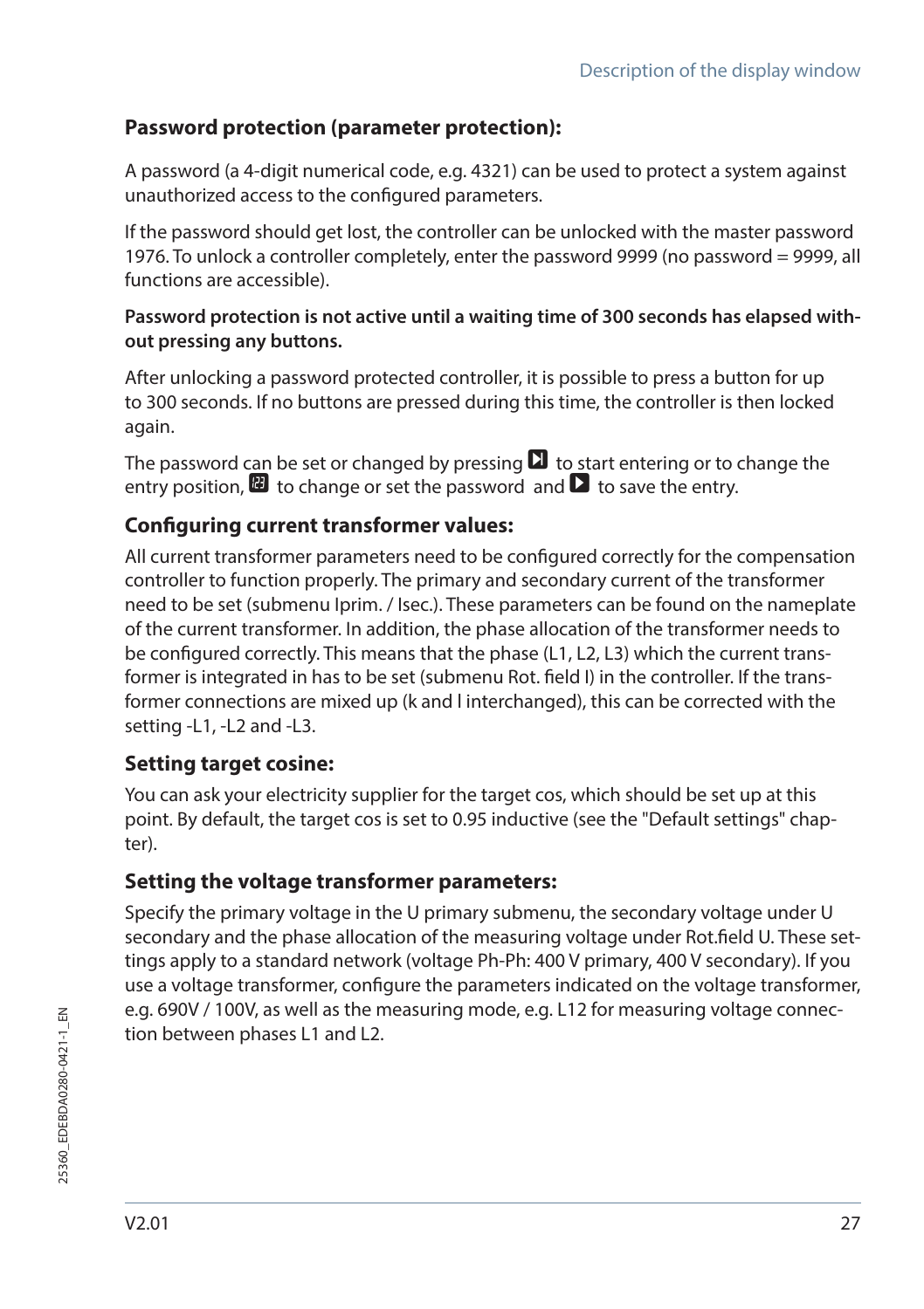### Password protection (parameter protection):

A password (a 4-digit numerical code, e.g. 4321) can be used to protect a system against unauthorized access to the configured parameters.

If the password should get lost, the controller can be unlocked with the master password 1976. To unlock a controller completely, enter the password 9999 (no password = 9999, all functions are accessible).

**Password protection is not active until a waiting time of 300 seconds has elapsed without pressing any buttons.**

After unlocking a password protected controller, it is possible to press a button for up to 300 seconds. If no buttons are pressed during this time, the controller is then locked again.

The password can be set or changed by pressing ⏯ to start entering or to change the entry position, 🔢 to change or set the password and ▶ to save the entry.

### Configuring current transformer values:

All current transformer parameters need to be configured correctly for the compensation controller to function properly. The primary and secondary current of the transformer need to be set (submenu Iprim. / Isec.). These parameters can be found on the nameplate of the current transformer. In addition, the phase allocation of the transformer needs to be configured correctly. This means that the phase (L1, L2, L3) which the current transformer is integrated in has to be set (submenu Rot. field I) in the controller. If the transformer connections are mixed up (k and l interchanged), this can be corrected with the setting -L1, -L2 and -L3.

### Setting target cosine:

You can ask your electricity supplier for the target cos, which should be set up at this point. By default, the target cos is set to 0.95 inductive (see the "Default settings" chapter).

### Setting the voltage transformer parameters:

Specify the primary voltage in the U primary submenu, the secondary voltage under U secondary and the phase allocation of the measuring voltage under Rot.field U. These settings apply to a standard network (voltage Ph-Ph: 400 V primary, 400 V secondary). If you use a voltage transformer, configure the parameters indicated on the voltage transformer, e.g. 690V / 100V, as well as the measuring mode, e.g. L12 for measuring voltage connection between phases L1 and L2.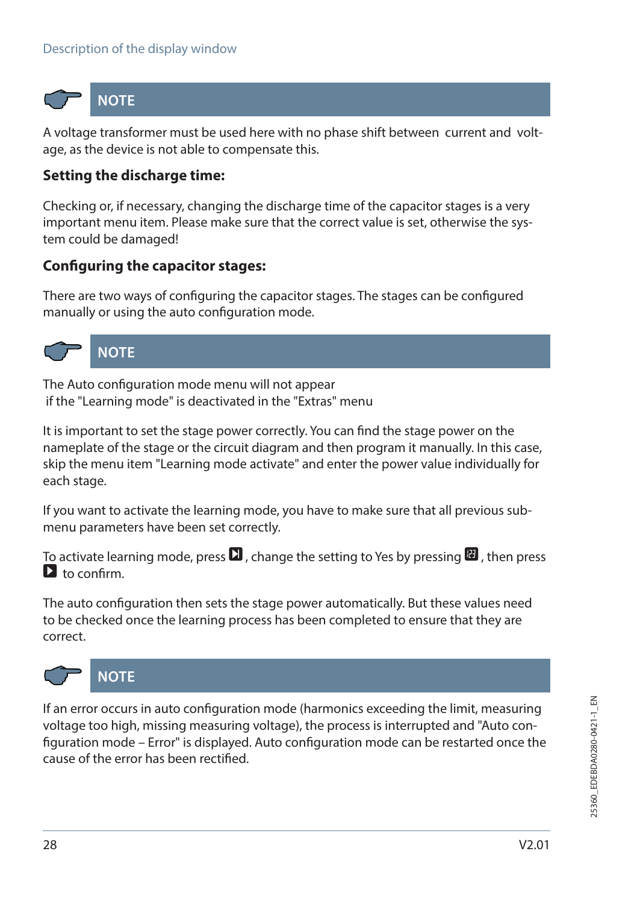**NOTE**

A voltage transformer must be used here with no phase shift between current and voltage, as the device is not able to compensate this.

### Setting the discharge time:

Checking or, if necessary, changing the discharge time of the capacitor stages is a very important menu item. Please make sure that the correct value is set, otherwise the system could be damaged!

### Configuring the capacitor stages:

There are two ways of configuring the capacitor stages. The stages can be configured manually or using the auto configuration mode.

**NOTE**

The Auto configuration mode menu will not appear
if the "Learning mode" is deactivated in the "Extras" menu

It is important to set the stage power correctly. You can find the stage power on the nameplate of the stage or the circuit diagram and then program it manually. In this case, skip the menu item "Learning mode activate" and enter the power value individually for each stage.

If you want to activate the learning mode, you have to make sure that all previous submenu parameters have been set correctly.

To activate learning mode, press ⏭, change the setting to Yes by pressing 123, then press ▶ to confirm.

The auto configuration then sets the stage power automatically. But these values need to be checked once the learning process has been completed to ensure that they are correct.

**NOTE**

If an error occurs in auto configuration mode (harmonics exceeding the limit, measuring voltage too high, missing measuring voltage), the process is interrupted and "Auto configuration mode – Error" is displayed. Auto configuration mode can be restarted once the cause of the error has been rectified.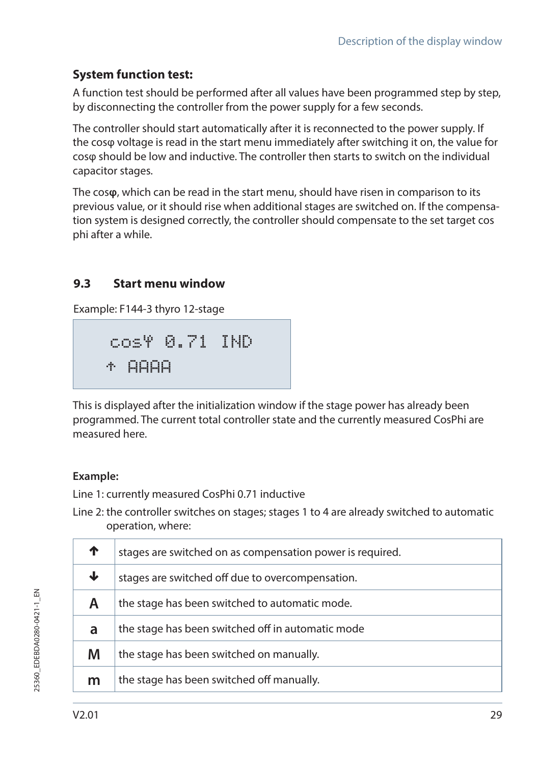**System function test:**

A function test should be performed after all values have been programmed step by step, by disconnecting the controller from the power supply for a few seconds.

The controller should start automatically after it is reconnected to the power supply. If the cosφ voltage is read in the start menu immediately after switching it on, the value for cosφ should be low and inductive. The controller then starts to switch on the individual capacitor stages.

The cos**φ**, which can be read in the start menu, should have risen in comparison to its previous value, or it should rise when additional stages are switched on. If the compensation system is designed correctly, the controller should compensate to the set target cos phi after a while.

## 9.3 Start menu window

Example: F144-3 thyro 12-stage

```
cosφ 0.71 IND
↑ AAAA
```

This is displayed after the initialization window if the stage power has already been programmed. The current total controller state and the currently measured CosPhi are measured here.

**Example:**

Line 1: currently measured CosPhi 0.71 inductive

Line 2: the controller switches on stages; stages 1 to 4 are already switched to automatic operation, where:

| | |
|---|---|
| **↑** | stages are switched on as compensation power is required. |
| **↓** | stages are switched off due to overcompensation. |
| **A** | the stage has been switched to automatic mode. |
| **a** | the stage has been switched off in automatic mode |
| **M** | the stage has been switched on manually. |
| **m** | the stage has been switched off manually. |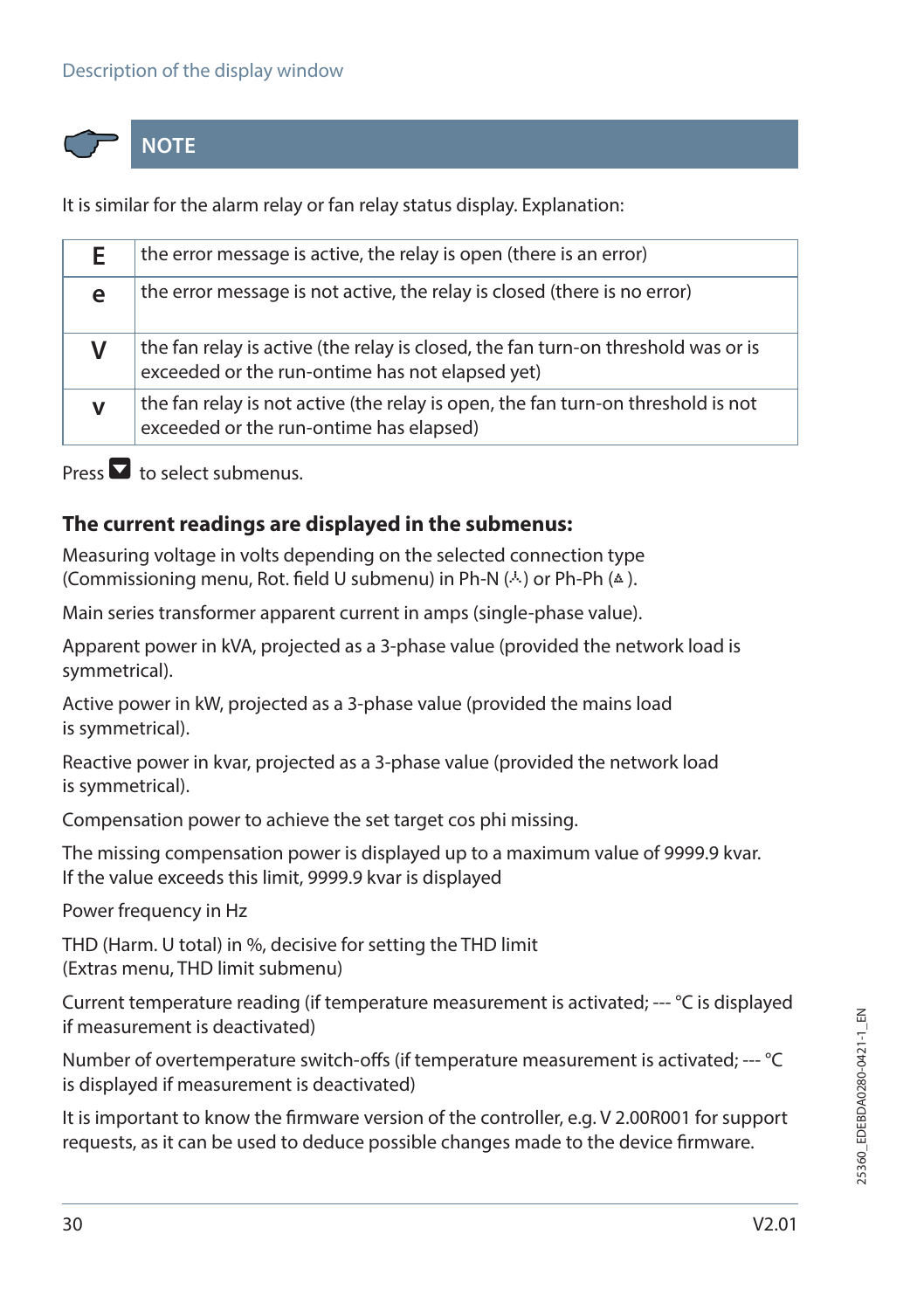Description of the display window

**NOTE**

It is similar for the alarm relay or fan relay status display. Explanation:

| | |
|---|---|
| **E** | the error message is active, the relay is open (there is an error) |
| **e** | the error message is not active, the relay is closed (there is no error) |
| **V** | the fan relay is active (the relay is closed, the fan turn-on threshold was or is exceeded or the run-ontime has not elapsed yet) |
| **v** | the fan relay is not active (the relay is open, the fan turn-on threshold is not exceeded or the run-ontime has elapsed) |

Press ▼ to select submenus.

### The current readings are displayed in the submenus:

Measuring voltage in volts depending on the selected connection type (Commissioning menu, Rot. field U submenu) in Ph-N (⅄) or Ph-Ph (△).

Main series transformer apparent current in amps (single-phase value).

Apparent power in kVA, projected as a 3-phase value (provided the network load is symmetrical).

Active power in kW, projected as a 3-phase value (provided the mains load is symmetrical).

Reactive power in kvar, projected as a 3-phase value (provided the network load is symmetrical).

Compensation power to achieve the set target cos phi missing.

The missing compensation power is displayed up to a maximum value of 9999.9 kvar. If the value exceeds this limit, 9999.9 kvar is displayed

Power frequency in Hz

THD (Harm. U total) in %, decisive for setting the THD limit (Extras menu, THD limit submenu)

Current temperature reading (if temperature measurement is activated; --- °C is displayed if measurement is deactivated)

Number of overtemperature switch-offs (if temperature measurement is activated; --- °C is displayed if measurement is deactivated)

It is important to know the firmware version of the controller, e.g. V 2.00R001 for support requests, as it can be used to deduce possible changes made to the device firmware.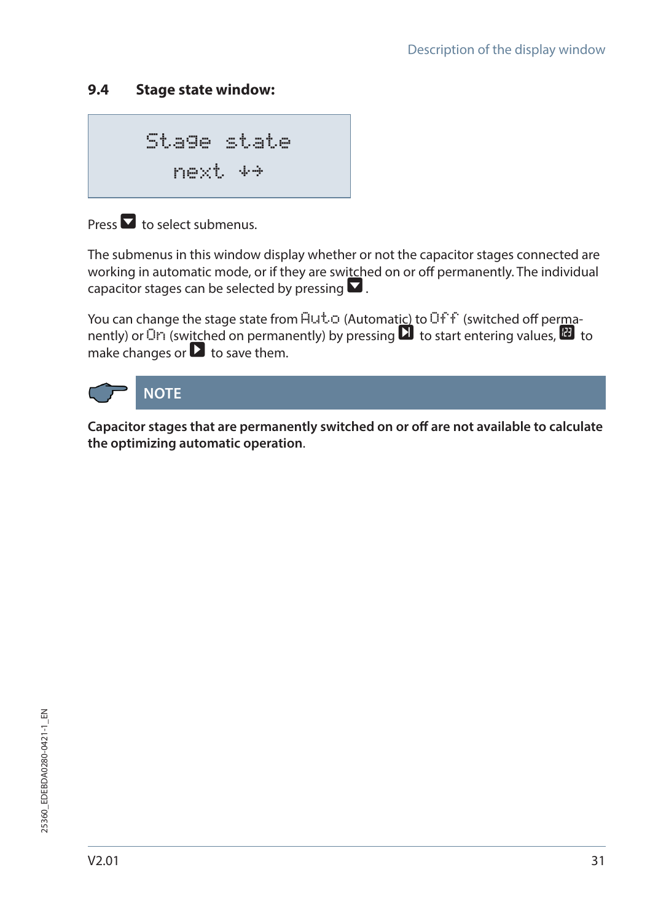### 9.4 Stage state window:

```
Stage state
next ↓→
```

Press ▼ to select submenus.

The submenus in this window display whether or not the capacitor stages connected are working in automatic mode, or if they are switched on or off permanently. The individual capacitor stages can be selected by pressing ▼.

You can change the stage state from Auto (Automatic) to Off (switched off permanently) or On (switched on permanently) by pressing ⏭ to start entering values, 123 to make changes or ▶ to save them.

**NOTE**

**Capacitor stages that are permanently switched on or off are not available to calculate the optimizing automatic operation**.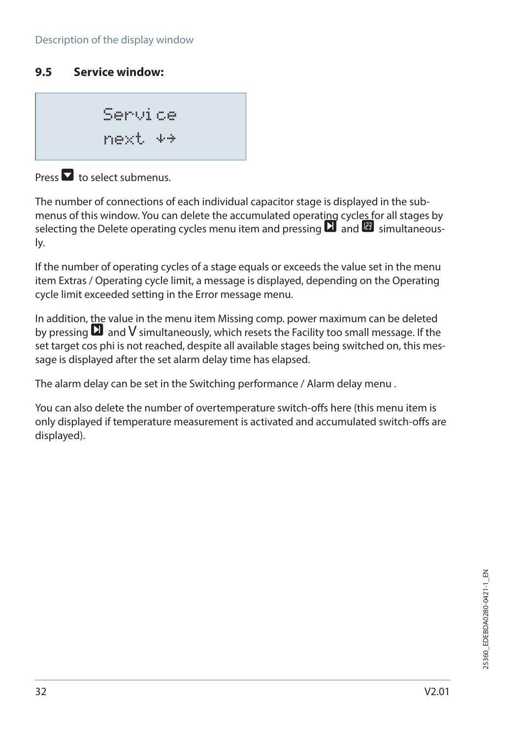### 9.5 Service window:

```
Service
next ↓→
```

Press ▼ to select submenus.

The number of connections of each individual capacitor stage is displayed in the submenus of this window. You can delete the accumulated operating cycles for all stages by selecting the Delete operating cycles menu item and pressing ▶| and 123 simultaneously.

If the number of operating cycles of a stage equals or exceeds the value set in the menu item Extras / Operating cycle limit, a message is displayed, depending on the Operating cycle limit exceeded setting in the Error message menu.

In addition, the value in the menu item Missing comp. power maximum can be deleted by pressing ▶| and V simultaneously, which resets the Facility too small message. If the set target cos phi is not reached, despite all available stages being switched on, this message is displayed after the set alarm delay time has elapsed.

The alarm delay can be set in the Switching performance / Alarm delay menu .

You can also delete the number of overtemperature switch-offs here (this menu item is only displayed if temperature measurement is activated and accumulated switch-offs are displayed).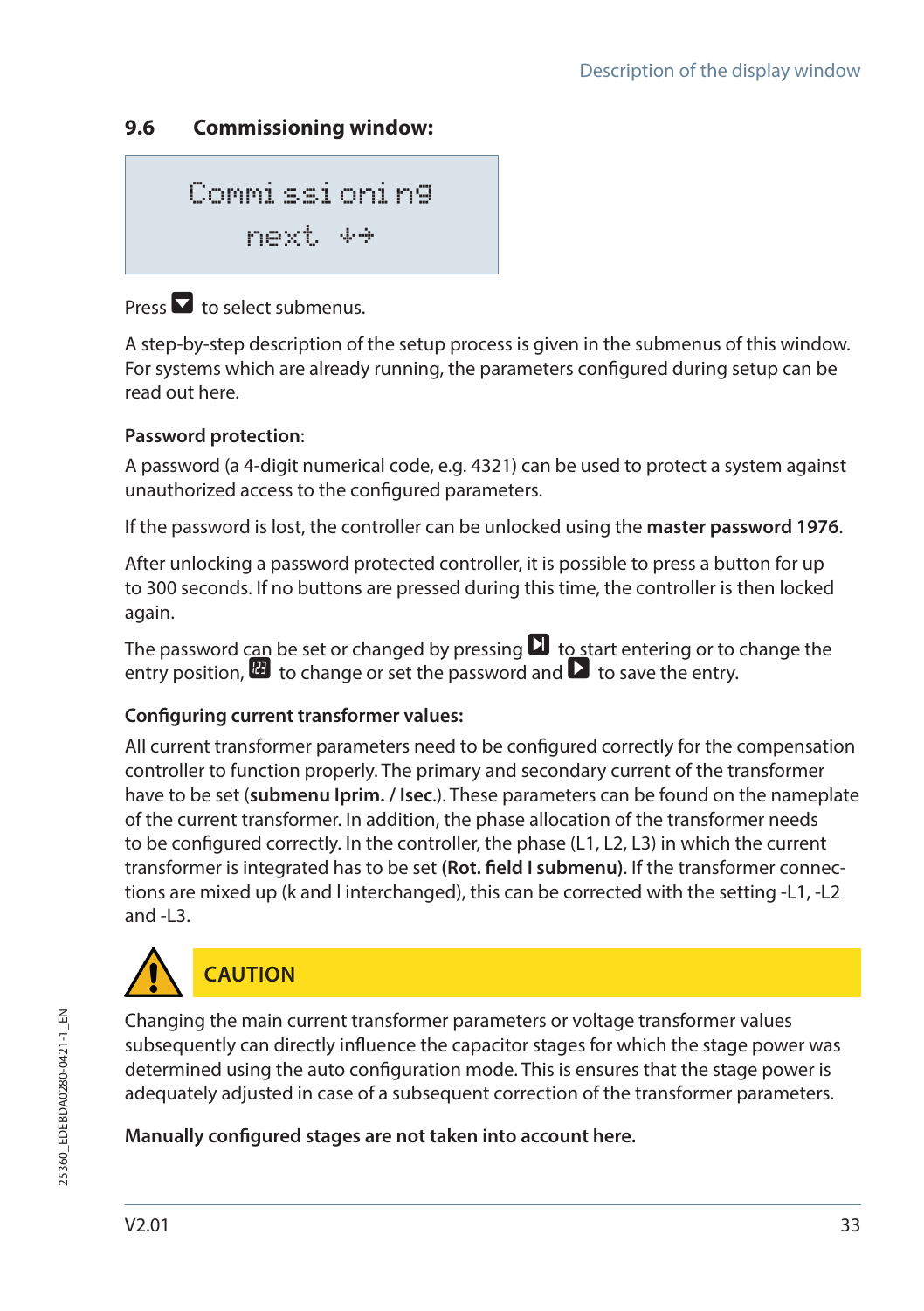## 9.6 Commissioning window:

```
Commissioning
next ↓→
```

Press ▼ to select submenus.

A step-by-step description of the setup process is given in the submenus of this window. For systems which are already running, the parameters configured during setup can be read out here.

**Password protection**:

A password (a 4-digit numerical code, e.g. 4321) can be used to protect a system against unauthorized access to the configured parameters.

If the password is lost, the controller can be unlocked using the **master password 1976**.

After unlocking a password protected controller, it is possible to press a button for up to 300 seconds. If no buttons are pressed during this time, the controller is then locked again.

The password can be set or changed by pressing ⏯ to start entering or to change the entry position, 123 to change or set the password and ▶ to save the entry.

**Configuring current transformer values:**

All current transformer parameters need to be configured correctly for the compensation controller to function properly. The primary and secondary current of the transformer have to be set (**submenu Iprim. / Isec.**). These parameters can be found on the nameplate of the current transformer. In addition, the phase allocation of the transformer needs to be configured correctly. In the controller, the phase (L1, L2, L3) in which the current transformer is integrated has to be set **(Rot. field I submenu)**. If the transformer connections are mixed up (k and l interchanged), this can be corrected with the setting -L1, -L2 and -L3.

**CAUTION**

Changing the main current transformer parameters or voltage transformer values subsequently can directly influence the capacitor stages for which the stage power was determined using the auto configuration mode. This is ensures that the stage power is adequately adjusted in case of a subsequent correction of the transformer parameters.

**Manually configured stages are not taken into account here.**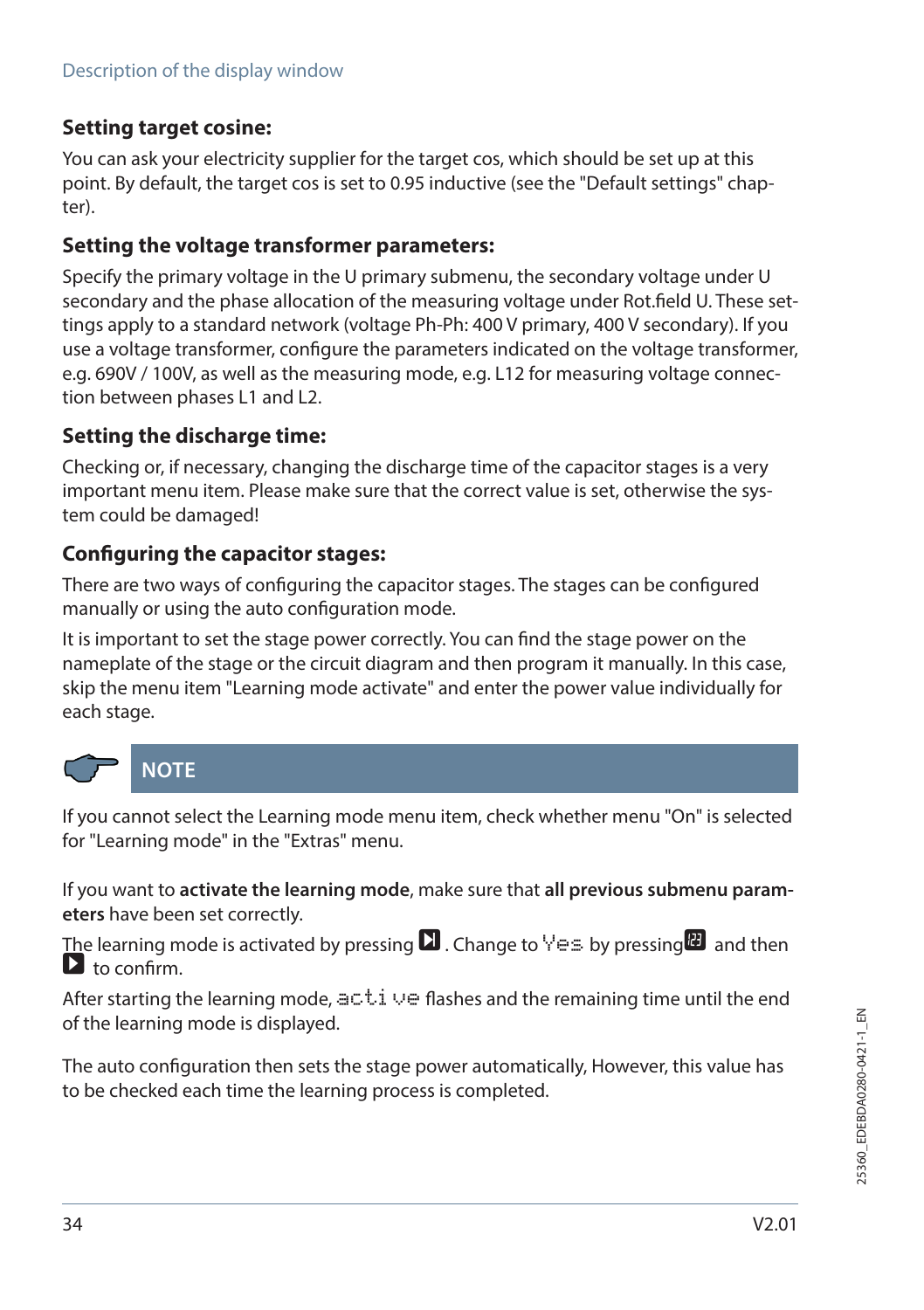### Setting target cosine:

You can ask your electricity supplier for the target cos, which should be set up at this point. By default, the target cos is set to 0.95 inductive (see the "Default settings" chapter).

### Setting the voltage transformer parameters:

Specify the primary voltage in the U primary submenu, the secondary voltage under U secondary and the phase allocation of the measuring voltage under Rot.field U. These settings apply to a standard network (voltage Ph-Ph: 400 V primary, 400 V secondary). If you use a voltage transformer, configure the parameters indicated on the voltage transformer, e.g. 690V / 100V, as well as the measuring mode, e.g. L12 for measuring voltage connection between phases L1 and L2.

### Setting the discharge time:

Checking or, if necessary, changing the discharge time of the capacitor stages is a very important menu item. Please make sure that the correct value is set, otherwise the system could be damaged!

### Configuring the capacitor stages:

There are two ways of configuring the capacitor stages. The stages can be configured manually or using the auto configuration mode.

It is important to set the stage power correctly. You can find the stage power on the nameplate of the stage or the circuit diagram and then program it manually. In this case, skip the menu item "Learning mode activate" and enter the power value individually for each stage.

**NOTE**

If you cannot select the Learning mode menu item, check whether menu "On" is selected for "Learning mode" in the "Extras" menu.

If you want to **activate the learning mode**, make sure that **all previous submenu parameters** have been set correctly.

The learning mode is activated by pressing ⏭. Change to Yes by pressing ⇳ and then ▶ to confirm.

After starting the learning mode, active flashes and the remaining time until the end of the learning mode is displayed.

The auto configuration then sets the stage power automatically, However, this value has to be checked each time the learning process is completed.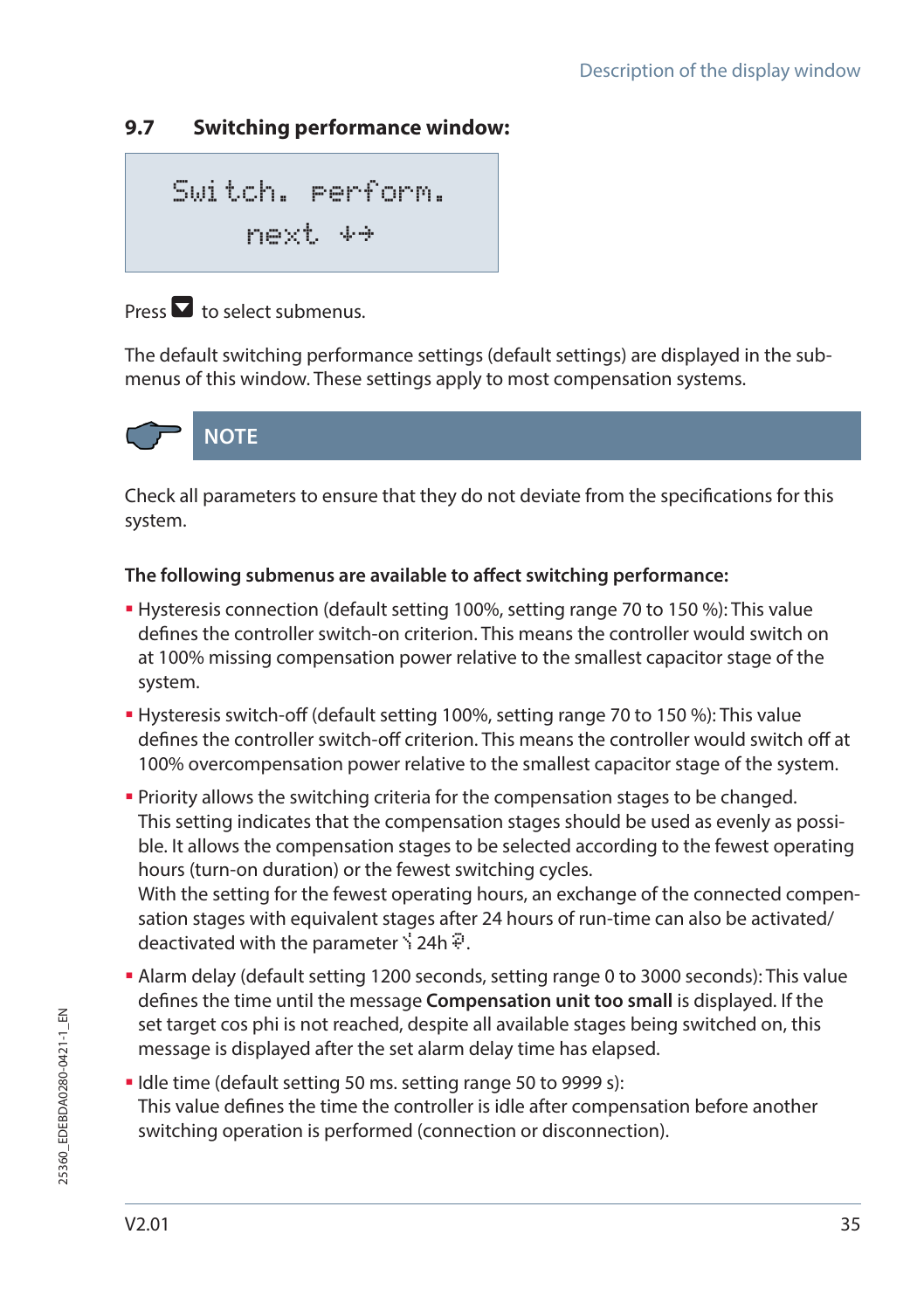## 9.7 Switching performance window:

```
Switch. perform.
    next ↓→
```

Press ▼ to select submenus.

The default switching performance settings (default settings) are displayed in the submenus of this window. These settings apply to most compensation systems.

**NOTE**

Check all parameters to ensure that they do not deviate from the specifications for this system.

**The following submenus are available to affect switching performance:**

- Hysteresis connection (default setting 100%, setting range 70 to 150 %): This value defines the controller switch-on criterion. This means the controller would switch on at 100% missing compensation power relative to the smallest capacitor stage of the system.
- Hysteresis switch-off (default setting 100%, setting range 70 to 150 %): This value defines the controller switch-off criterion. This means the controller would switch off at 100% overcompensation power relative to the smallest capacitor stage of the system.
- Priority allows the switching criteria for the compensation stages to be changed. This setting indicates that the compensation stages should be used as evenly as possible. It allows the compensation stages to be selected according to the fewest operating hours (turn-on duration) or the fewest switching cycles.
  With the setting for the fewest operating hours, an exchange of the connected compensation stages with equivalent stages after 24 hours of run-time can also be activated/deactivated with the parameter ⇅ 24h ?.
- Alarm delay (default setting 1200 seconds, setting range 0 to 3000 seconds): This value defines the time until the message **Compensation unit too small** is displayed. If the set target cos phi is not reached, despite all available stages being switched on, this message is displayed after the set alarm delay time has elapsed.
- Idle time (default setting 50 ms. setting range 50 to 9999 s):
  This value defines the time the controller is idle after compensation before another switching operation is performed (connection or disconnection).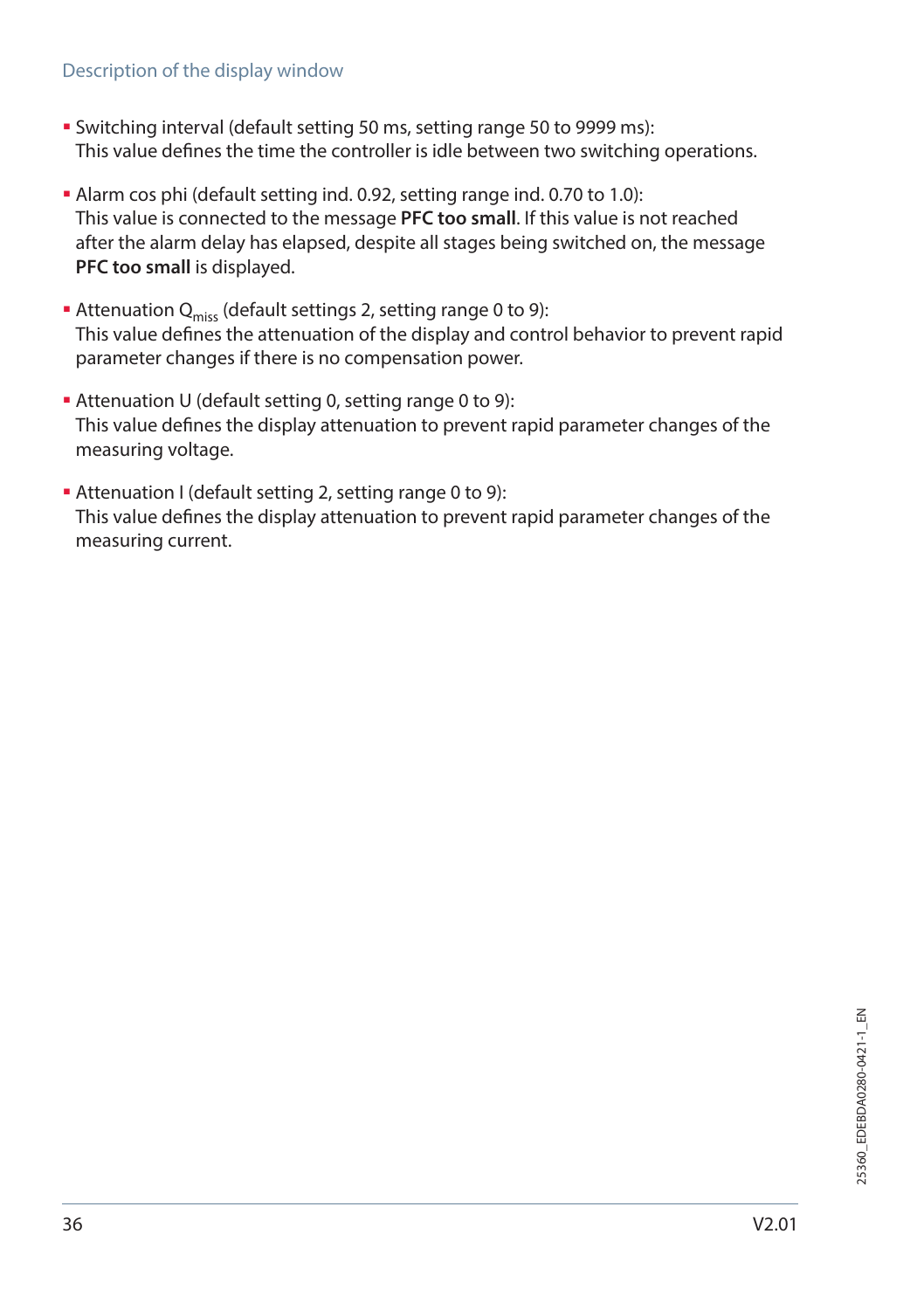- Switching interval (default setting 50 ms, setting range 50 to 9999 ms):
  This value defines the time the controller is idle between two switching operations.

- Alarm cos phi (default setting ind. 0.92, setting range ind. 0.70 to 1.0):
  This value is connected to the message **PFC too small**. If this value is not reached after the alarm delay has elapsed, despite all stages being switched on, the message **PFC too small** is displayed.

- Attenuation $Q_{miss}$ (default settings 2, setting range 0 to 9):
  This value defines the attenuation of the display and control behavior to prevent rapid parameter changes if there is no compensation power.

- Attenuation U (default setting 0, setting range 0 to 9):
  This value defines the display attenuation to prevent rapid parameter changes of the measuring voltage.

- Attenuation I (default setting 2, setting range 0 to 9):
  This value defines the display attenuation to prevent rapid parameter changes of the measuring current.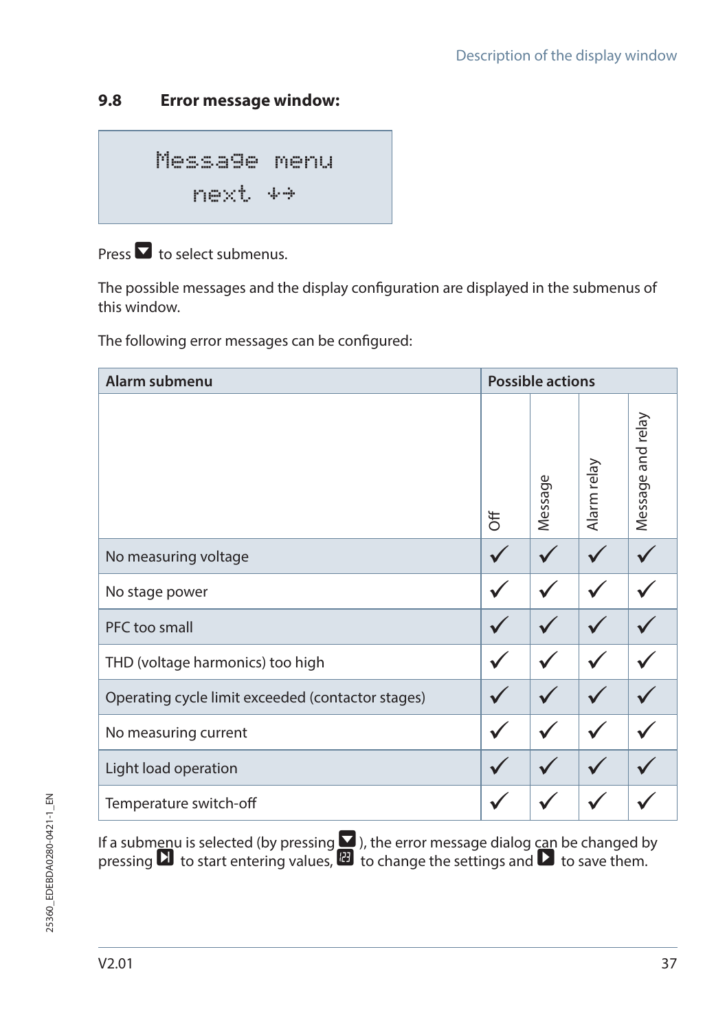## 9.8 Error message window:

```
Message menu
next ↓→
```

Press ▼ to select submenus.

The possible messages and the display configuration are displayed in the submenus of this window.

The following error messages can be configured:

| Alarm submenu | Possible actions | | | |
|---|---|---|---|---|
| | Off | Message | Alarm relay | Message and relay |
| No measuring voltage | ✓ | ✓ | ✓ | ✓ |
| No stage power | ✓ | ✓ | ✓ | ✓ |
| PFC too small | ✓ | ✓ | ✓ | ✓ |
| THD (voltage harmonics) too high | ✓ | ✓ | ✓ | ✓ |
| Operating cycle limit exceeded (contactor stages) | ✓ | ✓ | ✓ | ✓ |
| No measuring current | ✓ | ✓ | ✓ | ✓ |
| Light load operation | ✓ | ✓ | ✓ | ✓ |
| Temperature switch-off | ✓ | ✓ | ✓ | ✓ |

If a submenu is selected (by pressing ▼), the error message dialog can be changed by pressing ⏭ to start entering values, 🔢 to change the settings and ▶ to save them.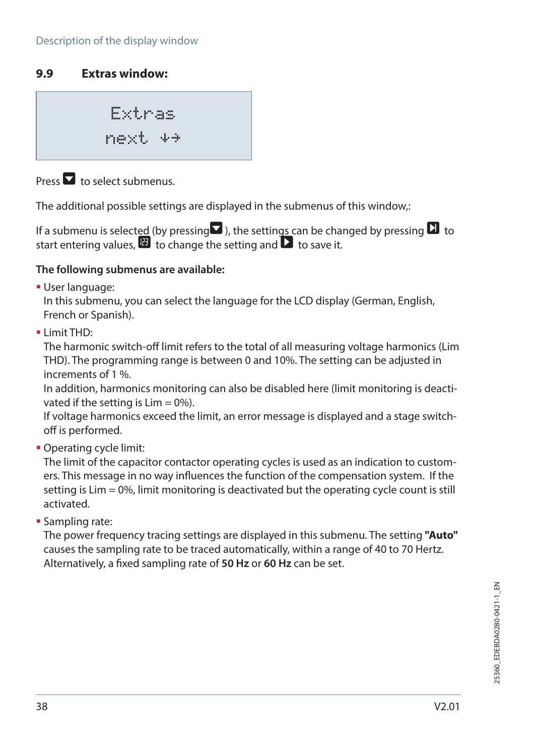## 9.9 Extras window:

```
Extras
next ↓→
```

Press ▼ to select submenus.

The additional possible settings are displayed in the submenus of this window,:

If a submenu is selected (by pressing ▼), the settings can be changed by pressing ⏯ to start entering values, 123 to change the setting and ▶ to save it.

**The following submenus are available:**

- User language:
  In this submenu, you can select the language for the LCD display (German, English, French or Spanish).
- Limit THD:
  The harmonic switch-off limit refers to the total of all measuring voltage harmonics (Lim THD). The programming range is between 0 and 10%. The setting can be adjusted in increments of 1 %.
  In addition, harmonics monitoring can also be disabled here (limit monitoring is deactivated if the setting is Lim = 0%).
  If voltage harmonics exceed the limit, an error message is displayed and a stage switch-off is performed.
- Operating cycle limit:
  The limit of the capacitor contactor operating cycles is used as an indication to customers. This message in no way influences the function of the compensation system. If the setting is Lim = 0%, limit monitoring is deactivated but the operating cycle count is still activated.
- Sampling rate:
  The power frequency tracing settings are displayed in this submenu. The setting **"Auto"** causes the sampling rate to be traced automatically, within a range of 40 to 70 Hertz. Alternatively, a fixed sampling rate of **50 Hz** or **60 Hz** can be set.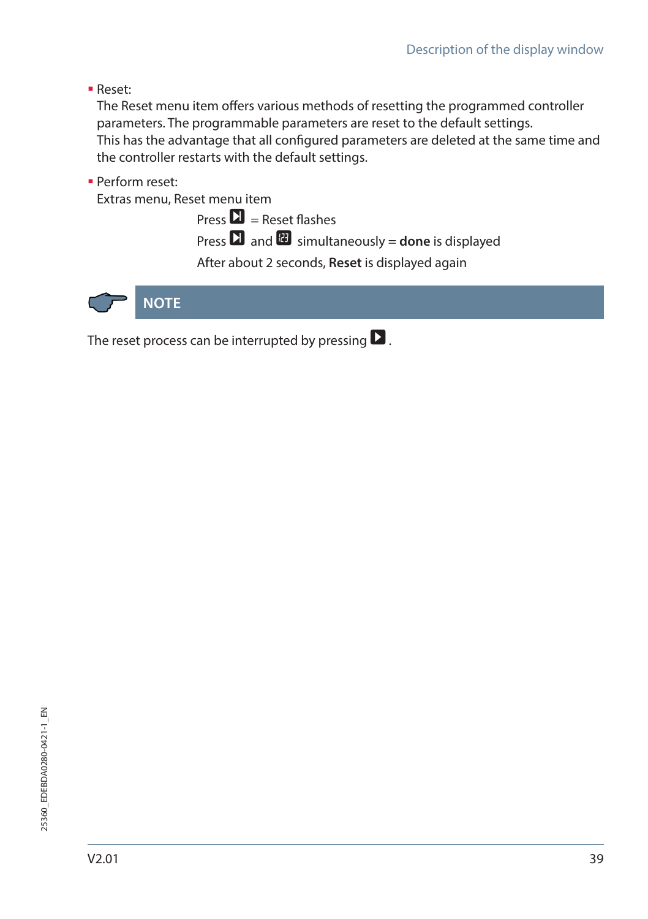- Reset:
  The Reset menu item offers various methods of resetting the programmed controller parameters. The programmable parameters are reset to the default settings.
  This has the advantage that all configured parameters are deleted at the same time and the controller restarts with the default settings.

- Perform reset:
  Extras menu, Reset menu item

  Press ▶ = Reset flashes

  Press ▶ and 123 simultaneously = **done** is displayed

  After about 2 seconds, **Reset** is displayed again

**NOTE**

The reset process can be interrupted by pressing ▶.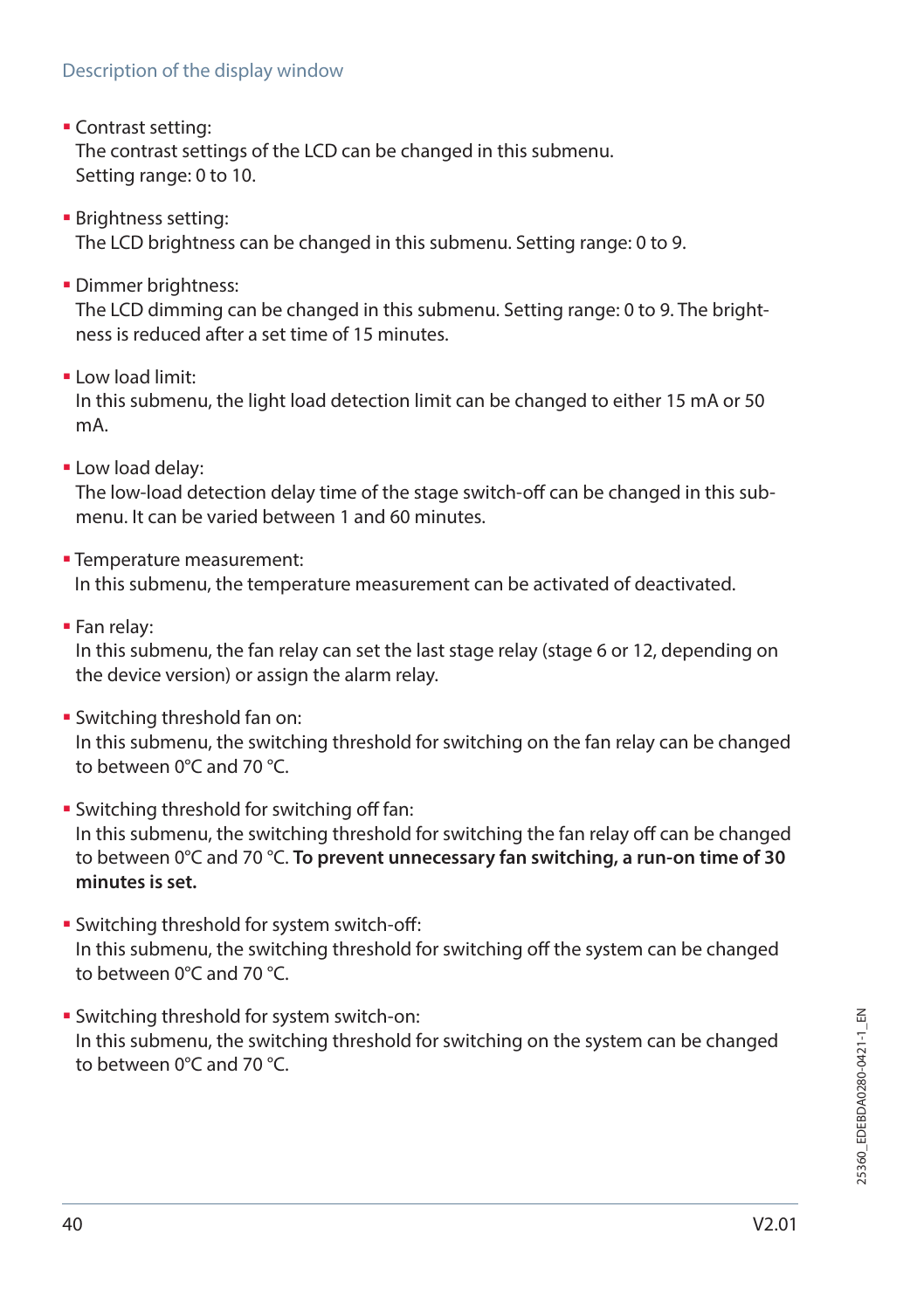- Contrast setting:
  The contrast settings of the LCD can be changed in this submenu.
  Setting range: 0 to 10.

- Brightness setting:
  The LCD brightness can be changed in this submenu. Setting range: 0 to 9.

- Dimmer brightness:
  The LCD dimming can be changed in this submenu. Setting range: 0 to 9. The brightness is reduced after a set time of 15 minutes.

- Low load limit:
  In this submenu, the light load detection limit can be changed to either 15 mA or 50 mA.

- Low load delay:
  The low-load detection delay time of the stage switch-off can be changed in this submenu. It can be varied between 1 and 60 minutes.

- Temperature measurement:
  In this submenu, the temperature measurement can be activated of deactivated.

- Fan relay:
  In this submenu, the fan relay can set the last stage relay (stage 6 or 12, depending on the device version) or assign the alarm relay.

- Switching threshold fan on:
  In this submenu, the switching threshold for switching on the fan relay can be changed to between 0°C and 70 °C.

- Switching threshold for switching off fan:
  In this submenu, the switching threshold for switching the fan relay off can be changed to between 0°C and 70 °C. **To prevent unnecessary fan switching, a run-on time of 30 minutes is set.**

- Switching threshold for system switch-off:
  In this submenu, the switching threshold for switching off the system can be changed to between 0°C and 70 °C.

- Switching threshold for system switch-on:
  In this submenu, the switching threshold for switching on the system can be changed to between 0°C and 70 °C.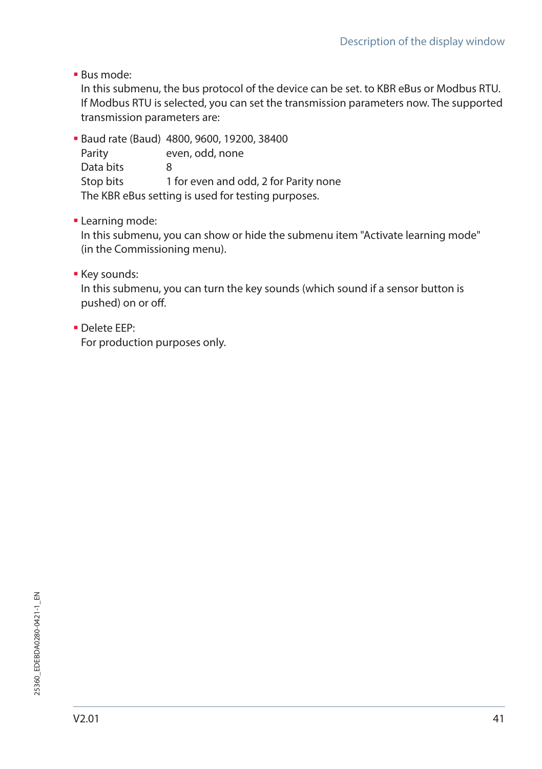- Bus mode:
  In this submenu, the bus protocol of the device can be set. to KBR eBus or Modbus RTU. If Modbus RTU is selected, you can set the transmission parameters now. The supported transmission parameters are:

- Baud rate (Baud) 4800, 9600, 19200, 38400
  Parity even, odd, none
  Data bits 8
  Stop bits 1 for even and odd, 2 for Parity none
  The KBR eBus setting is used for testing purposes.

- Learning mode:
  In this submenu, you can show or hide the submenu item "Activate learning mode" (in the Commissioning menu).

- Key sounds:
  In this submenu, you can turn the key sounds (which sound if a sensor button is pushed) on or off.

- Delete EEP:
  For production purposes only.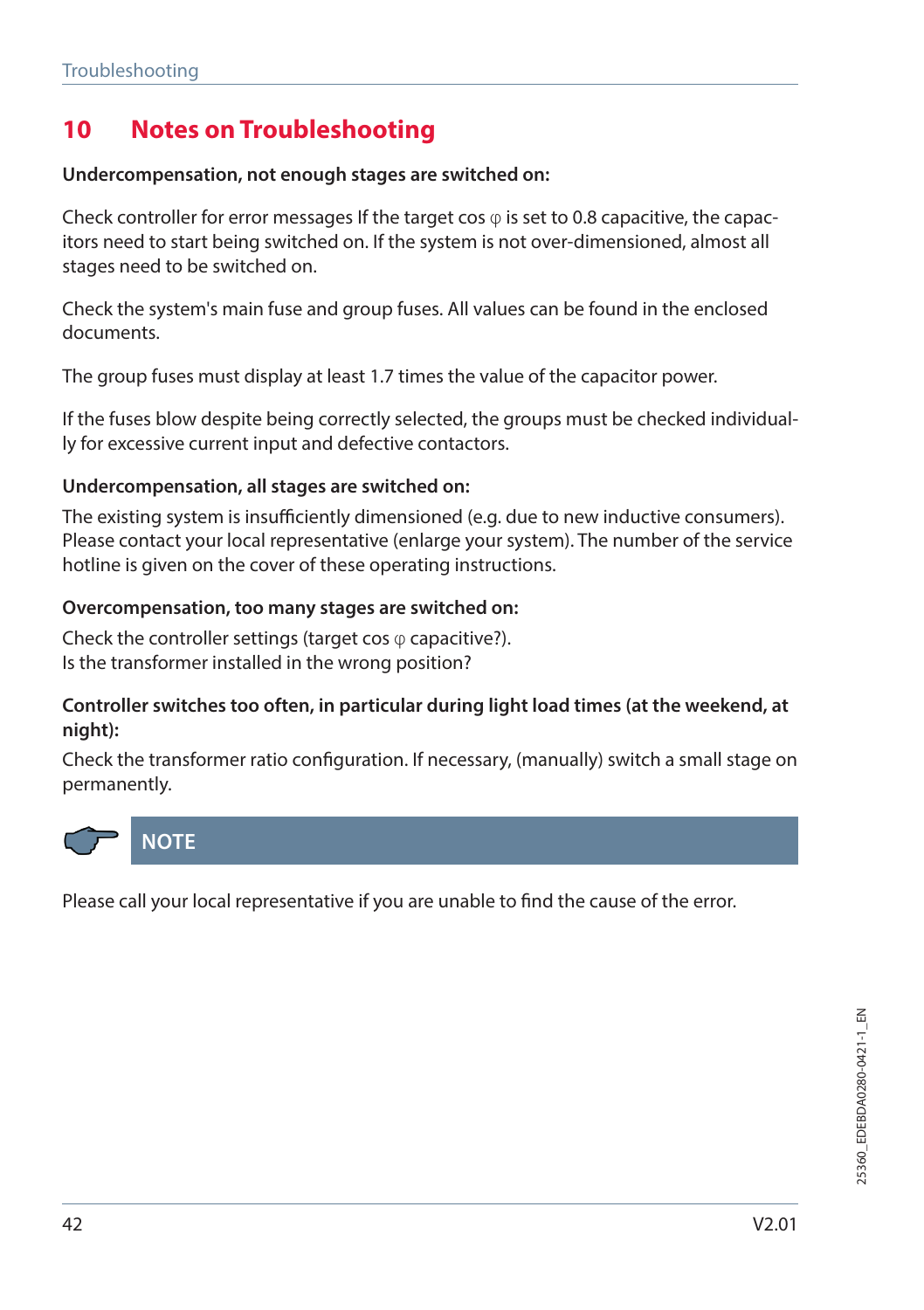# 10 Notes on Troubleshooting

**Undercompensation, not enough stages are switched on:**

Check controller for error messages If the target cos φ is set to 0.8 capacitive, the capacitors need to start being switched on. If the system is not over-dimensioned, almost all stages need to be switched on.

Check the system's main fuse and group fuses. All values can be found in the enclosed documents.

The group fuses must display at least 1.7 times the value of the capacitor power.

If the fuses blow despite being correctly selected, the groups must be checked individually for excessive current input and defective contactors.

**Undercompensation, all stages are switched on:**

The existing system is insufficiently dimensioned (e.g. due to new inductive consumers). Please contact your local representative (enlarge your system). The number of the service hotline is given on the cover of these operating instructions.

**Overcompensation, too many stages are switched on:**

Check the controller settings (target cos φ capacitive?).
Is the transformer installed in the wrong position?

**Controller switches too often, in particular during light load times (at the weekend, at night):**

Check the transformer ratio configuration. If necessary, (manually) switch a small stage on permanently.

**NOTE**

Please call your local representative if you are unable to find the cause of the error.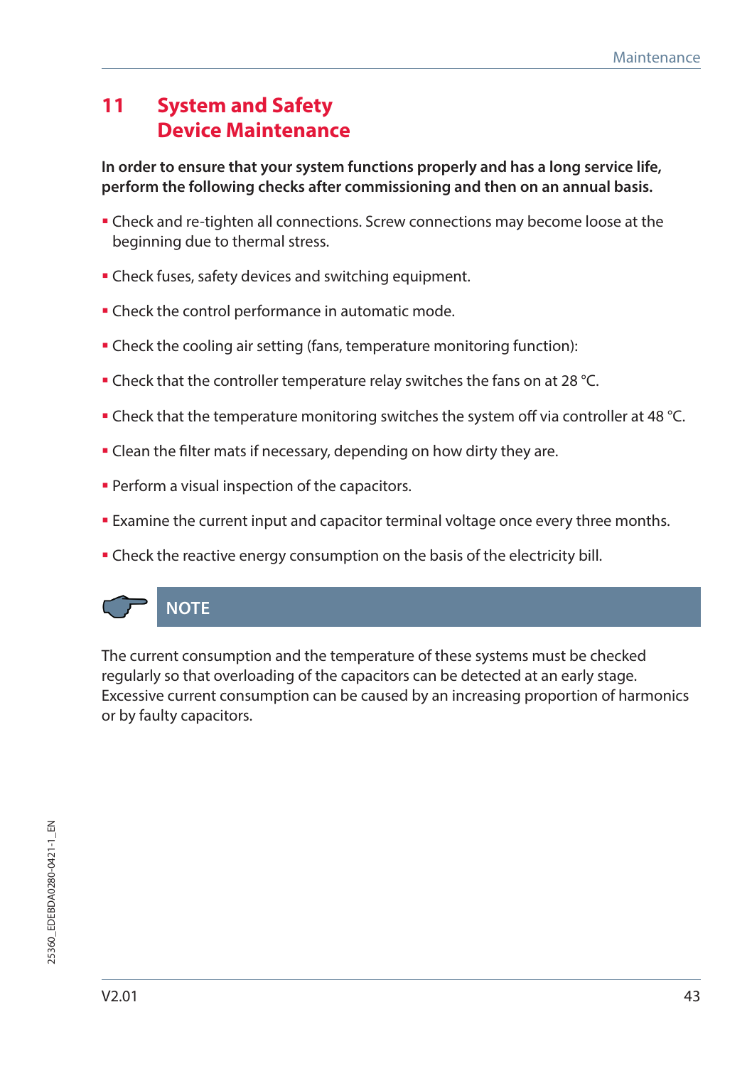# 11 System and Safety Device Maintenance

**In order to ensure that your system functions properly and has a long service life, perform the following checks after commissioning and then on an annual basis.**

- Check and re-tighten all connections. Screw connections may become loose at the beginning due to thermal stress.
- Check fuses, safety devices and switching equipment.
- Check the control performance in automatic mode.
- Check the cooling air setting (fans, temperature monitoring function):
- Check that the controller temperature relay switches the fans on at 28 °C.
- Check that the temperature monitoring switches the system off via controller at 48 °C.
- Clean the filter mats if necessary, depending on how dirty they are.
- Perform a visual inspection of the capacitors.
- Examine the current input and capacitor terminal voltage once every three months.
- Check the reactive energy consumption on the basis of the electricity bill.

**NOTE**

The current consumption and the temperature of these systems must be checked regularly so that overloading of the capacitors can be detected at an early stage. Excessive current consumption can be caused by an increasing proportion of harmonics or by faulty capacitors.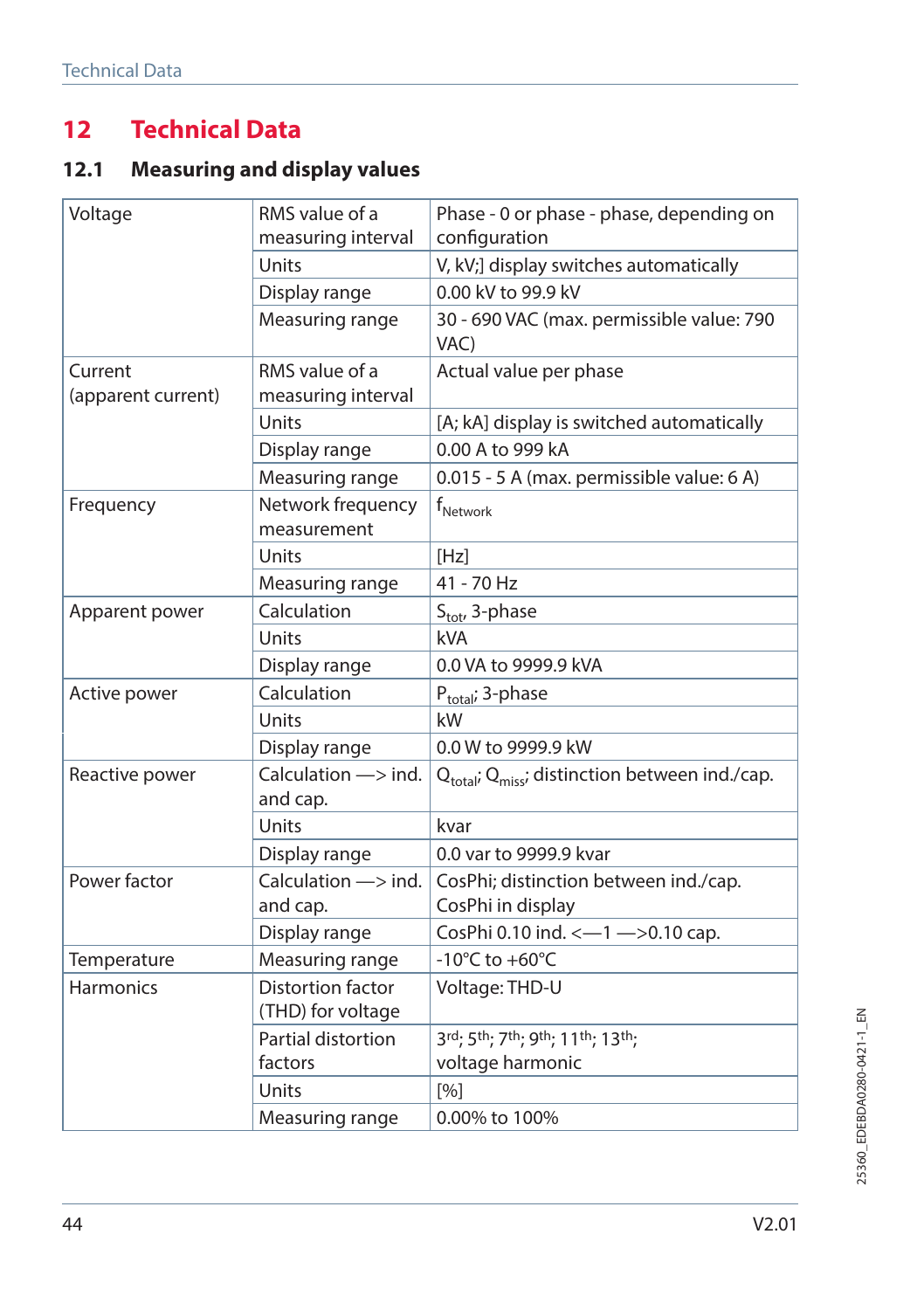# 12 Technical Data

## 12.1 Measuring and display values

| | | |
|---|---|---|
| Voltage | RMS value of a measuring interval | Phase - 0 or phase - phase, depending on configuration |
| | Units | V, kV;] display switches automatically |
| | Display range | 0.00 kV to 99.9 kV |
| | Measuring range | 30 - 690 VAC (max. permissible value: 790 VAC) |
| Current (apparent current) | RMS value of a measuring interval | Actual value per phase |
| | Units | [A; kA] display is switched automatically |
| | Display range | 0.00 A to 999 kA |
| | Measuring range | 0.015 - 5 A (max. permissible value: 6 A) |
| Frequency | Network frequency measurement | $f_{Network}$ |
| | Units | [Hz] |
| | Measuring range | 41 - 70 Hz |
| Apparent power | Calculation | $S_{tot}$, 3-phase |
| | Units | kVA |
| | Display range | 0.0 VA to 9999.9 kVA |
| Active power | Calculation | $P_{total}$; 3-phase |
| | Units | kW |
| | Display range | 0.0 W to 9999.9 kW |
| Reactive power | Calculation —> ind. and cap. | $Q_{total}$; $Q_{miss}$; distinction between ind./cap. |
| | Units | kvar |
| | Display range | 0.0 var to 9999.9 kvar |
| Power factor | Calculation —> ind. and cap. | CosPhi; distinction between ind./cap. CosPhi in display |
| | Display range | CosPhi 0.10 ind. <—1 —>0.10 cap. |
| Temperature | Measuring range | -10°C to +60°C |
| Harmonics | Distortion factor (THD) for voltage | Voltage: THD-U |
| | Partial distortion factors | 3rd; 5th; 7th; 9th; 11th; 13th; voltage harmonic |
| | Units | [%] |
| | Measuring range | 0.00% to 100% |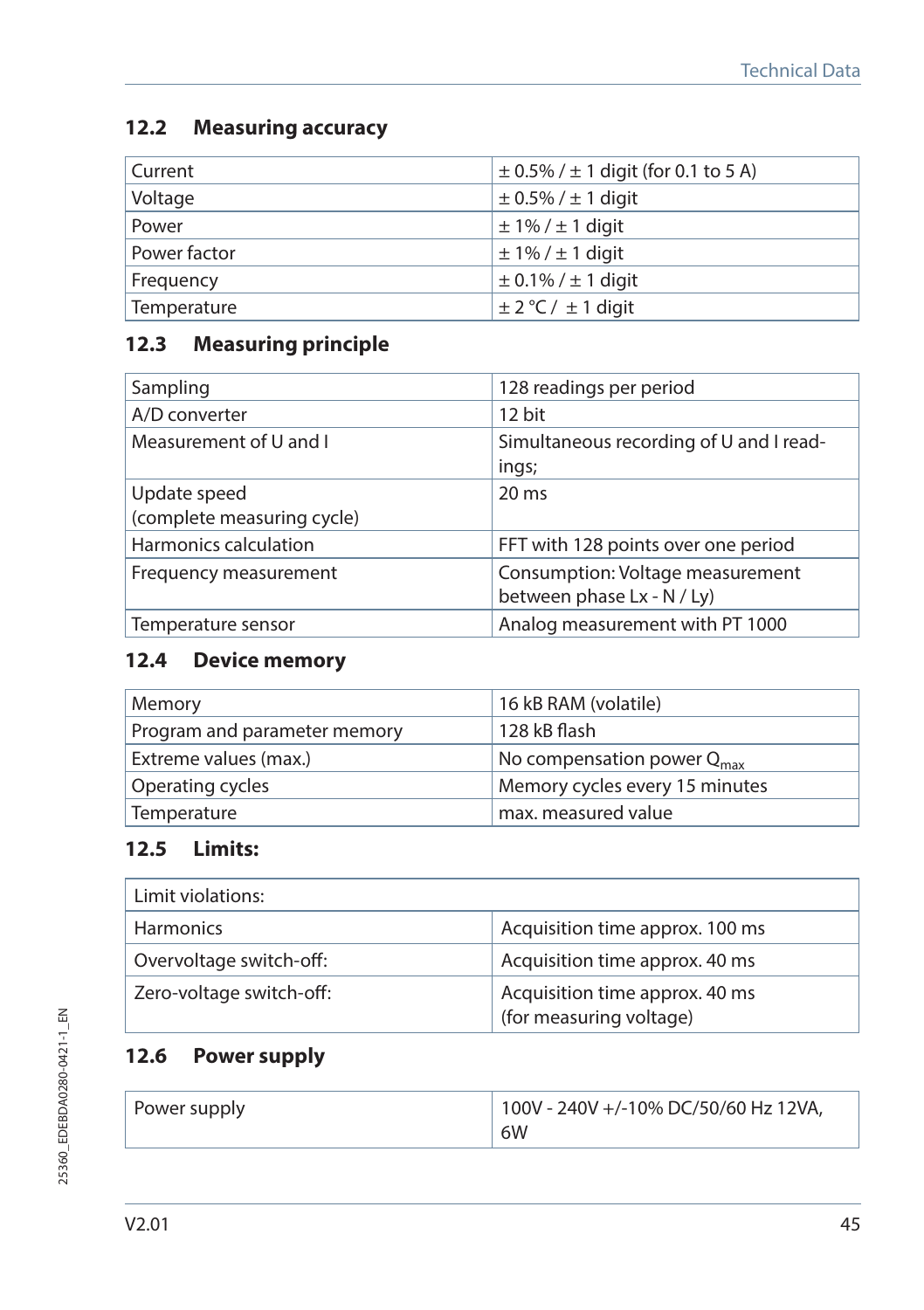## 12.2 Measuring accuracy

| | |
|---|---|
| Current | ± 0.5% / ± 1 digit (for 0.1 to 5 A) |
| Voltage | ± 0.5% / ± 1 digit |
| Power | ± 1% / ± 1 digit |
| Power factor | ± 1% / ± 1 digit |
| Frequency | ± 0.1% / ± 1 digit |
| Temperature | ± 2 °C / ± 1 digit |

## 12.3 Measuring principle

| | |
|---|---|
| Sampling | 128 readings per period |
| A/D converter | 12 bit |
| Measurement of U and I | Simultaneous recording of U and I readings; |
| Update speed (complete measuring cycle) | 20 ms |
| Harmonics calculation | FFT with 128 points over one period |
| Frequency measurement | Consumption: Voltage measurement between phase Lx - N / Ly) |
| Temperature sensor | Analog measurement with PT 1000 |

## 12.4 Device memory

| | |
|---|---|
| Memory | 16 kB RAM (volatile) |
| Program and parameter memory | 128 kB flash |
| Extreme values (max.) | No compensation power $Q_{max}$ |
| Operating cycles | Memory cycles every 15 minutes |
| Temperature | max. measured value |

## 12.5 Limits:

| Limit violations: | |
|---|---|
| Harmonics | Acquisition time approx. 100 ms |
| Overvoltage switch-off: | Acquisition time approx. 40 ms |
| Zero-voltage switch-off: | Acquisition time approx. 40 ms (for measuring voltage) |

## 12.6 Power supply

| | |
|---|---|
| Power supply | 100V - 240V +/-10% DC/50/60 Hz 12VA, 6W |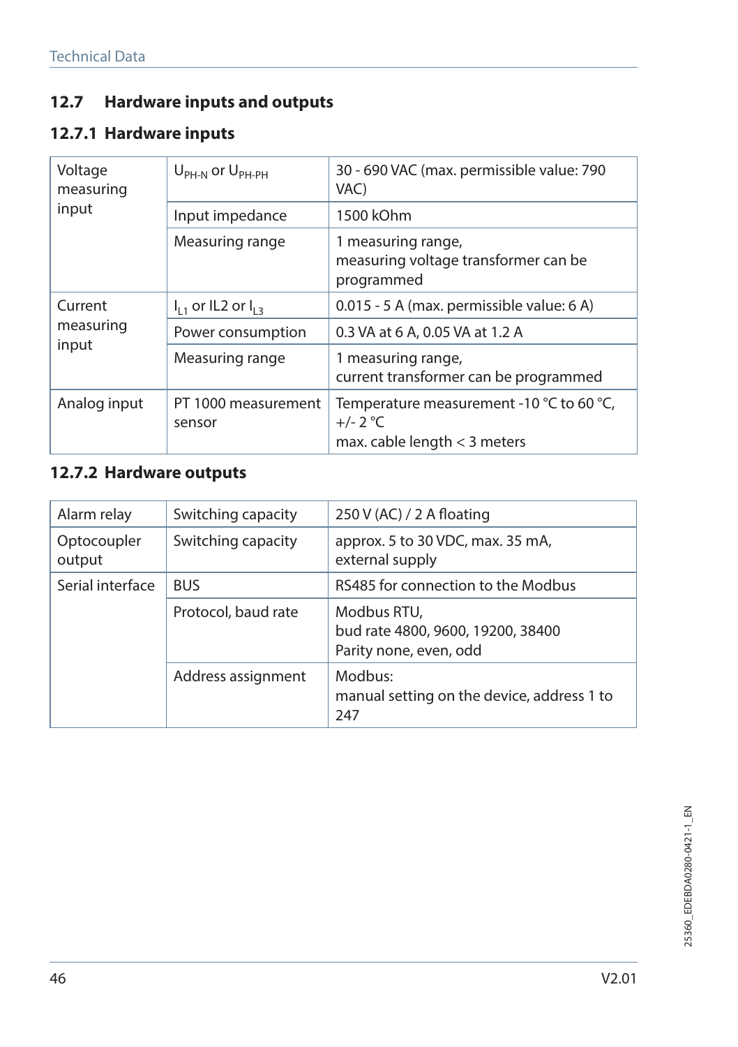## 12.7 Hardware inputs and outputs

### 12.7.1 Hardware inputs

| | | |
|---|---|---|
| Voltage measuring input | $U_{PH-N}$ or $U_{PH-PH}$ | 30 - 690 VAC (max. permissible value: 790 VAC) |
| | Input impedance | 1500 kOhm |
| | Measuring range | 1 measuring range,<br>measuring voltage transformer can be programmed |
| Current measuring input | $I_{L1}$ or IL2 or $I_{L3}$ | 0.015 - 5 A (max. permissible value: 6 A) |
| | Power consumption | 0.3 VA at 6 A, 0.05 VA at 1.2 A |
| | Measuring range | 1 measuring range,<br>current transformer can be programmed |
| Analog input | PT 1000 measurement sensor | Temperature measurement -10 °C to 60 °C, +/- 2 °C<br>max. cable length < 3 meters |

### 12.7.2 Hardware outputs

| | | |
|---|---|---|
| Alarm relay | Switching capacity | 250 V (AC) / 2 A floating |
| Optocoupler output | Switching capacity | approx. 5 to 30 VDC, max. 35 mA,<br>external supply |
| Serial interface | BUS | RS485 for connection to the Modbus |
| | Protocol, baud rate | Modbus RTU,<br>bud rate 4800, 9600, 19200, 38400<br>Parity none, even, odd |
| | Address assignment | Modbus:<br>manual setting on the device, address 1 to 247 |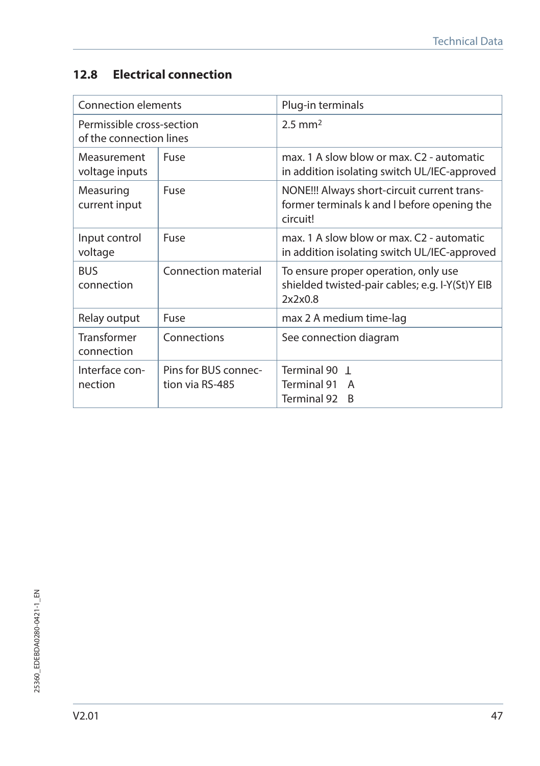## 12.8 Electrical connection

| Connection elements | | Plug-in terminals |
|---|---|---|
| Permissible cross-section of the connection lines | | 2.5 mm² |
| Measurement voltage inputs | Fuse | max. 1 A slow blow or max. C2 - automatic in addition isolating switch UL/IEC-approved |
| Measuring current input | Fuse | NONE!!! Always short-circuit current transformer terminals k and l before opening the circuit! |
| Input control voltage | Fuse | max. 1 A slow blow or max. C2 - automatic in addition isolating switch UL/IEC-approved |
| BUS connection | Connection material | To ensure proper operation, only use shielded twisted-pair cables; e.g. I-Y(St)Y EIB 2x2x0.8 |
| Relay output | Fuse | max 2 A medium time-lag |
| Transformer connection | Connections | See connection diagram |
| Interface connection | Pins for BUS connection via RS-485 | Terminal 90 ⊥<br>Terminal 91 A<br>Terminal 92 B |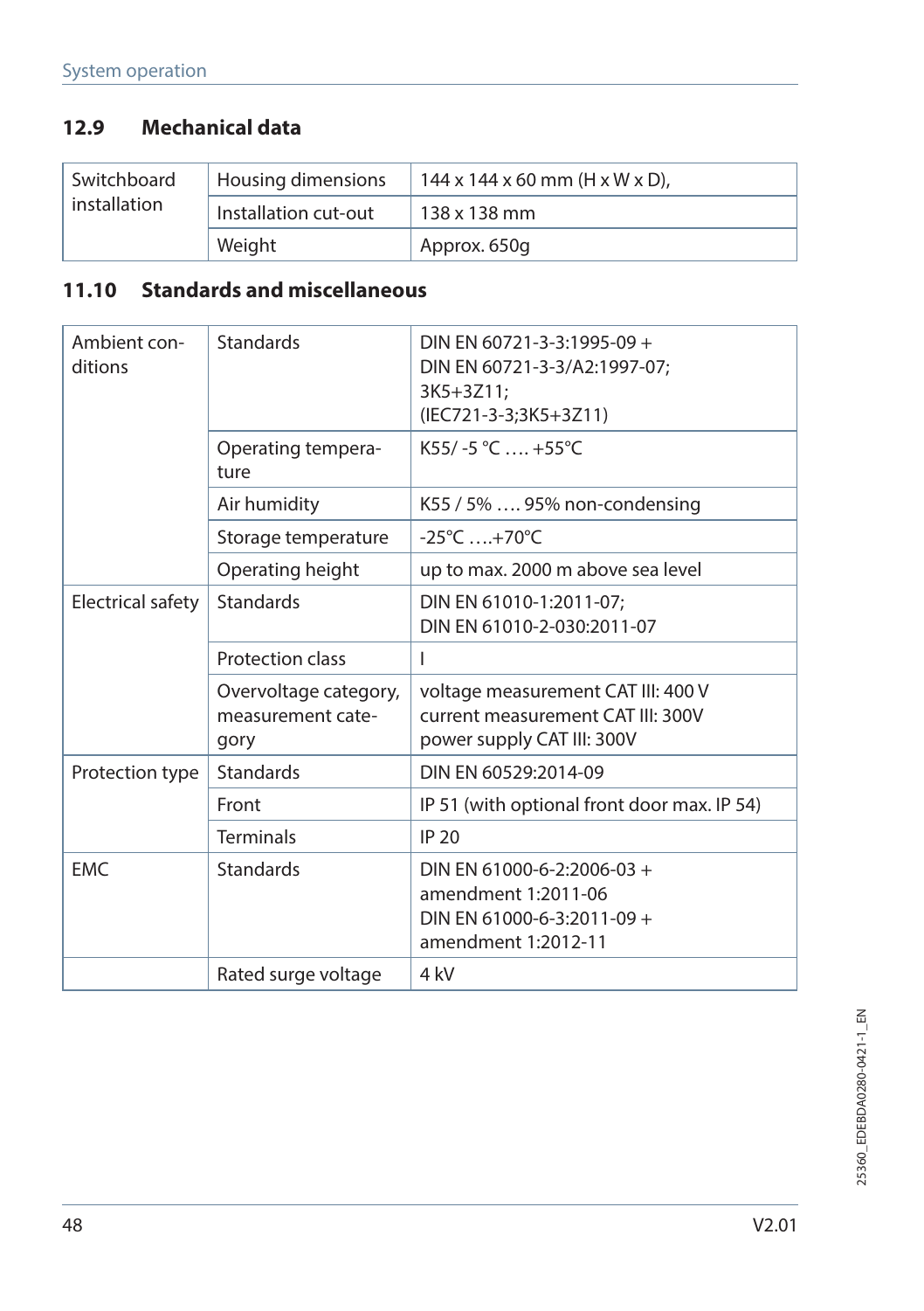## 12.9 Mechanical data

| Switchboard installation | Housing dimensions | 144 x 144 x 60 mm (H x W x D), |
|---|---|---|
| | Installation cut-out | 138 x 138 mm |
| | Weight | Approx. 650g |

## 11.10 Standards and miscellaneous

| Ambient conditions | Standards | DIN EN 60721-3-3:1995-09 + DIN EN 60721-3-3/A2:1997-07; 3K5+3Z11; (IEC721-3-3;3K5+3Z11) |
|---|---|---|
| | Operating temperature | K55/ -5 °C …. +55°C |
| | Air humidity | K55 / 5% …. 95% non-condensing |
| | Storage temperature | -25°C ….+70°C |
| | Operating height | up to max. 2000 m above sea level |
| Electrical safety | Standards | DIN EN 61010-1:2011-07; DIN EN 61010-2-030:2011-07 |
| | Protection class | I |
| | Overvoltage category, measurement category | voltage measurement CAT III: 400 V<br>current measurement CAT III: 300V<br>power supply CAT III: 300V |
| Protection type | Standards | DIN EN 60529:2014-09 |
| | Front | IP 51 (with optional front door max. IP 54) |
| | Terminals | IP 20 |
| EMC | Standards | DIN EN 61000-6-2:2006-03 + amendment 1:2011-06<br>DIN EN 61000-6-3:2011-09 + amendment 1:2012-11 |
| | Rated surge voltage | 4 kV |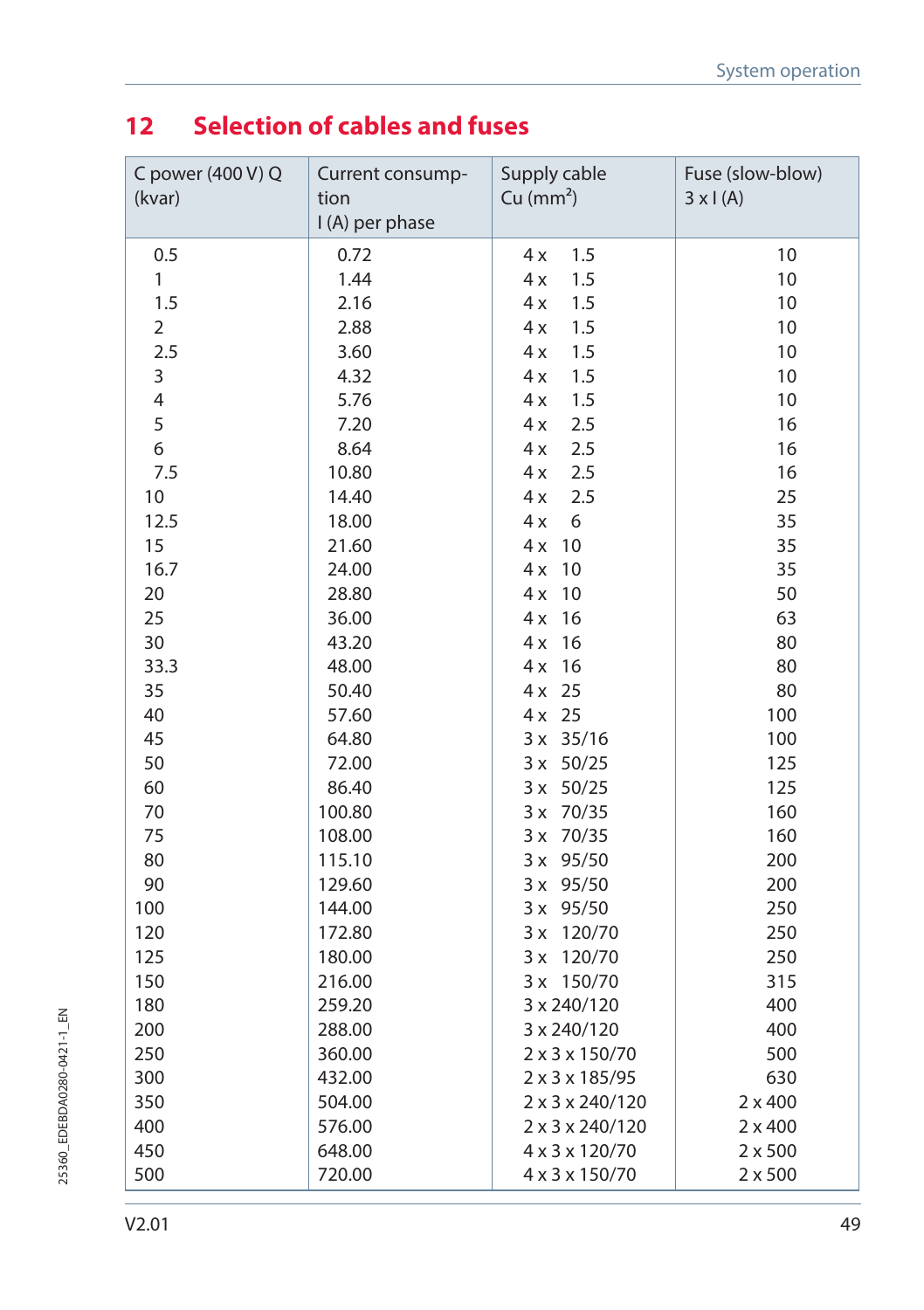## 12 Selection of cables and fuses

| C power (400 V) Q (kvar) | Current consumption I (A) per phase | Supply cable Cu (mm²) | Fuse (slow-blow) 3 x I (A) |
|---|---|---|---|
| 0.5 | 0.72 | 4 x 1.5 | 10 |
| 1 | 1.44 | 4 x 1.5 | 10 |
| 1.5 | 2.16 | 4 x 1.5 | 10 |
| 2 | 2.88 | 4 x 1.5 | 10 |
| 2.5 | 3.60 | 4 x 1.5 | 10 |
| 3 | 4.32 | 4 x 1.5 | 10 |
| 4 | 5.76 | 4 x 1.5 | 10 |
| 5 | 7.20 | 4 x 2.5 | 16 |
| 6 | 8.64 | 4 x 2.5 | 16 |
| 7.5 | 10.80 | 4 x 2.5 | 16 |
| 10 | 14.40 | 4 x 2.5 | 25 |
| 12.5 | 18.00 | 4 x 6 | 35 |
| 15 | 21.60 | 4 x 10 | 35 |
| 16.7 | 24.00 | 4 x 10 | 35 |
| 20 | 28.80 | 4 x 10 | 50 |
| 25 | 36.00 | 4 x 16 | 63 |
| 30 | 43.20 | 4 x 16 | 80 |
| 33.3 | 48.00 | 4 x 16 | 80 |
| 35 | 50.40 | 4 x 25 | 80 |
| 40 | 57.60 | 4 x 25 | 100 |
| 45 | 64.80 | 3 x 35/16 | 100 |
| 50 | 72.00 | 3 x 50/25 | 125 |
| 60 | 86.40 | 3 x 50/25 | 125 |
| 70 | 100.80 | 3 x 70/35 | 160 |
| 75 | 108.00 | 3 x 70/35 | 160 |
| 80 | 115.10 | 3 x 95/50 | 200 |
| 90 | 129.60 | 3 x 95/50 | 200 |
| 100 | 144.00 | 3 x 95/50 | 250 |
| 120 | 172.80 | 3 x 120/70 | 250 |
| 125 | 180.00 | 3 x 120/70 | 250 |
| 150 | 216.00 | 3 x 150/70 | 315 |
| 180 | 259.20 | 3 x 240/120 | 400 |
| 200 | 288.00 | 3 x 240/120 | 400 |
| 250 | 360.00 | 2 x 3 x 150/70 | 500 |
| 300 | 432.00 | 2 x 3 x 185/95 | 630 |
| 350 | 504.00 | 2 x 3 x 240/120 | 2 x 400 |
| 400 | 576.00 | 2 x 3 x 240/120 | 2 x 400 |
| 450 | 648.00 | 4 x 3 x 120/70 | 2 x 500 |
| 500 | 720.00 | 4 x 3 x 150/70 | 2 x 500 |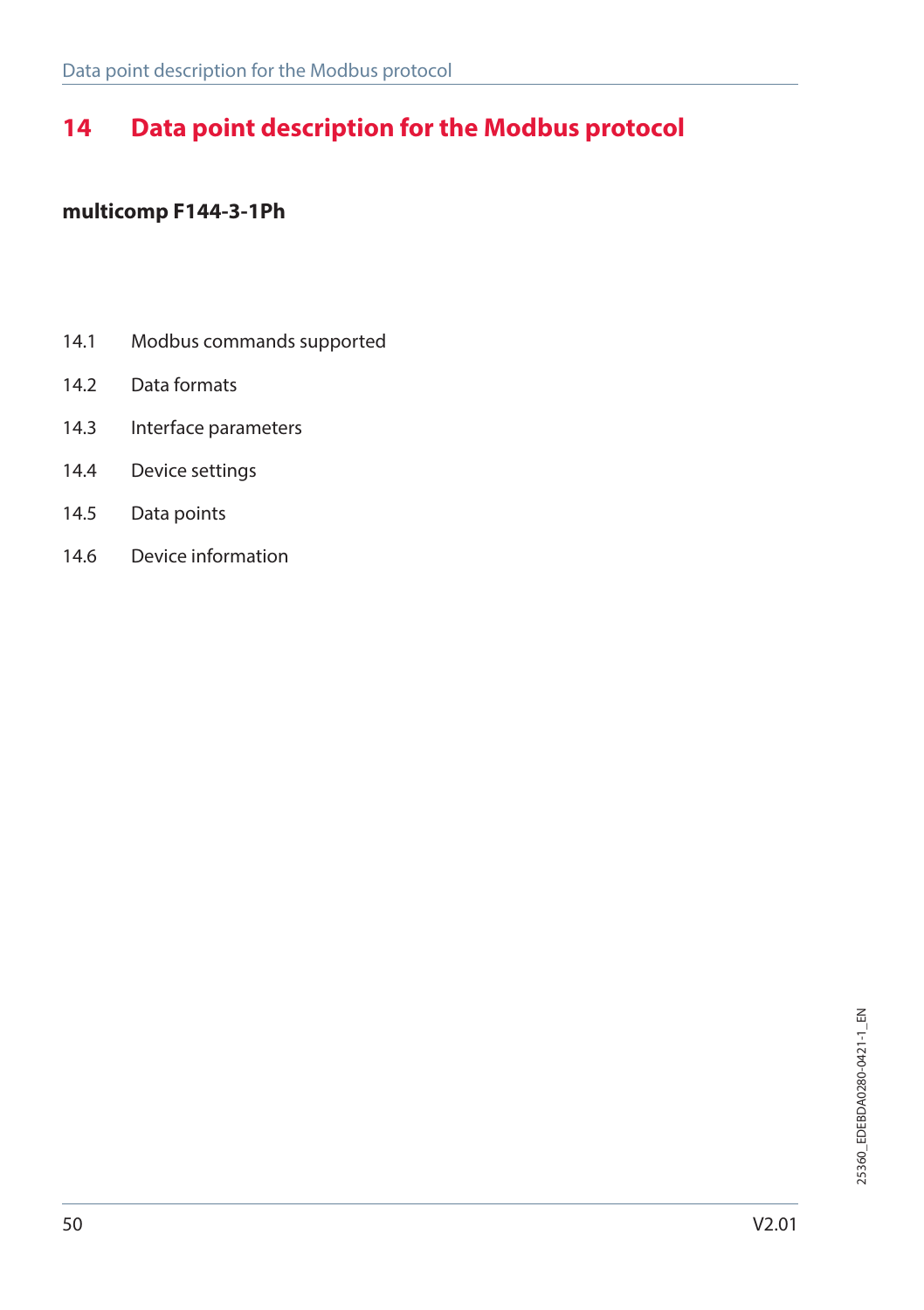# 14 Data point description for the Modbus protocol

**multicomp F144-3-1Ph**

14.1 Modbus commands supported

14.2 Data formats

14.3 Interface parameters

14.4 Device settings

14.5 Data points

14.6 Device information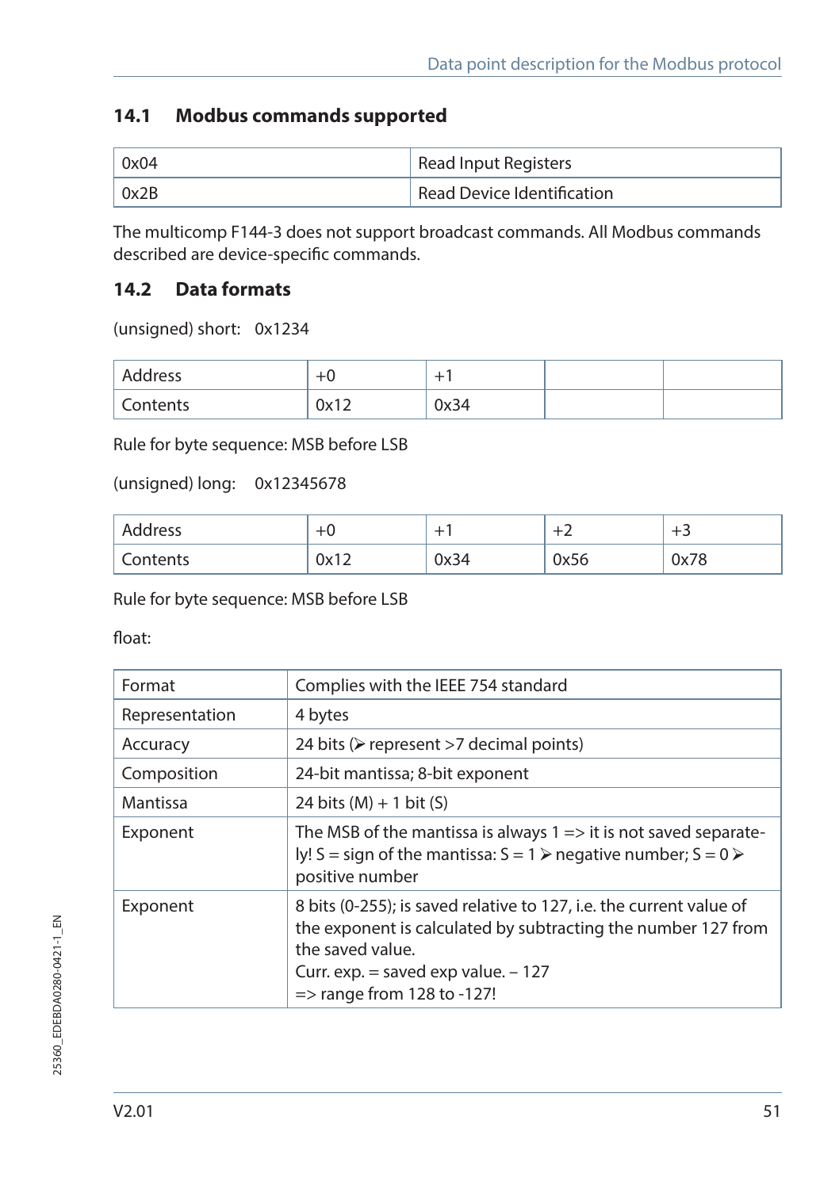## 14.1 Modbus commands supported

| 0x04 | Read Input Registers |
|---|---|
| 0x2B | Read Device Identification |

The multicomp F144-3 does not support broadcast commands. All Modbus commands described are device-specific commands.

## 14.2 Data formats

(unsigned) short: 0x1234

| Address | +0 | +1 | | |
|---|---|---|---|---|
| Contents | 0x12 | 0x34 | | |

Rule for byte sequence: MSB before LSB

(unsigned) long: 0x12345678

| Address | +0 | +1 | +2 | +3 |
|---|---|---|---|---|
| Contents | 0x12 | 0x34 | 0x56 | 0x78 |

Rule for byte sequence: MSB before LSB

float:

| Format | Complies with the IEEE 754 standard |
|---|---|
| Representation | 4 bytes |
| Accuracy | 24 bits (➢ represent >7 decimal points) |
| Composition | 24-bit mantissa; 8-bit exponent |
| Mantissa | 24 bits (M) + 1 bit (S) |
| Exponent | The MSB of the mantissa is always 1 => it is not saved separately! S = sign of the mantissa: S = 1 ➢ negative number; S = 0 ➢ positive number |
| Exponent | 8 bits (0-255); is saved relative to 127, i.e. the current value of the exponent is calculated by subtracting the number 127 from the saved value.<br>Curr. exp. = saved exp value. – 127<br>=> range from 128 to -127! |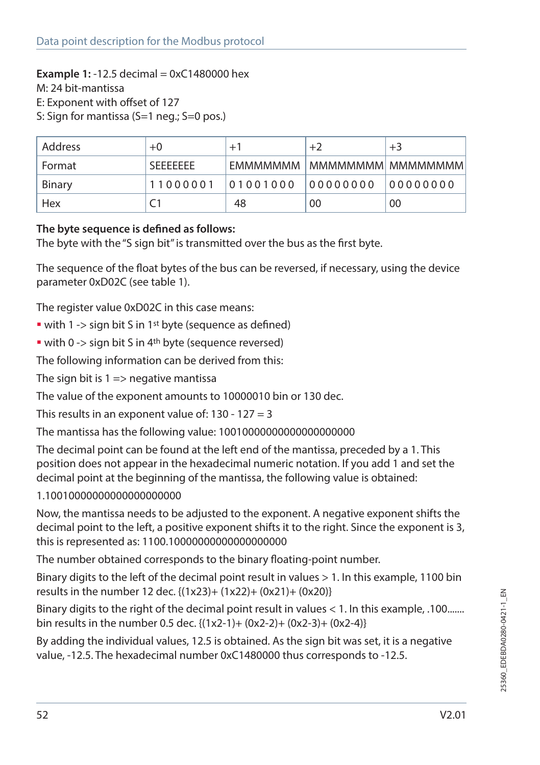**Example 1:** -12.5 decimal = 0xC1480000 hex
M: 24 bit-mantissa
E: Exponent with offset of 127
S: Sign for mantissa (S=1 neg.; S=0 pos.)

| Address | +0 | +1 | +2 | +3 |
|---|---|---|---|---|
| Format | SEEEEEEE | EMMMMMMM | MMMMMMMM | MMMMMMMM |
| Binary | 11000001 | 01001000 | 00000000 | 00000000 |
| Hex | C1 | 48 | 00 | 00 |

**The byte sequence is defined as follows:**
The byte with the "S sign bit" is transmitted over the bus as the first byte.

The sequence of the float bytes of the bus can be reversed, if necessary, using the device parameter 0xD02C (see table 1).

The register value 0xD02C in this case means:

- with 1 -> sign bit S in 1st byte (sequence as defined)
- with 0 -> sign bit S in 4th byte (sequence reversed)

The following information can be derived from this:

The sign bit is 1 => negative mantissa

The value of the exponent amounts to 10000010 bin or 130 dec.

This results in an exponent value of: 130 - 127 = 3

The mantissa has the following value: 10010000000000000000000

The decimal point can be found at the left end of the mantissa, preceded by a 1. This position does not appear in the hexadecimal numeric notation. If you add 1 and set the decimal point at the beginning of the mantissa, the following value is obtained:

1.10010000000000000000000

Now, the mantissa needs to be adjusted to the exponent. A negative exponent shifts the decimal point to the left, a positive exponent shifts it to the right. Since the exponent is 3, this is represented as: 1100.10000000000000000000

The number obtained corresponds to the binary floating-point number.

Binary digits to the left of the decimal point result in values > 1. In this example, 1100 bin results in the number 12 dec. $\{(1x2^3)+(1x2^2)+(0x2^1)+(0x2^0)\}$

Binary digits to the right of the decimal point result in values < 1. In this example, .100....... bin results in the number 0.5 dec. $\{(1x2^{-1})+(0x2^{-2})+(0x2^{-3})+(0x2^{-4})\}$

By adding the individual values, 12.5 is obtained. As the sign bit was set, it is a negative value, -12.5. The hexadecimal number 0xC1480000 thus corresponds to -12.5.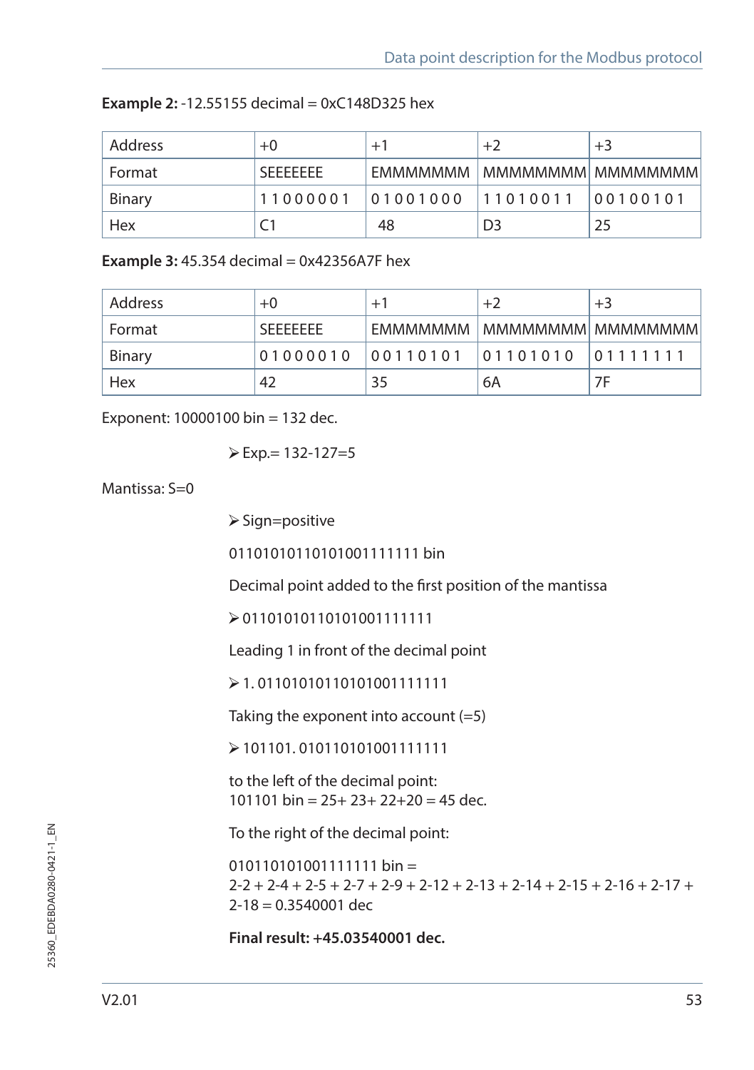**Example 2:** -12.55155 decimal = 0xC148D325 hex

| Address | +0 | +1 | +2 | +3 |
|---|---|---|---|---|
| Format | SEEEEEEE | EMMMMMMM | MMMMMMMM | MMMMMMMM |
| Binary | 1 1 0 0 0 0 0 1 | 0 1 0 0 1 0 0 0 | 1 1 0 1 0 0 1 1 | 0 0 1 0 0 1 0 1 |
| Hex | C1 | 48 | D3 | 25 |

**Example 3:** 45.354 decimal = 0x42356A7F hex

| Address | +0 | +1 | +2 | +3 |
|---|---|---|---|---|
| Format | SEEEEEEE | EMMMMMMM | MMMMMMMM | MMMMMMMM |
| Binary | 0 1 0 0 0 0 1 0 | 0 0 1 1 0 1 0 1 | 0 1 1 0 1 0 1 0 | 0 1 1 1 1 1 1 1 |
| Hex | 42 | 35 | 6A | 7F |

Exponent: 10000100 bin = 132 dec.

➢ Exp.= 132-127=5

Mantissa: S=0

➢ Sign=positive

01101010110101001111111 bin

Decimal point added to the first position of the mantissa

➢ 01101010110101001111111

Leading 1 in front of the decimal point

➢ 1. 01101010110101001111111

Taking the exponent into account (=5)

➢ 101101. 010110101001111111

to the left of the decimal point:
101101 bin = 25+ 23+ 22+20 = 45 dec.

To the right of the decimal point:

010110101001111111 bin =
2-2 + 2-4 + 2-5 + 2-7 + 2-9 + 2-12 + 2-13 + 2-14 + 2-15 + 2-16 + 2-17 + 2-18 = 0.3540001 dec

**Final result: +45.03540001 dec.**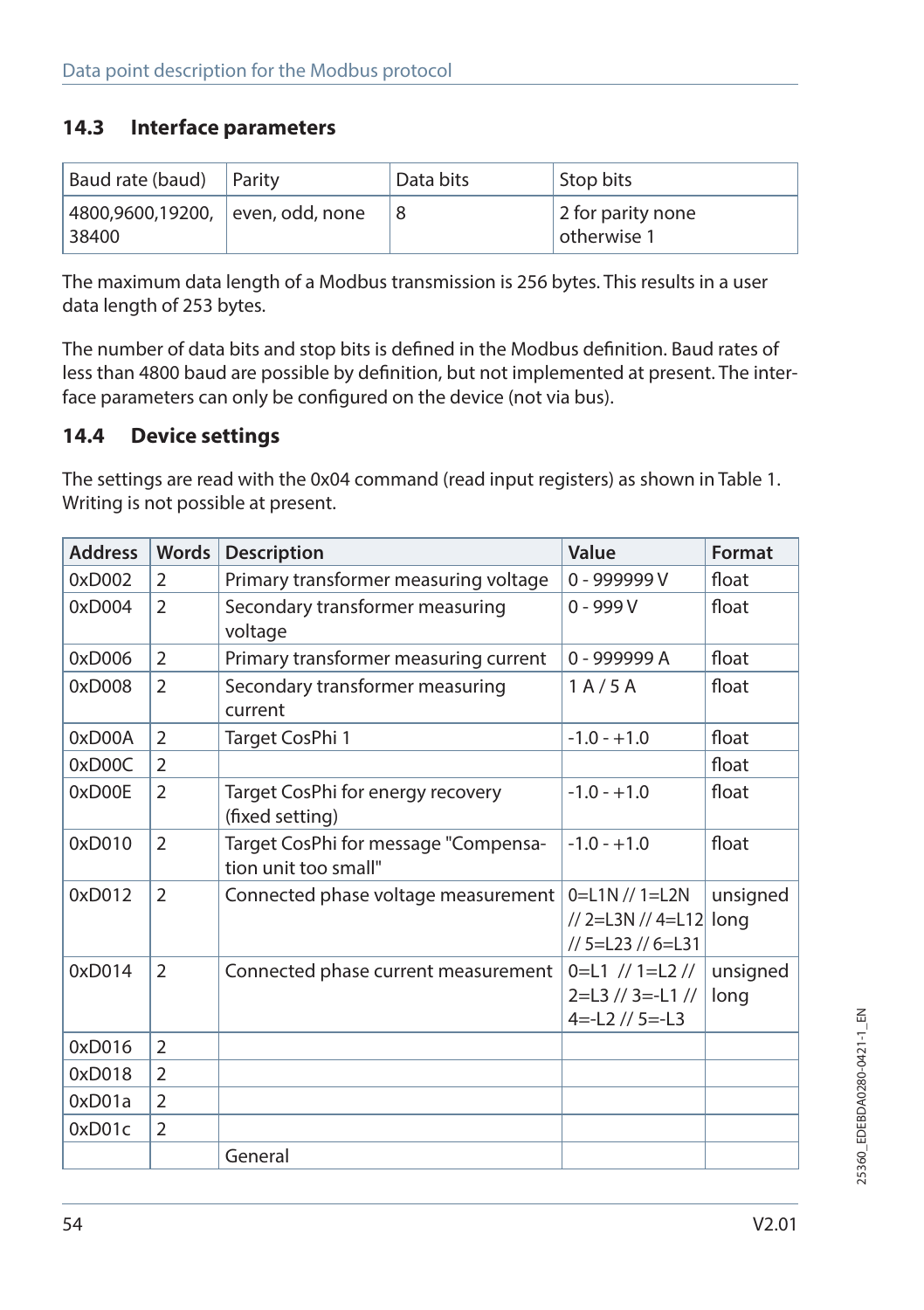## 14.3 Interface parameters

| Baud rate (baud) | Parity | Data bits | Stop bits |
|---|---|---|---|
| 4800,9600,19200, 38400 | even, odd, none | 8 | 2 for parity none otherwise 1 |

The maximum data length of a Modbus transmission is 256 bytes. This results in a user data length of 253 bytes.

The number of data bits and stop bits is defined in the Modbus definition. Baud rates of less than 4800 baud are possible by definition, but not implemented at present. The interface parameters can only be configured on the device (not via bus).

## 14.4 Device settings

The settings are read with the 0x04 command (read input registers) as shown in Table 1. Writing is not possible at present.

| Address | Words | Description | Value | Format |
|---|---|---|---|---|
| 0xD002 | 2 | Primary transformer measuring voltage | 0 - 999999 V | float |
| 0xD004 | 2 | Secondary transformer measuring voltage | 0 - 999 V | float |
| 0xD006 | 2 | Primary transformer measuring current | 0 - 999999 A | float |
| 0xD008 | 2 | Secondary transformer measuring current | 1 A / 5 A | float |
| 0xD00A | 2 | Target CosPhi 1 | -1.0 - +1.0 | float |
| 0xD00C | 2 | | | float |
| 0xD00E | 2 | Target CosPhi for energy recovery (fixed setting) | -1.0 - +1.0 | float |
| 0xD010 | 2 | Target CosPhi for message "Compensation unit too small" | -1.0 - +1.0 | float |
| 0xD012 | 2 | Connected phase voltage measurement | 0=L1N // 1=L2N // 2=L3N // 4=L12 // 5=L23 // 6=L31 | unsigned long |
| 0xD014 | 2 | Connected phase current measurement | 0=L1 // 1=L2 // 2=L3 // 3=-L1 // 4=-L2 // 5=-L3 | unsigned long |
| 0xD016 | 2 | | | |
| 0xD018 | 2 | | | |
| 0xD01a | 2 | | | |
| 0xD01c | 2 | | | |
| | | General | | |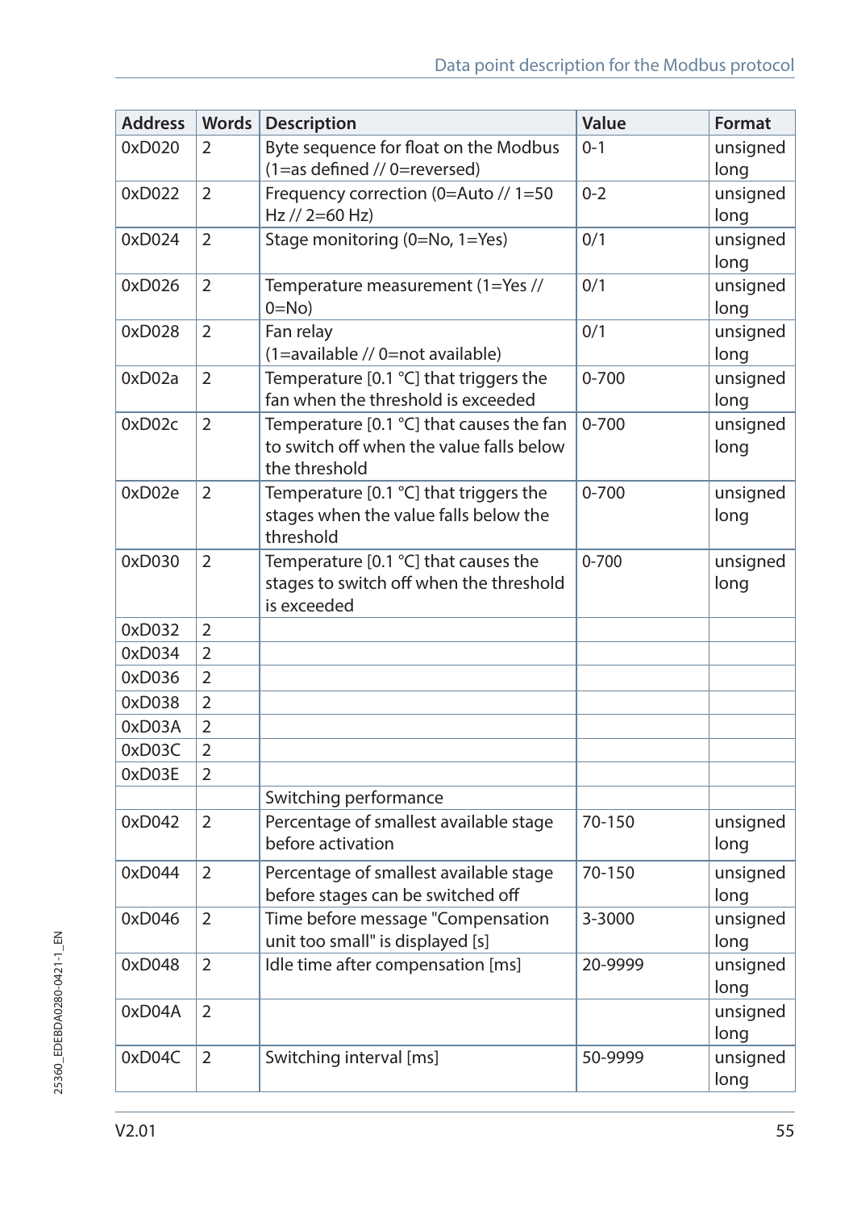| Address | Words | Description | Value | Format |
|---|---|---|---|---|
| 0xD020 | 2 | Byte sequence for float on the Modbus (1=as defined // 0=reversed) | 0-1 | unsigned long |
| 0xD022 | 2 | Frequency correction (0=Auto // 1=50 Hz // 2=60 Hz) | 0-2 | unsigned long |
| 0xD024 | 2 | Stage monitoring (0=No, 1=Yes) | 0/1 | unsigned long |
| 0xD026 | 2 | Temperature measurement (1=Yes // 0=No) | 0/1 | unsigned long |
| 0xD028 | 2 | Fan relay (1=available // 0=not available) | 0/1 | unsigned long |
| 0xD02a | 2 | Temperature [0.1 °C] that triggers the fan when the threshold is exceeded | 0-700 | unsigned long |
| 0xD02c | 2 | Temperature [0.1 °C] that causes the fan to switch off when the value falls below the threshold | 0-700 | unsigned long |
| 0xD02e | 2 | Temperature [0.1 °C] that triggers the stages when the value falls below the threshold | 0-700 | unsigned long |
| 0xD030 | 2 | Temperature [0.1 °C] that causes the stages to switch off when the threshold is exceeded | 0-700 | unsigned long |
| 0xD032 | 2 | | | |
| 0xD034 | 2 | | | |
| 0xD036 | 2 | | | |
| 0xD038 | 2 | | | |
| 0xD03A | 2 | | | |
| 0xD03C | 2 | | | |
| 0xD03E | 2 | | | |
| | | Switching performance | | |
| 0xD042 | 2 | Percentage of smallest available stage before activation | 70-150 | unsigned long |
| 0xD044 | 2 | Percentage of smallest available stage before stages can be switched off | 70-150 | unsigned long |
| 0xD046 | 2 | Time before message "Compensation unit too small" is displayed [s] | 3-3000 | unsigned long |
| 0xD048 | 2 | Idle time after compensation [ms] | 20-9999 | unsigned long |
| 0xD04A | 2 | | | unsigned long |
| 0xD04C | 2 | Switching interval [ms] | 50-9999 | unsigned long |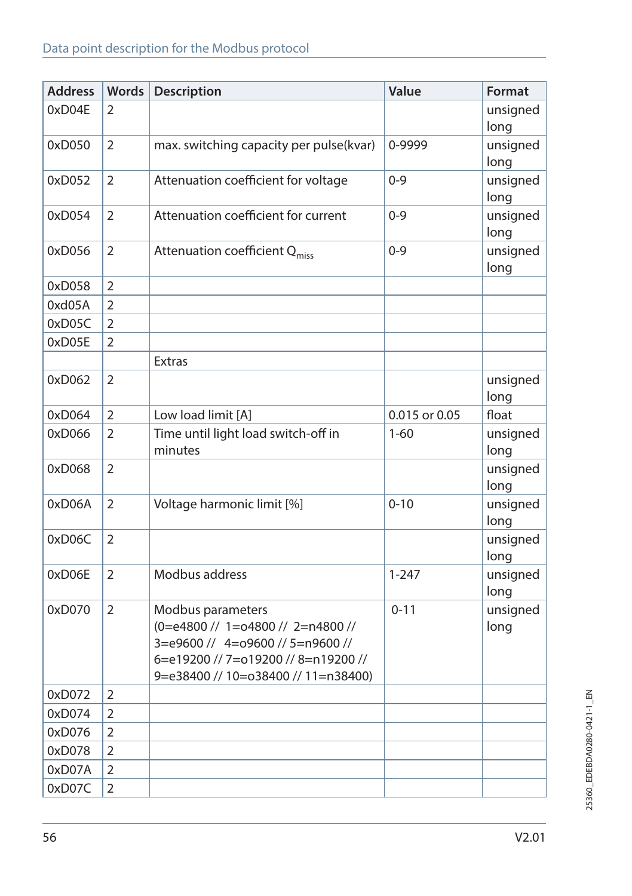| Address | Words | Description | Value | Format |
|---|---|---|---|---|
| 0xD04E | 2 | | | unsigned long |
| 0xD050 | 2 | max. switching capacity per pulse(kvar) | 0-9999 | unsigned long |
| 0xD052 | 2 | Attenuation coefficient for voltage | 0-9 | unsigned long |
| 0xD054 | 2 | Attenuation coefficient for current | 0-9 | unsigned long |
| 0xD056 | 2 | Attenuation coefficient $Q_{miss}$ | 0-9 | unsigned long |
| 0xD058 | 2 | | | |
| 0xd05A | 2 | | | |
| 0xD05C | 2 | | | |
| 0xD05E | 2 | | | |
| | | Extras | | |
| 0xD062 | 2 | | | unsigned long |
| 0xD064 | 2 | Low load limit [A] | 0.015 or 0.05 | float |
| 0xD066 | 2 | Time until light load switch-off in minutes | 1-60 | unsigned long |
| 0xD068 | 2 | | | unsigned long |
| 0xD06A | 2 | Voltage harmonic limit [%] | 0-10 | unsigned long |
| 0xD06C | 2 | | | unsigned long |
| 0xD06E | 2 | Modbus address | 1-247 | unsigned long |
| 0xD070 | 2 | Modbus parameters (0=e4800 // 1=o4800 // 2=n4800 // 3=e9600 // 4=o9600 // 5=n9600 // 6=e19200 // 7=o19200 // 8=n19200 // 9=e38400 // 10=o38400 // 11=n38400) | 0-11 | unsigned long |
| 0xD072 | 2 | | | |
| 0xD074 | 2 | | | |
| 0xD076 | 2 | | | |
| 0xD078 | 2 | | | |
| 0xD07A | 2 | | | |
| 0xD07C | 2 | | | |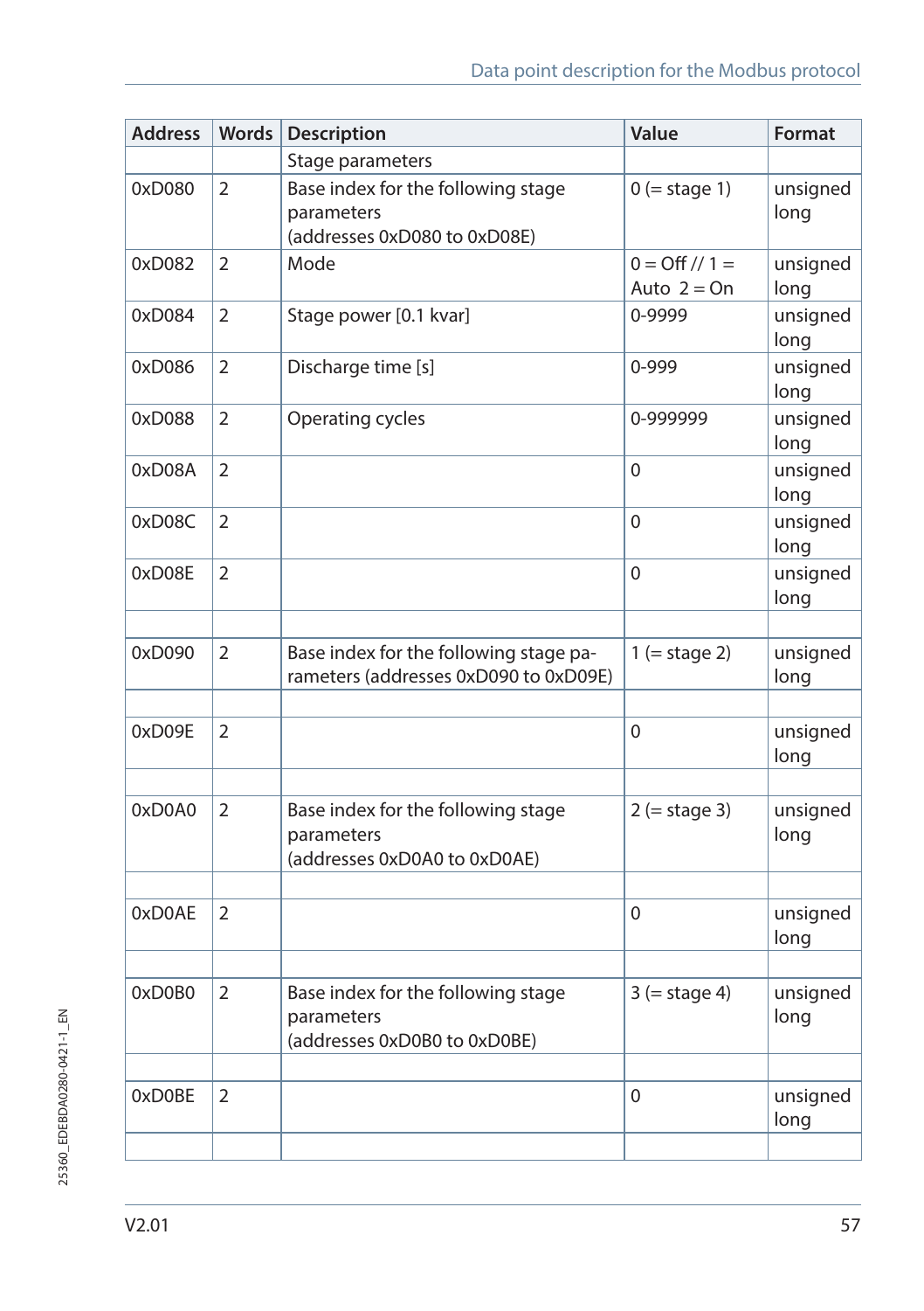| Address | Words | Description | Value | Format |
|---|---|---|---|---|
| | | Stage parameters | | |
| 0xD080 | 2 | Base index for the following stage parameters (addresses 0xD080 to 0xD08E) | 0 (= stage 1) | unsigned long |
| 0xD082 | 2 | Mode | 0 = Off // 1 = Auto 2 = On | unsigned long |
| 0xD084 | 2 | Stage power [0.1 kvar] | 0-9999 | unsigned long |
| 0xD086 | 2 | Discharge time [s] | 0-999 | unsigned long |
| 0xD088 | 2 | Operating cycles | 0-999999 | unsigned long |
| 0xD08A | 2 | | 0 | unsigned long |
| 0xD08C | 2 | | 0 | unsigned long |
| 0xD08E | 2 | | 0 | unsigned long |
| | | | | |
| 0xD090 | 2 | Base index for the following stage parameters (addresses 0xD090 to 0xD09E) | 1 (= stage 2) | unsigned long |
| | | | | |
| 0xD09E | 2 | | 0 | unsigned long |
| | | | | |
| 0xD0A0 | 2 | Base index for the following stage parameters (addresses 0xD0A0 to 0xD0AE) | 2 (= stage 3) | unsigned long |
| | | | | |
| 0xD0AE | 2 | | 0 | unsigned long |
| | | | | |
| 0xD0B0 | 2 | Base index for the following stage parameters (addresses 0xD0B0 to 0xD0BE) | 3 (= stage 4) | unsigned long |
| | | | | |
| 0xD0BE | 2 | | 0 | unsigned long |
| | | | | |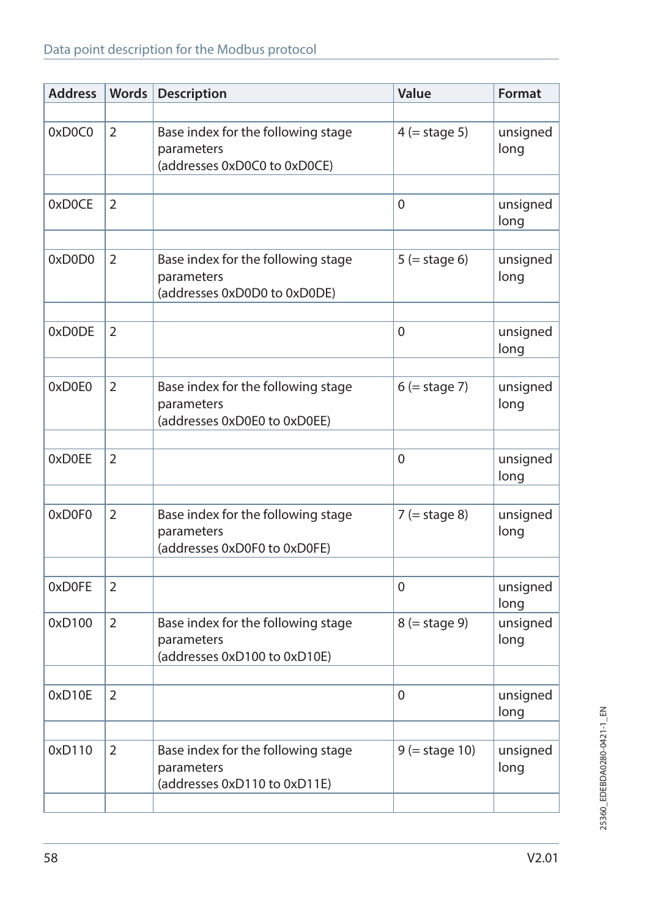| Address | Words | Description | Value | Format |
|---|---|---|---|---|
| | | | | |
| 0xD0C0 | 2 | Base index for the following stage parameters (addresses 0xD0C0 to 0xD0CE) | 4 (= stage 5) | unsigned long |
| | | | | |
| 0xD0CE | 2 | | 0 | unsigned long |
| | | | | |
| 0xD0D0 | 2 | Base index for the following stage parameters (addresses 0xD0D0 to 0xD0DE) | 5 (= stage 6) | unsigned long |
| | | | | |
| 0xD0DE | 2 | | 0 | unsigned long |
| | | | | |
| 0xD0E0 | 2 | Base index for the following stage parameters (addresses 0xD0E0 to 0xD0EE) | 6 (= stage 7) | unsigned long |
| | | | | |
| 0xD0EE | 2 | | 0 | unsigned long |
| | | | | |
| 0xD0F0 | 2 | Base index for the following stage parameters (addresses 0xD0F0 to 0xD0FE) | 7 (= stage 8) | unsigned long |
| | | | | |
| 0xD0FE | 2 | | 0 | unsigned long |
| 0xD100 | 2 | Base index for the following stage parameters (addresses 0xD100 to 0xD10E) | 8 (= stage 9) | unsigned long |
| | | | | |
| 0xD10E | 2 | | 0 | unsigned long |
| | | | | |
| 0xD110 | 2 | Base index for the following stage parameters (addresses 0xD110 to 0xD11E) | 9 (= stage 10) | unsigned long |
| | | | | |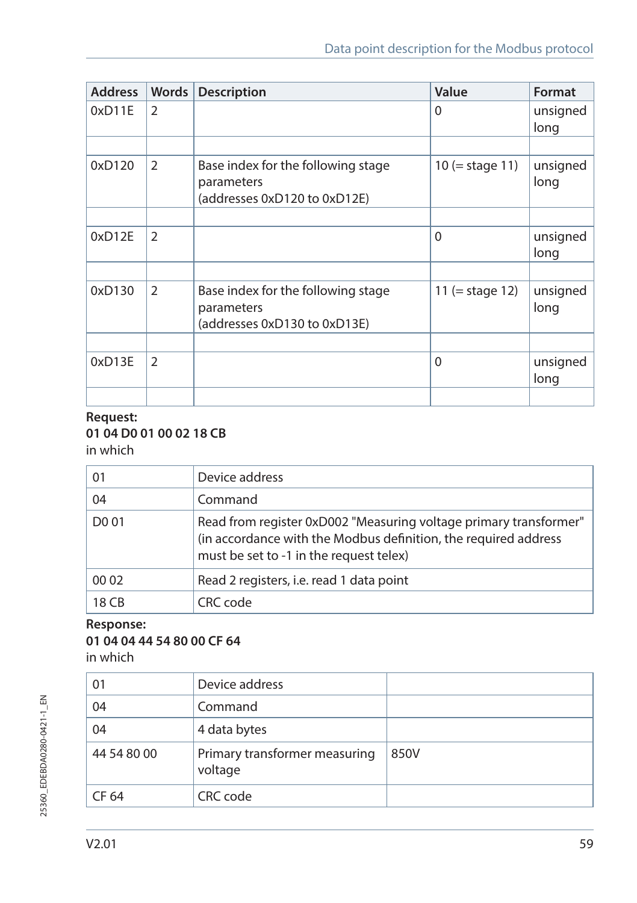| Address | Words | Description | Value | Format |
|---|---|---|---|---|
| 0xD11E | 2 | | 0 | unsigned long |
| | | | | |
| 0xD120 | 2 | Base index for the following stage parameters (addresses 0xD120 to 0xD12E) | 10 (= stage 11) | unsigned long |
| | | | | |
| 0xD12E | 2 | | 0 | unsigned long |
| | | | | |
| 0xD130 | 2 | Base index for the following stage parameters (addresses 0xD130 to 0xD13E) | 11 (= stage 12) | unsigned long |
| | | | | |
| 0xD13E | 2 | | 0 | unsigned long |
| | | | | |

**Request:**
**01 04 D0 01 00 02 18 CB**
in which

| | |
|---|---|
| 01 | Device address |
| 04 | Command |
| D0 01 | Read from register 0xD002 "Measuring voltage primary transformer" (in accordance with the Modbus definition, the required address must be set to -1 in the request telex) |
| 00 02 | Read 2 registers, i.e. read 1 data point |
| 18 CB | CRC code |

**Response:**
**01 04 04 44 54 80 00 CF 64**
in which

| | | |
|---|---|---|
| 01 | Device address | |
| 04 | Command | |
| 04 | 4 data bytes | |
| 44 54 80 00 | Primary transformer measuring voltage | 850V |
| CF 64 | CRC code | |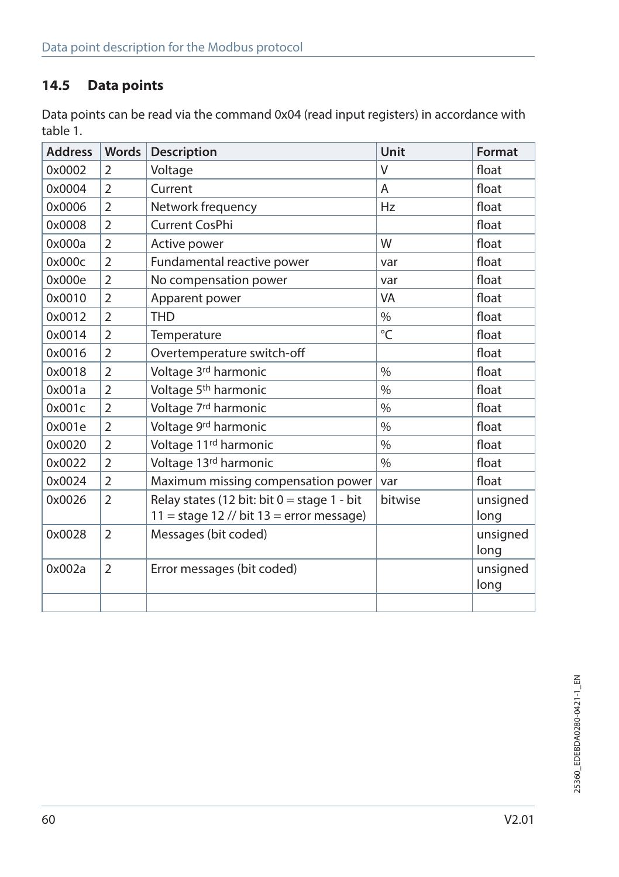## 14.5 Data points

Data points can be read via the command 0x04 (read input registers) in accordance with table 1.

| Address | Words | Description | Unit | Format |
|---|---|---|---|---|
| 0x0002 | 2 | Voltage | V | float |
| 0x0004 | 2 | Current | A | float |
| 0x0006 | 2 | Network frequency | Hz | float |
| 0x0008 | 2 | Current CosPhi | | float |
| 0x000a | 2 | Active power | W | float |
| 0x000c | 2 | Fundamental reactive power | var | float |
| 0x000e | 2 | No compensation power | var | float |
| 0x0010 | 2 | Apparent power | VA | float |
| 0x0012 | 2 | THD | % | float |
| 0x0014 | 2 | Temperature | °C | float |
| 0x0016 | 2 | Overtemperature switch-off | | float |
| 0x0018 | 2 | Voltage 3rd harmonic | % | float |
| 0x001a | 2 | Voltage 5th harmonic | % | float |
| 0x001c | 2 | Voltage 7rd harmonic | % | float |
| 0x001e | 2 | Voltage 9rd harmonic | % | float |
| 0x0020 | 2 | Voltage 11rd harmonic | % | float |
| 0x0022 | 2 | Voltage 13rd harmonic | % | float |
| 0x0024 | 2 | Maximum missing compensation power | var | float |
| 0x0026 | 2 | Relay states (12 bit: bit 0 = stage 1 - bit 11 = stage 12 // bit 13 = error message) | bitwise | unsigned long |
| 0x0028 | 2 | Messages (bit coded) | | unsigned long |
| 0x002a | 2 | Error messages (bit coded) | | unsigned long |
| | | | | |

25360_EDEBDA0280-0421-1_EN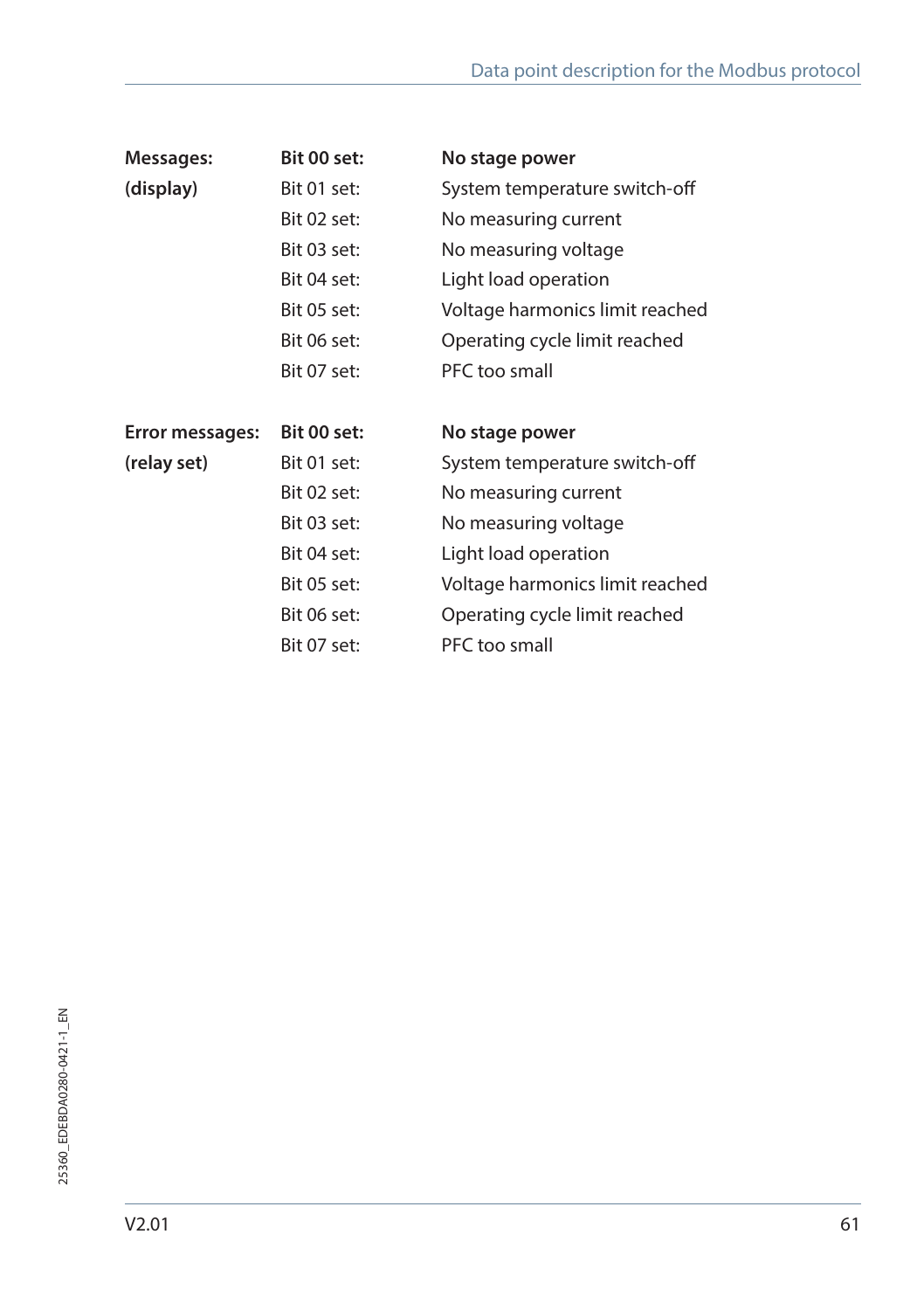| **Messages:** | **Bit 00 set:** | **No stage power** |
|---|---|---|
| **(display)** | Bit 01 set: | System temperature switch-off |
| | Bit 02 set: | No measuring current |
| | Bit 03 set: | No measuring voltage |
| | Bit 04 set: | Light load operation |
| | Bit 05 set: | Voltage harmonics limit reached |
| | Bit 06 set: | Operating cycle limit reached |
| | Bit 07 set: | PFC too small |

| **Error messages:** | **Bit 00 set:** | **No stage power** |
|---|---|---|
| **(relay set)** | Bit 01 set: | System temperature switch-off |
| | Bit 02 set: | No measuring current |
| | Bit 03 set: | No measuring voltage |
| | Bit 04 set: | Light load operation |
| | Bit 05 set: | Voltage harmonics limit reached |
| | Bit 06 set: | Operating cycle limit reached |
| | Bit 07 set: | PFC too small |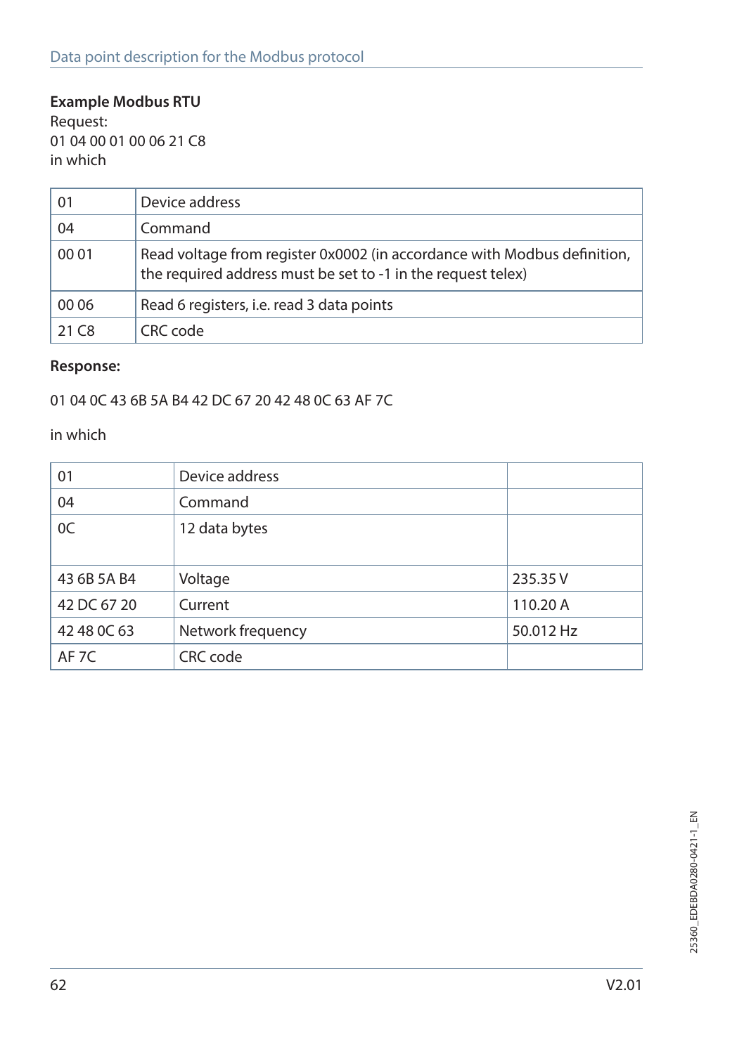**Example Modbus RTU**

Request:
01 04 00 01 00 06 21 C8
in which

| 01 | Device address |
|---|---|
| 04 | Command |
| 00 01 | Read voltage from register 0x0002 (in accordance with Modbus definition, the required address must be set to -1 in the request telex) |
| 00 06 | Read 6 registers, i.e. read 3 data points |
| 21 C8 | CRC code |

**Response:**

01 04 0C 43 6B 5A B4 42 DC 67 20 42 48 0C 63 AF 7C

in which

| 01 | Device address | |
|---|---|---|
| 04 | Command | |
| 0C | 12 data bytes | |
| 43 6B 5A B4 | Voltage | 235.35 V |
| 42 DC 67 20 | Current | 110.20 A |
| 42 48 0C 63 | Network frequency | 50.012 Hz |
| AF 7C | CRC code | |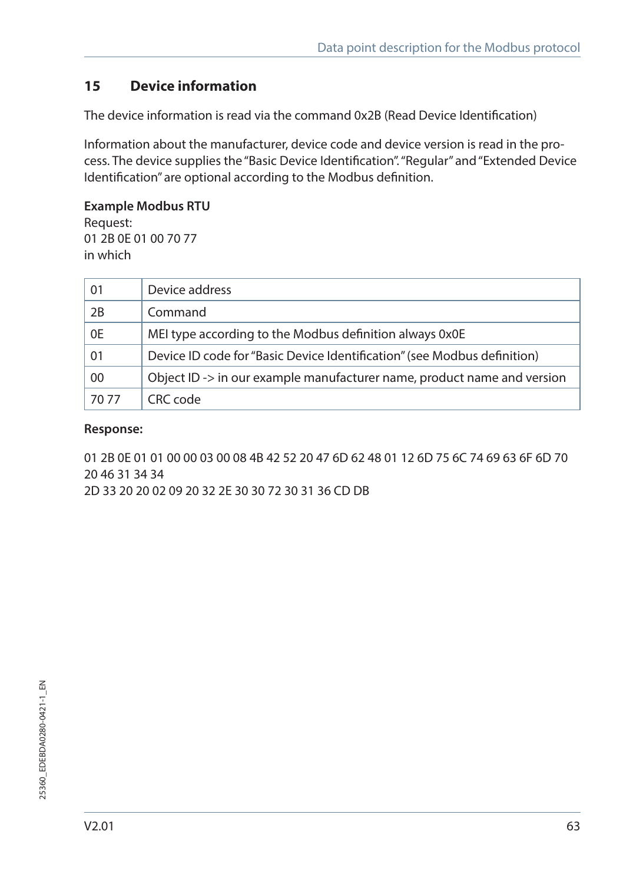## 15 Device information

The device information is read via the command 0x2B (Read Device Identification)

Information about the manufacturer, device code and device version is read in the process. The device supplies the "Basic Device Identification". "Regular" and "Extended Device Identification" are optional according to the Modbus definition.

**Example Modbus RTU**
Request:
01 2B 0E 01 00 70 77
in which

| | |
|---|---|
| 01 | Device address |
| 2B | Command |
| 0E | MEI type according to the Modbus definition always 0x0E |
| 01 | Device ID code for "Basic Device Identification" (see Modbus definition) |
| 00 | Object ID -> in our example manufacturer name, product name and version |
| 70 77 | CRC code |

**Response:**

01 2B 0E 01 01 00 00 03 00 08 4B 42 52 20 47 6D 62 48 01 12 6D 75 6C 74 69 63 6F 6D 70 20 46 31 34 34
2D 33 20 20 02 09 20 32 2E 30 30 72 30 31 36 CD DB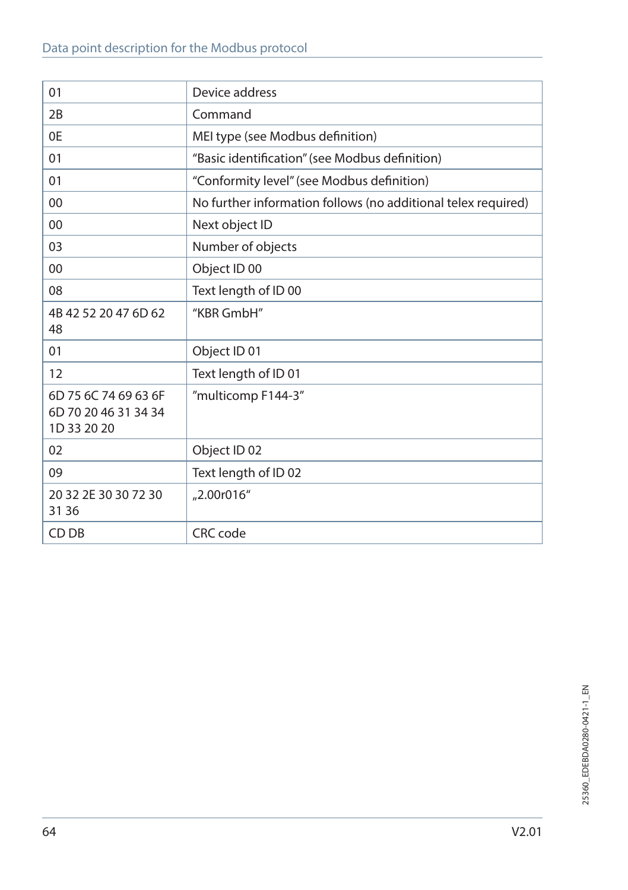| | |
|---|---|
| 01 | Device address |
| 2B | Command |
| 0E | MEI type (see Modbus definition) |
| 01 | "Basic identification" (see Modbus definition) |
| 01 | "Conformity level" (see Modbus definition) |
| 00 | No further information follows (no additional telex required) |
| 00 | Next object ID |
| 03 | Number of objects |
| 00 | Object ID 00 |
| 08 | Text length of ID 00 |
| 4B 42 52 20 47 6D 62 48 | "KBR GmbH" |
| 01 | Object ID 01 |
| 12 | Text length of ID 01 |
| 6D 75 6C 74 69 63 6F 6D 70 20 46 31 34 34 1D 33 20 20 | "multicomp F144-3" |
| 02 | Object ID 02 |
| 09 | Text length of ID 02 |
| 20 32 2E 30 30 72 30 31 36 | „2.00r016" |
| CD DB | CRC code |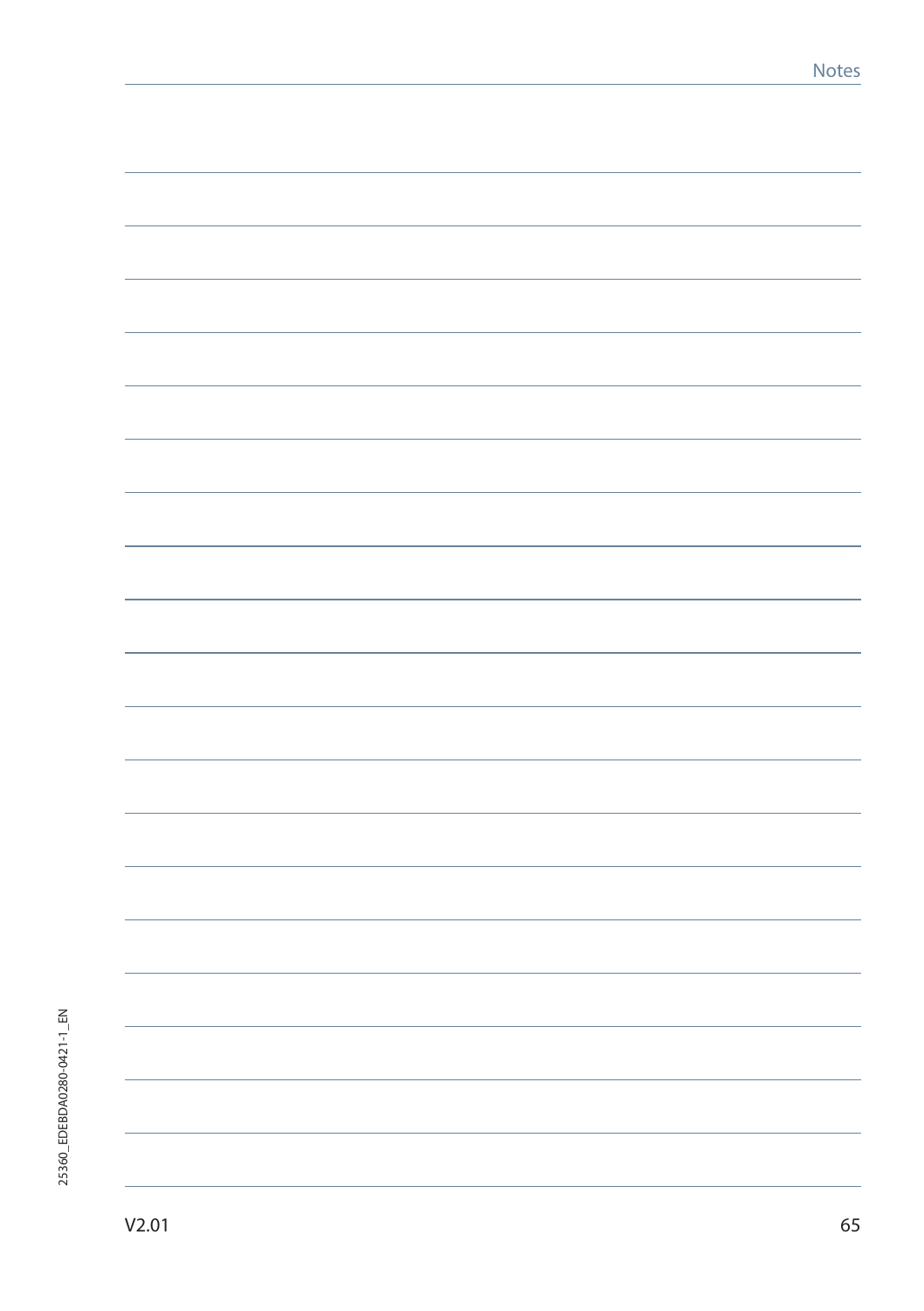# Notes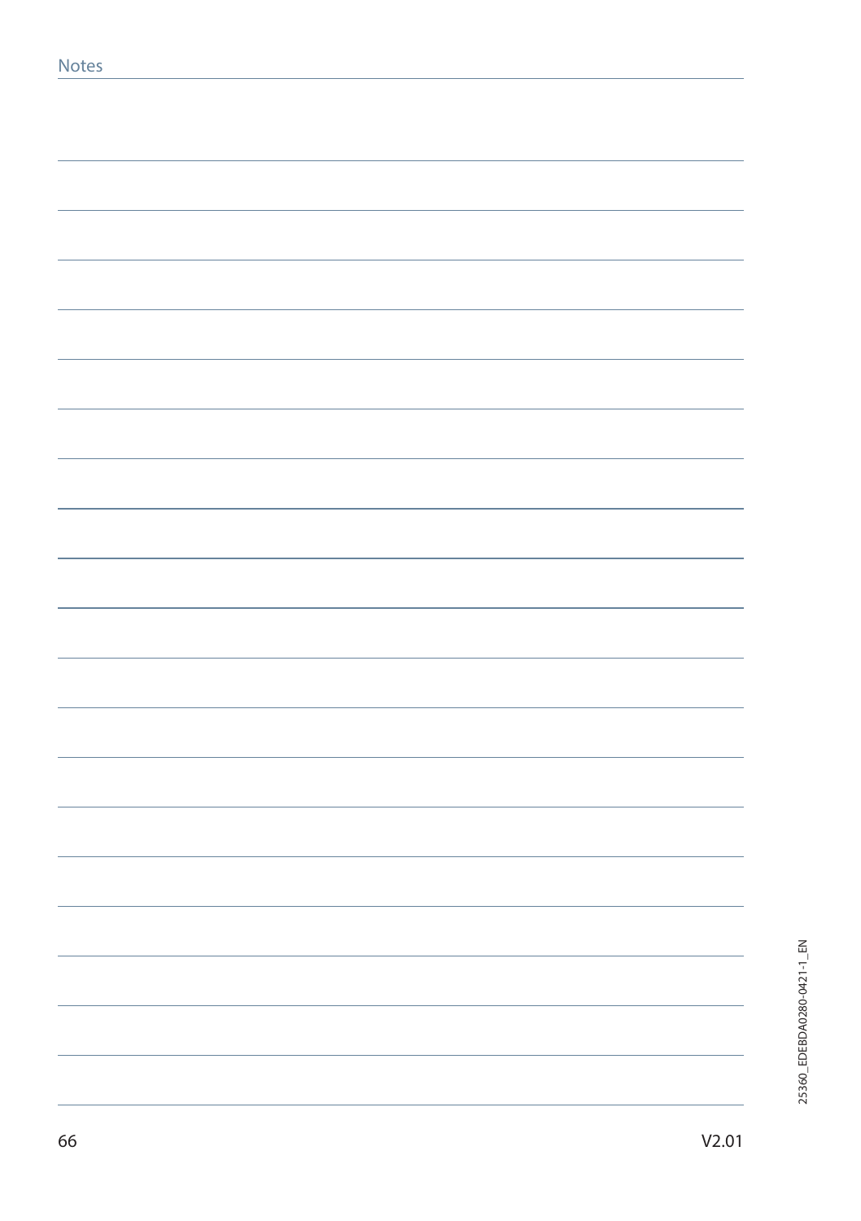Notes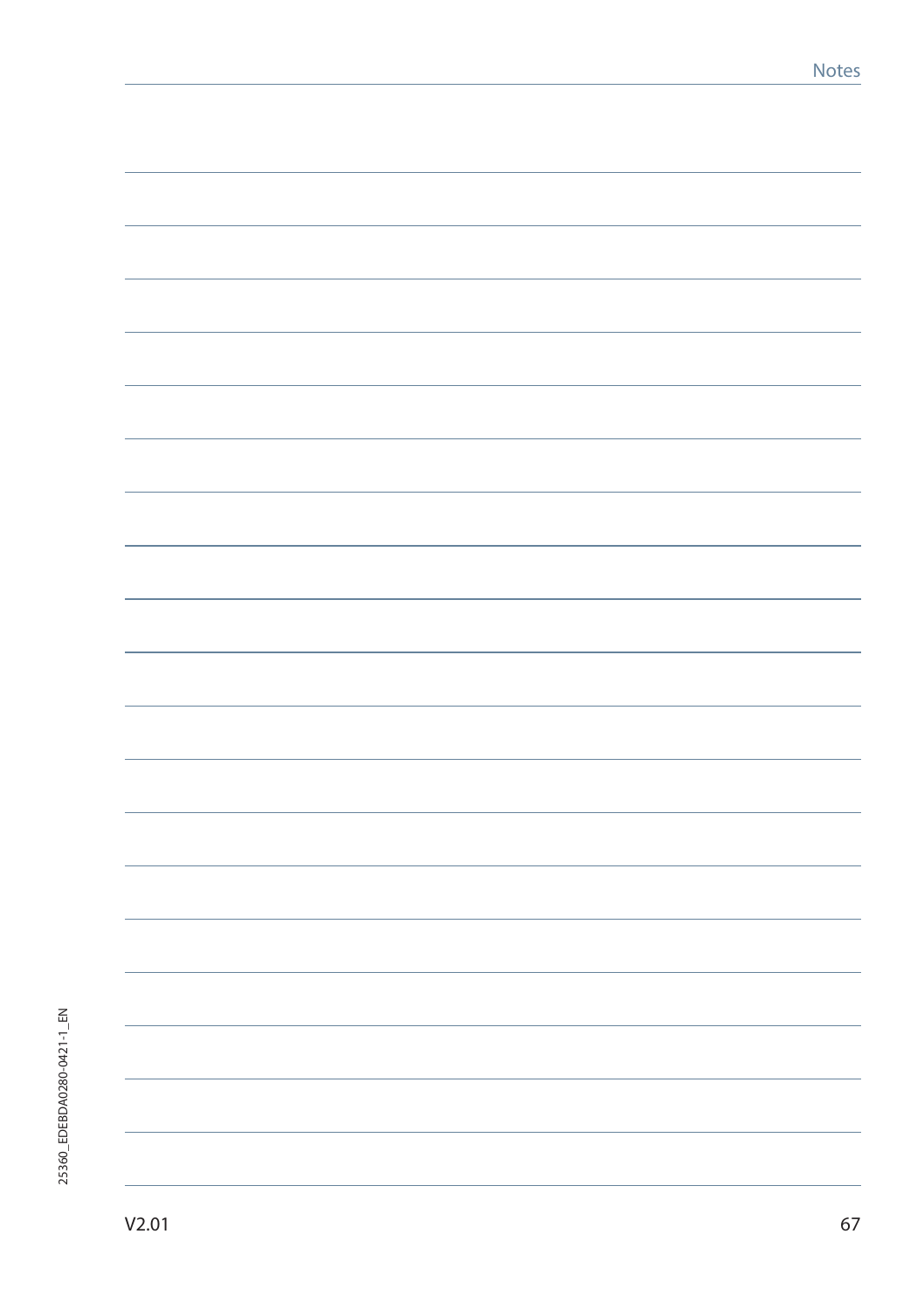# Notes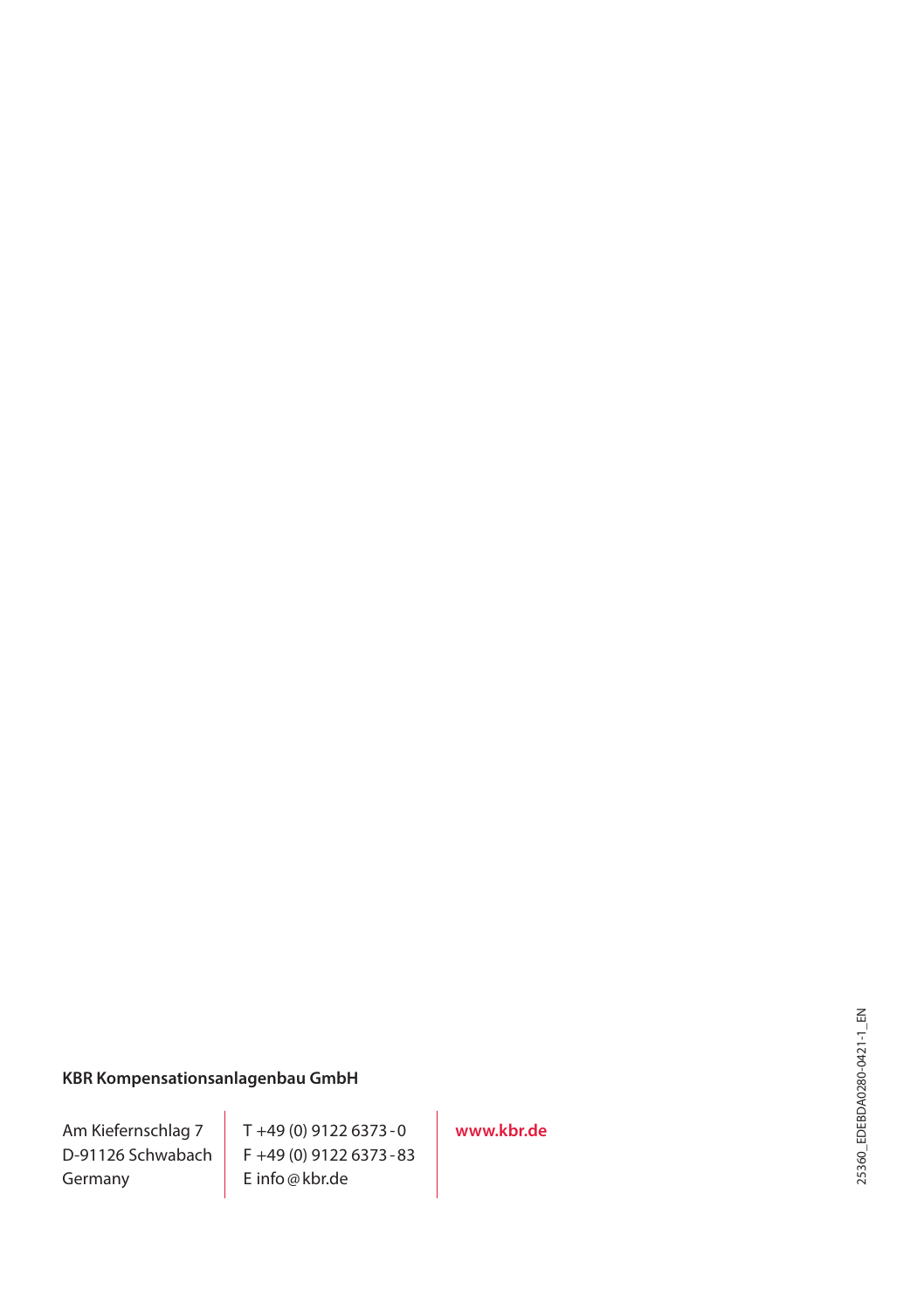**KBR Kompensationsanlagenbau GmbH**

Am Kiefernschlag 7
D-91126 Schwabach
Germany

T +49 (0) 9122 6373 - 0
F +49 (0) 9122 6373 - 83
E info@kbr.de

**www.kbr.de**

25360_EDEBDA0280-0421-1_EN